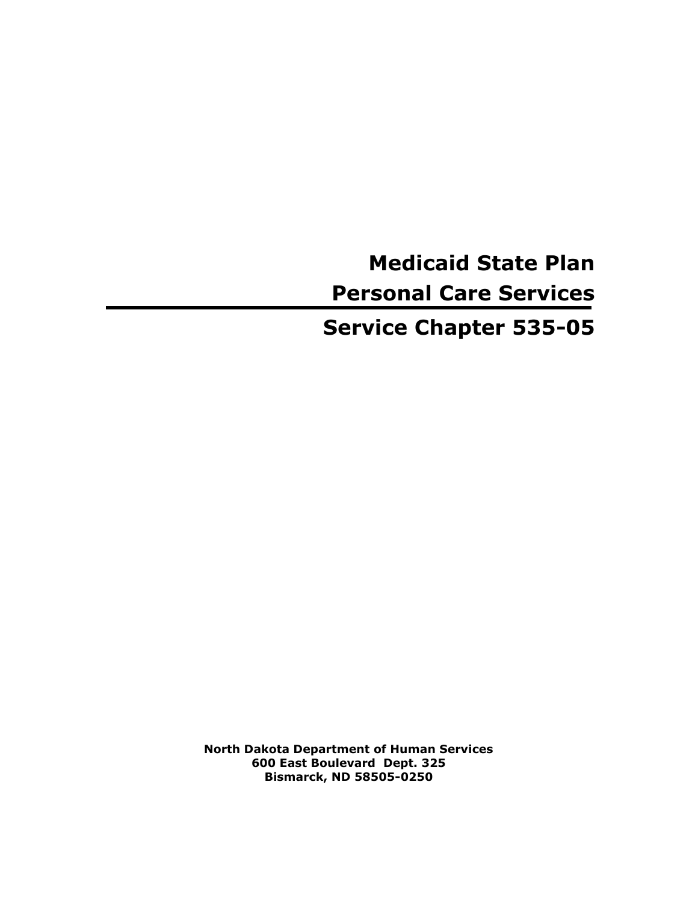# Medicaid State Plan

# Personal Care Services

---

# Service Chapter 535-05

**North Dakota Department of Human Services**
**600 East Boulevard Dept. 325**
**Bismarck, ND 58505-0250**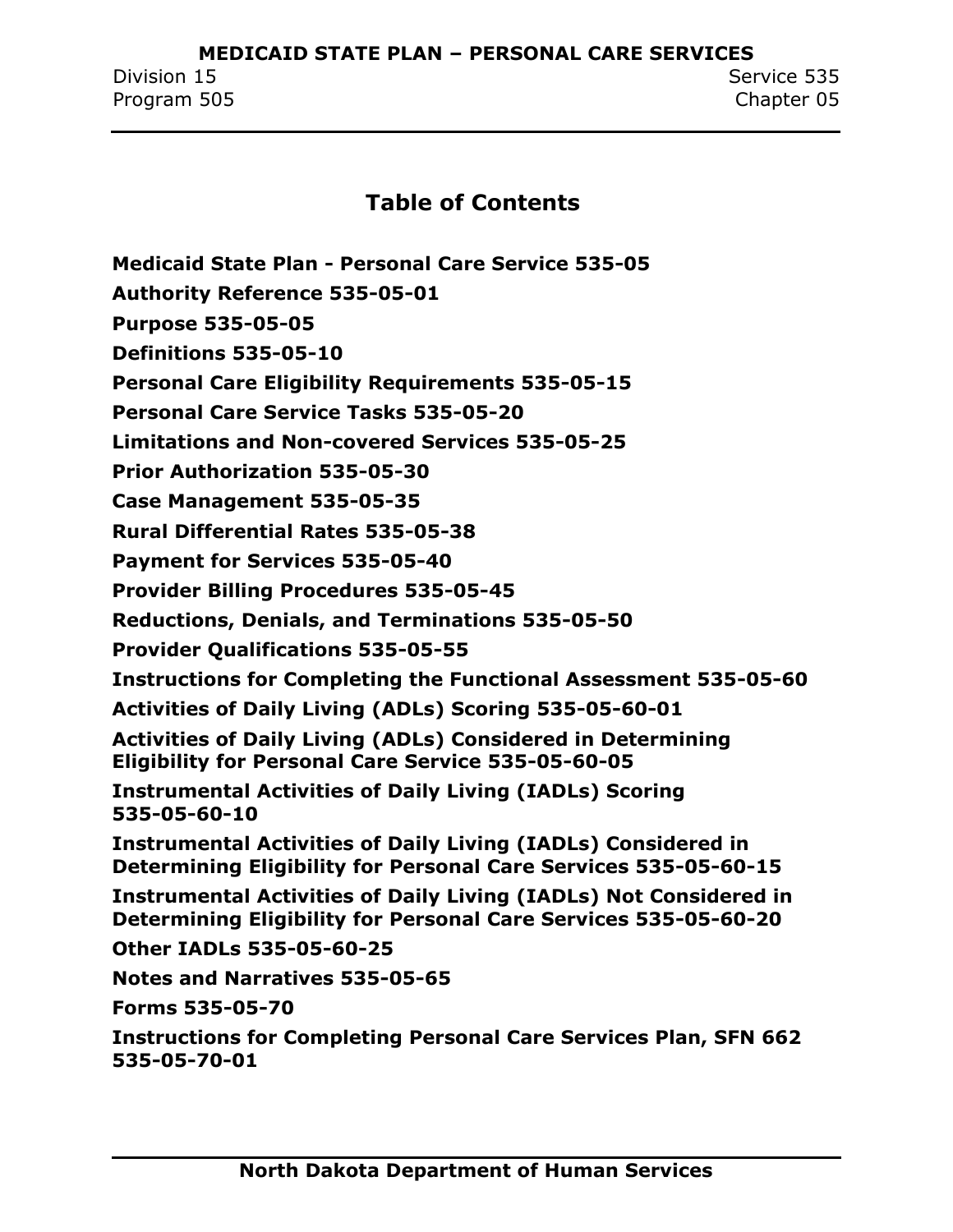# Table of Contents

**Medicaid State Plan - Personal Care Service 535-05**

**Authority Reference 535-05-01**

**Purpose 535-05-05**

**Definitions 535-05-10**

**Personal Care Eligibility Requirements 535-05-15**

**Personal Care Service Tasks 535-05-20**

**Limitations and Non-covered Services 535-05-25**

**Prior Authorization 535-05-30**

**Case Management 535-05-35**

**Rural Differential Rates 535-05-38**

**Payment for Services 535-05-40**

**Provider Billing Procedures 535-05-45**

**Reductions, Denials, and Terminations 535-05-50**

**Provider Qualifications 535-05-55**

**Instructions for Completing the Functional Assessment 535-05-60**

**Activities of Daily Living (ADLs) Scoring 535-05-60-01**

**Activities of Daily Living (ADLs) Considered in Determining Eligibility for Personal Care Service 535-05-60-05**

**Instrumental Activities of Daily Living (IADLs) Scoring 535-05-60-10**

**Instrumental Activities of Daily Living (IADLs) Considered in Determining Eligibility for Personal Care Services 535-05-60-15**

**Instrumental Activities of Daily Living (IADLs) Not Considered in Determining Eligibility for Personal Care Services 535-05-60-20**

**Other IADLs 535-05-60-25**

**Notes and Narratives 535-05-65**

**Forms 535-05-70**

**Instructions for Completing Personal Care Services Plan, SFN 662 535-05-70-01**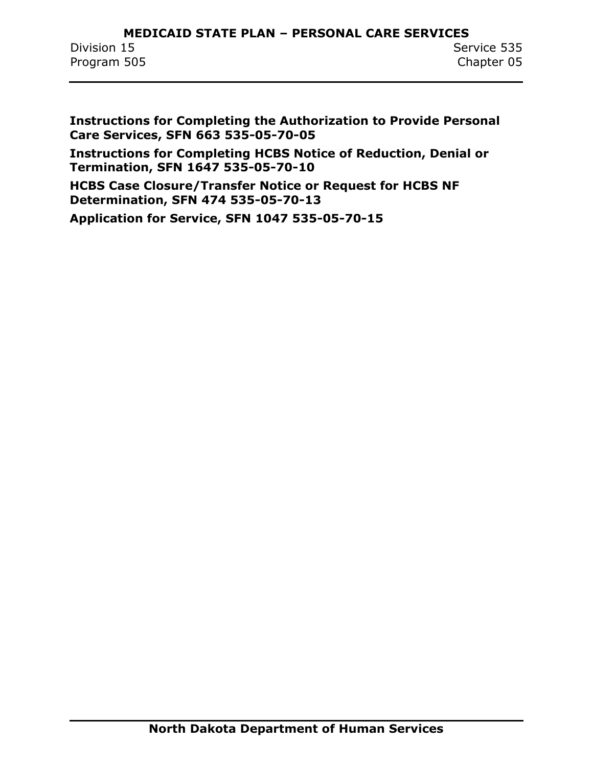**Instructions for Completing the Authorization to Provide Personal Care Services, SFN 663 535-05-70-05**

**Instructions for Completing HCBS Notice of Reduction, Denial or Termination, SFN 1647 535-05-70-10**

**HCBS Case Closure/Transfer Notice or Request for HCBS NF Determination, SFN 474 535-05-70-13**

**Application for Service, SFN 1047 535-05-70-15**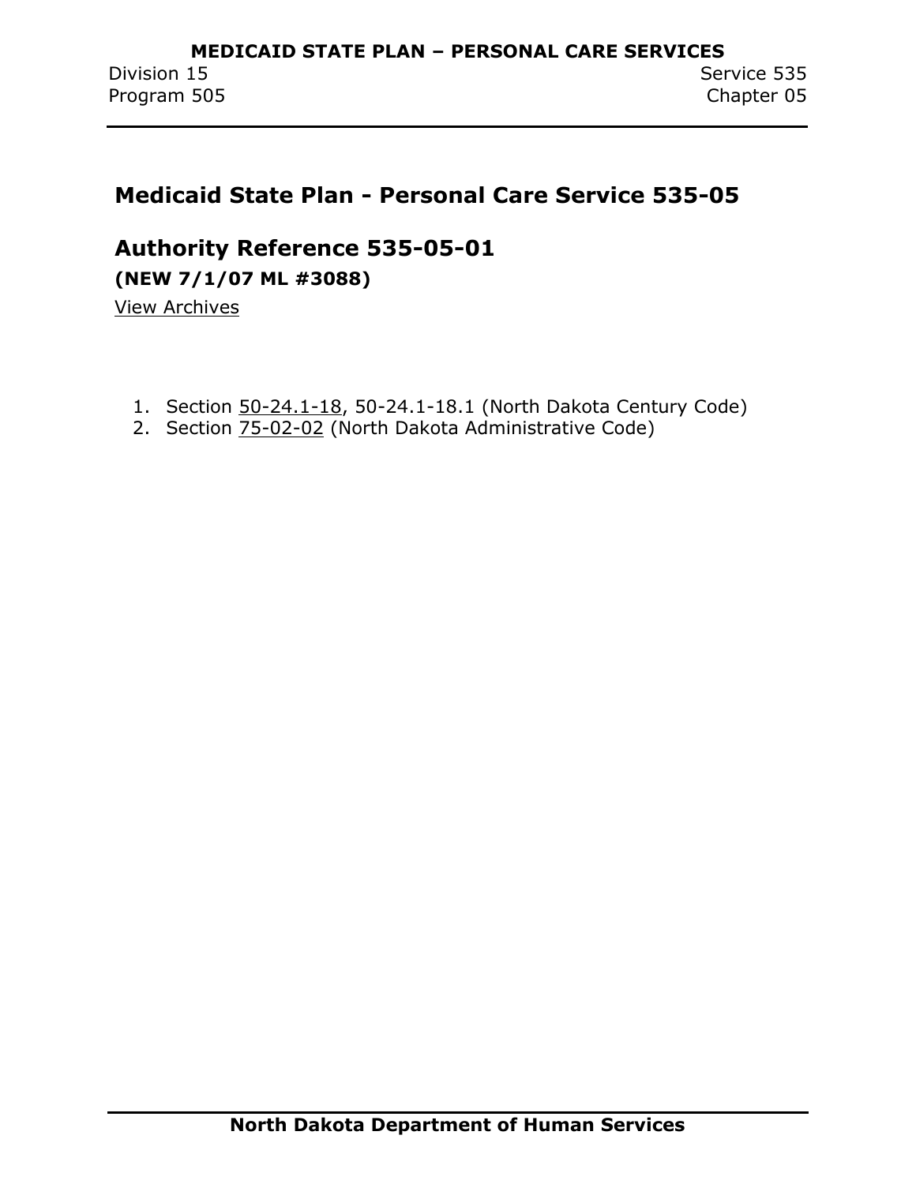## Medicaid State Plan - Personal Care Service 535-05

## Authority Reference 535-05-01

**(NEW 7/1/07 ML #3088)**

View Archives

1. Section 50-24.1-18, 50-24.1-18.1 (North Dakota Century Code)
2. Section 75-02-02 (North Dakota Administrative Code)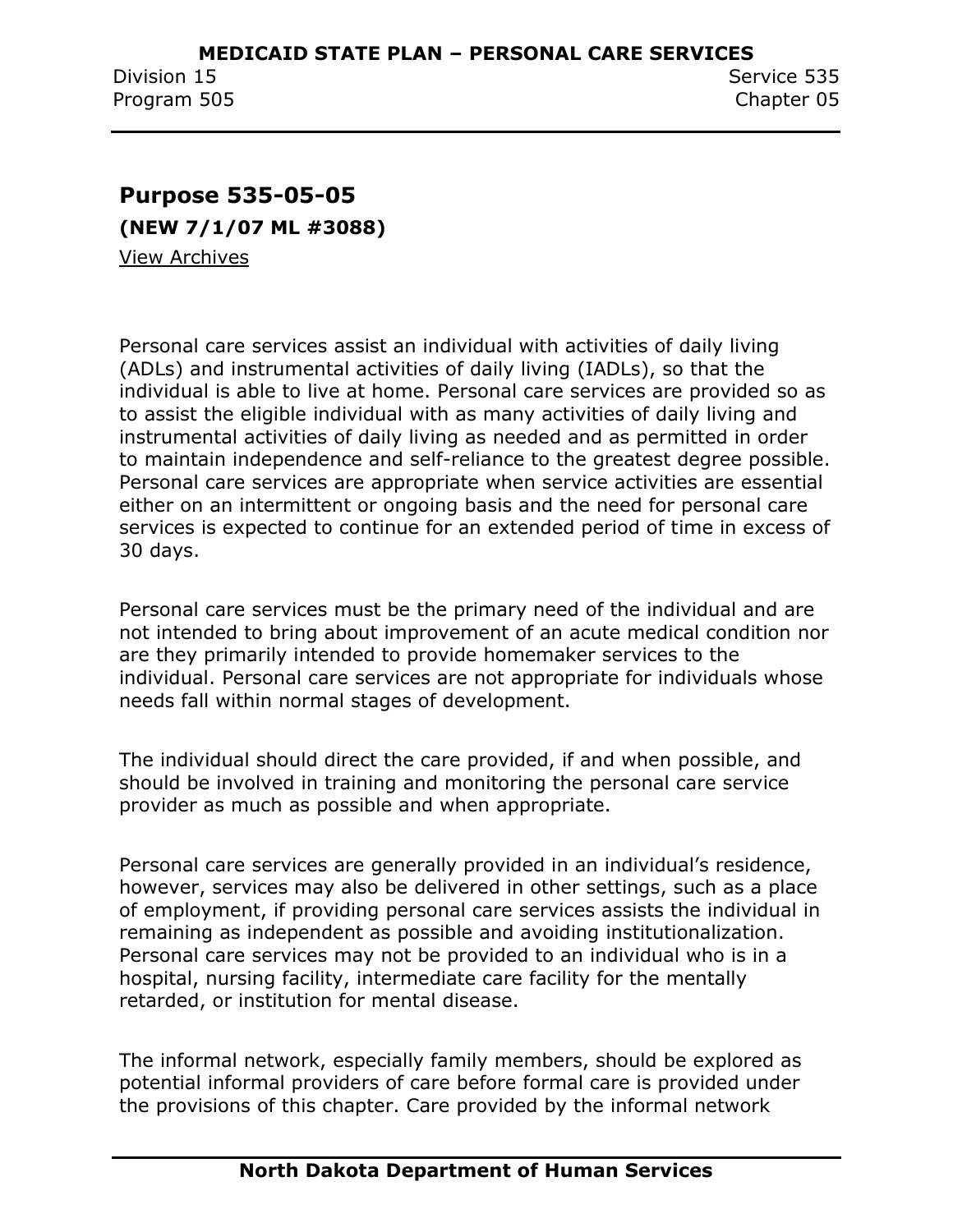## Purpose 535-05-05

**(NEW 7/1/07 ML #3088)**

View Archives

Personal care services assist an individual with activities of daily living (ADLs) and instrumental activities of daily living (IADLs), so that the individual is able to live at home. Personal care services are provided so as to assist the eligible individual with as many activities of daily living and instrumental activities of daily living as needed and as permitted in order to maintain independence and self-reliance to the greatest degree possible. Personal care services are appropriate when service activities are essential either on an intermittent or ongoing basis and the need for personal care services is expected to continue for an extended period of time in excess of 30 days.

Personal care services must be the primary need of the individual and are not intended to bring about improvement of an acute medical condition nor are they primarily intended to provide homemaker services to the individual. Personal care services are not appropriate for individuals whose needs fall within normal stages of development.

The individual should direct the care provided, if and when possible, and should be involved in training and monitoring the personal care service provider as much as possible and when appropriate.

Personal care services are generally provided in an individual's residence, however, services may also be delivered in other settings, such as a place of employment, if providing personal care services assists the individual in remaining as independent as possible and avoiding institutionalization. Personal care services may not be provided to an individual who is in a hospital, nursing facility, intermediate care facility for the mentally retarded, or institution for mental disease.

The informal network, especially family members, should be explored as potential informal providers of care before formal care is provided under the provisions of this chapter. Care provided by the informal network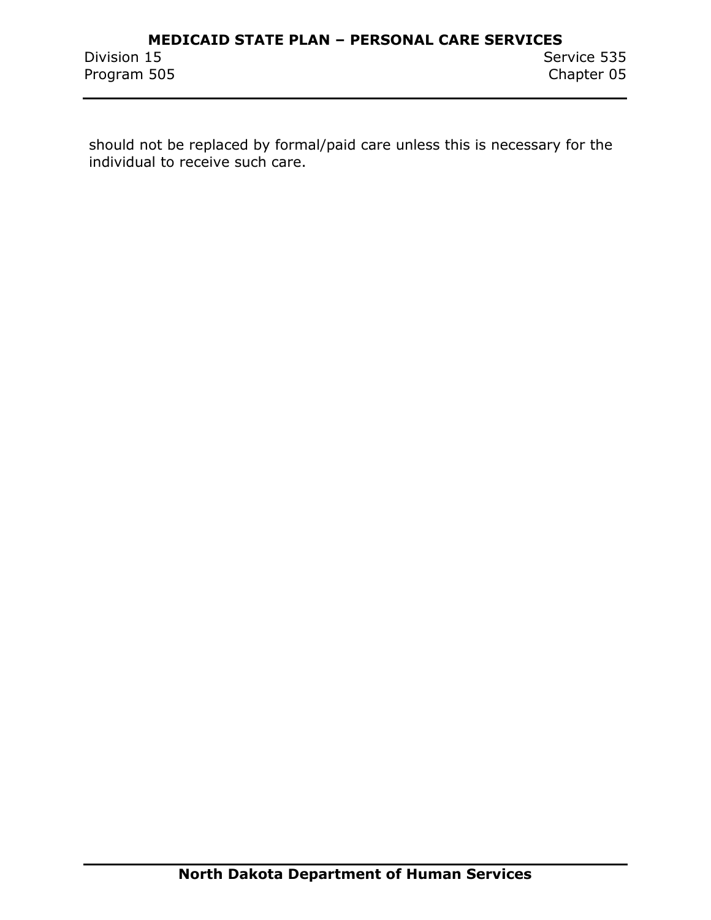should not be replaced by formal/paid care unless this is necessary for the individual to receive such care.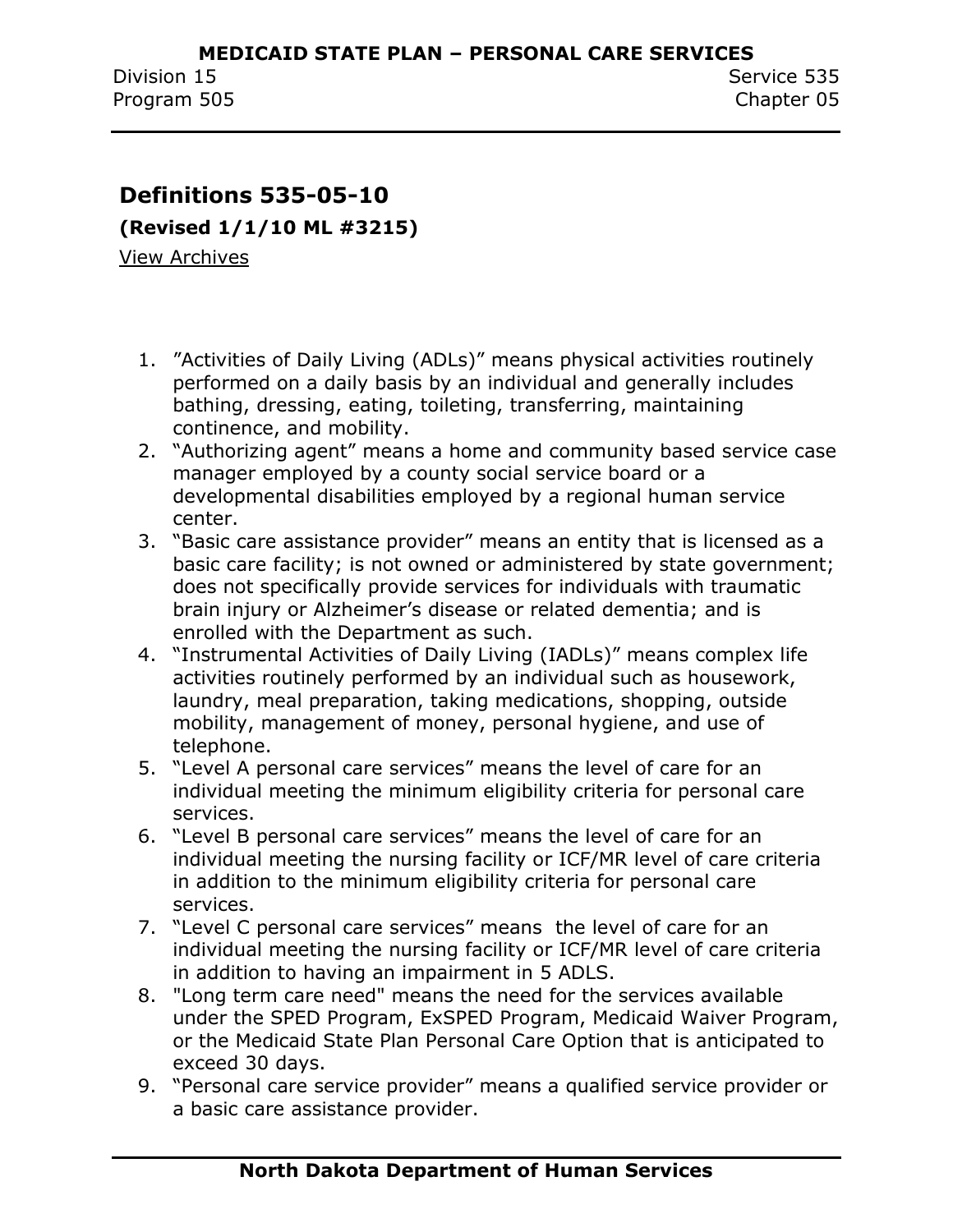## Definitions 535-05-10

**(Revised 1/1/10 ML #3215)**

View Archives

1. ”Activities of Daily Living (ADLs)” means physical activities routinely performed on a daily basis by an individual and generally includes bathing, dressing, eating, toileting, transferring, maintaining continence, and mobility.
2. “Authorizing agent” means a home and community based service case manager employed by a county social service board or a developmental disabilities employed by a regional human service center.
3. “Basic care assistance provider” means an entity that is licensed as a basic care facility; is not owned or administered by state government; does not specifically provide services for individuals with traumatic brain injury or Alzheimer’s disease or related dementia; and is enrolled with the Department as such.
4. “Instrumental Activities of Daily Living (IADLs)” means complex life activities routinely performed by an individual such as housework, laundry, meal preparation, taking medications, shopping, outside mobility, management of money, personal hygiene, and use of telephone.
5. “Level A personal care services” means the level of care for an individual meeting the minimum eligibility criteria for personal care services.
6. “Level B personal care services” means the level of care for an individual meeting the nursing facility or ICF/MR level of care criteria in addition to the minimum eligibility criteria for personal care services.
7. “Level C personal care services” means the level of care for an individual meeting the nursing facility or ICF/MR level of care criteria in addition to having an impairment in 5 ADLS.
8. "Long term care need" means the need for the services available under the SPED Program, ExSPED Program, Medicaid Waiver Program, or the Medicaid State Plan Personal Care Option that is anticipated to exceed 30 days.
9. “Personal care service provider” means a qualified service provider or a basic care assistance provider.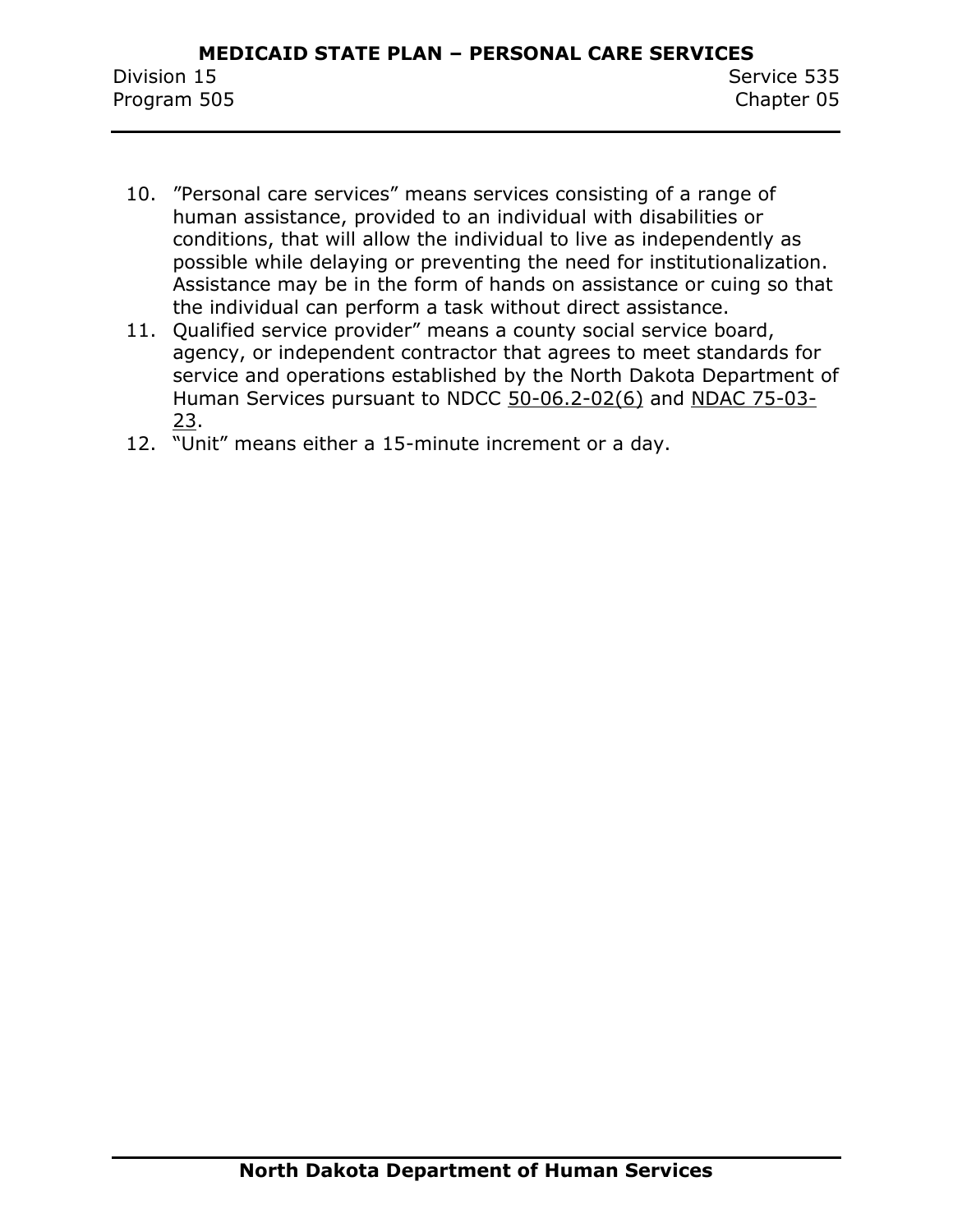10. "Personal care services" means services consisting of a range of human assistance, provided to an individual with disabilities or conditions, that will allow the individual to live as independently as possible while delaying or preventing the need for institutionalization. Assistance may be in the form of hands on assistance or cuing so that the individual can perform a task without direct assistance.
11. Qualified service provider" means a county social service board, agency, or independent contractor that agrees to meet standards for service and operations established by the North Dakota Department of Human Services pursuant to NDCC 50-06.2-02(6) and NDAC 75-03-23.
12. "Unit" means either a 15-minute increment or a day.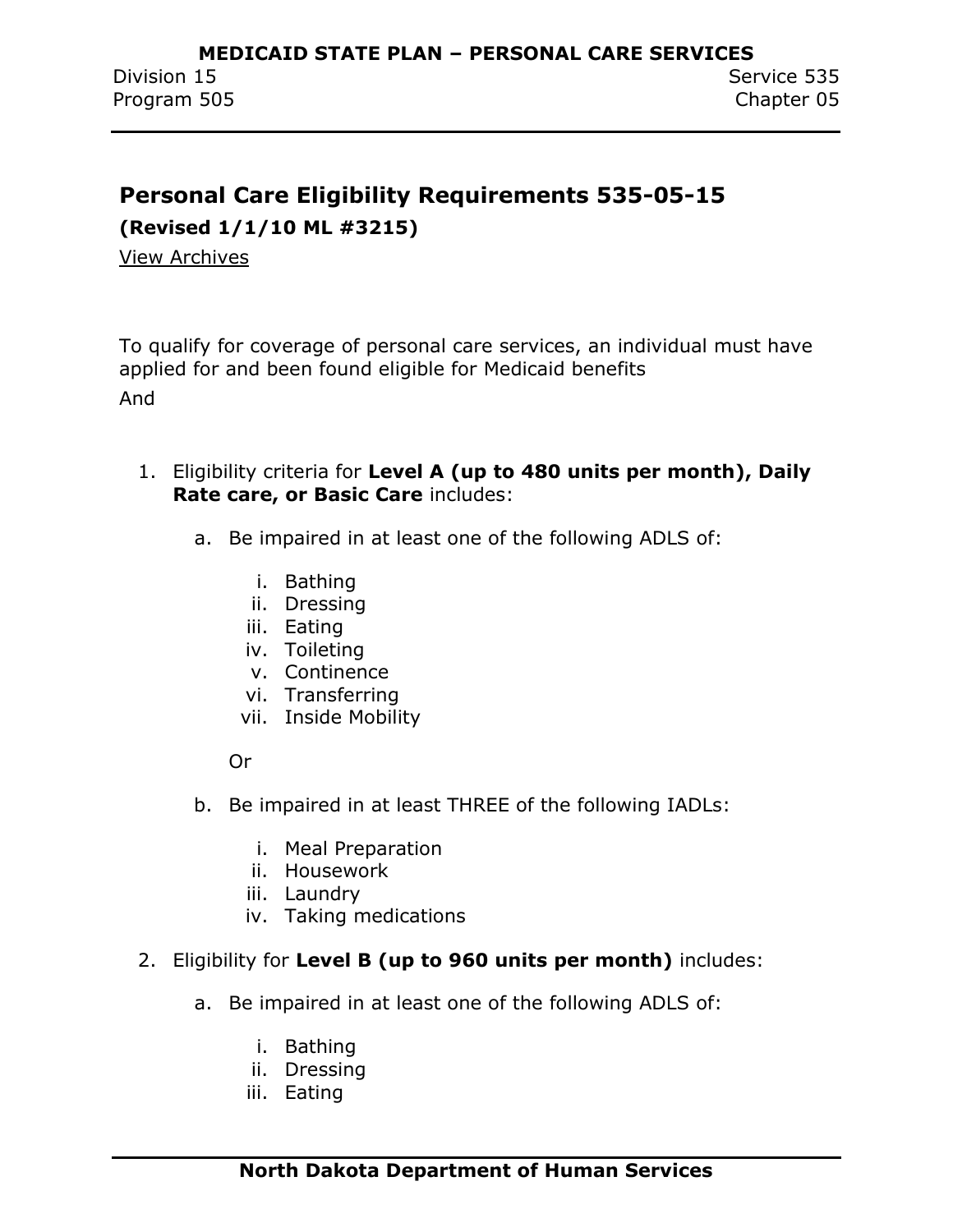## Personal Care Eligibility Requirements 535-05-15

**(Revised 1/1/10 ML #3215)**

View Archives

To qualify for coverage of personal care services, an individual must have applied for and been found eligible for Medicaid benefits

And

1. Eligibility criteria for **Level A (up to 480 units per month), Daily Rate care, or Basic Care** includes:
   a. Be impaired in at least one of the following ADLS of:
      i. Bathing
      ii. Dressing
      iii. Eating
      iv. Toileting
      v. Continence
      vi. Transferring
      vii. Inside Mobility

      Or

   b. Be impaired in at least THREE of the following IADLs:
      i. Meal Preparation
      ii. Housework
      iii. Laundry
      iv. Taking medications
2. Eligibility for **Level B (up to 960 units per month)** includes:
   a. Be impaired in at least one of the following ADLS of:
      i. Bathing
      ii. Dressing
      iii. Eating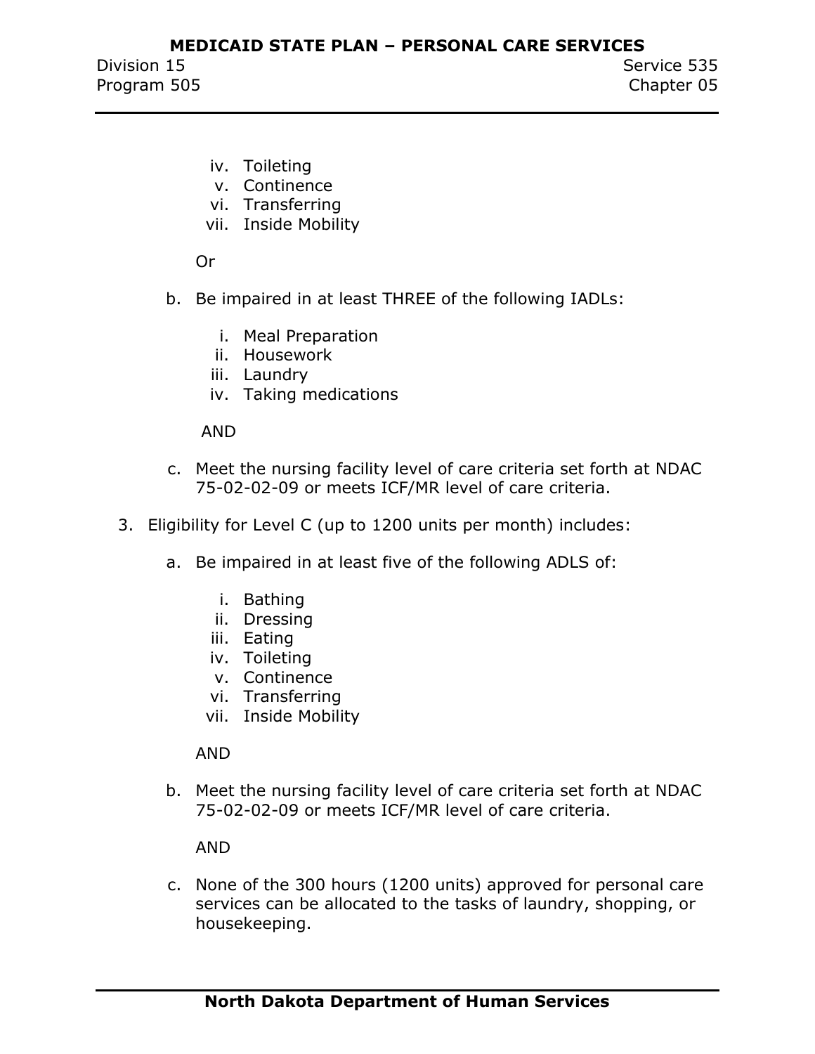iv. Toileting
v. Continence
vi. Transferring
vii. Inside Mobility

Or

b. Be impaired in at least THREE of the following IADLs:

i. Meal Preparation
ii. Housework
iii. Laundry
iv. Taking medications

AND

c. Meet the nursing facility level of care criteria set forth at NDAC 75-02-02-09 or meets ICF/MR level of care criteria.

3. Eligibility for Level C (up to 1200 units per month) includes:

a. Be impaired in at least five of the following ADLS of:

i. Bathing
ii. Dressing
iii. Eating
iv. Toileting
v. Continence
vi. Transferring
vii. Inside Mobility

AND

b. Meet the nursing facility level of care criteria set forth at NDAC 75-02-02-09 or meets ICF/MR level of care criteria.

AND

c. None of the 300 hours (1200 units) approved for personal care services can be allocated to the tasks of laundry, shopping, or housekeeping.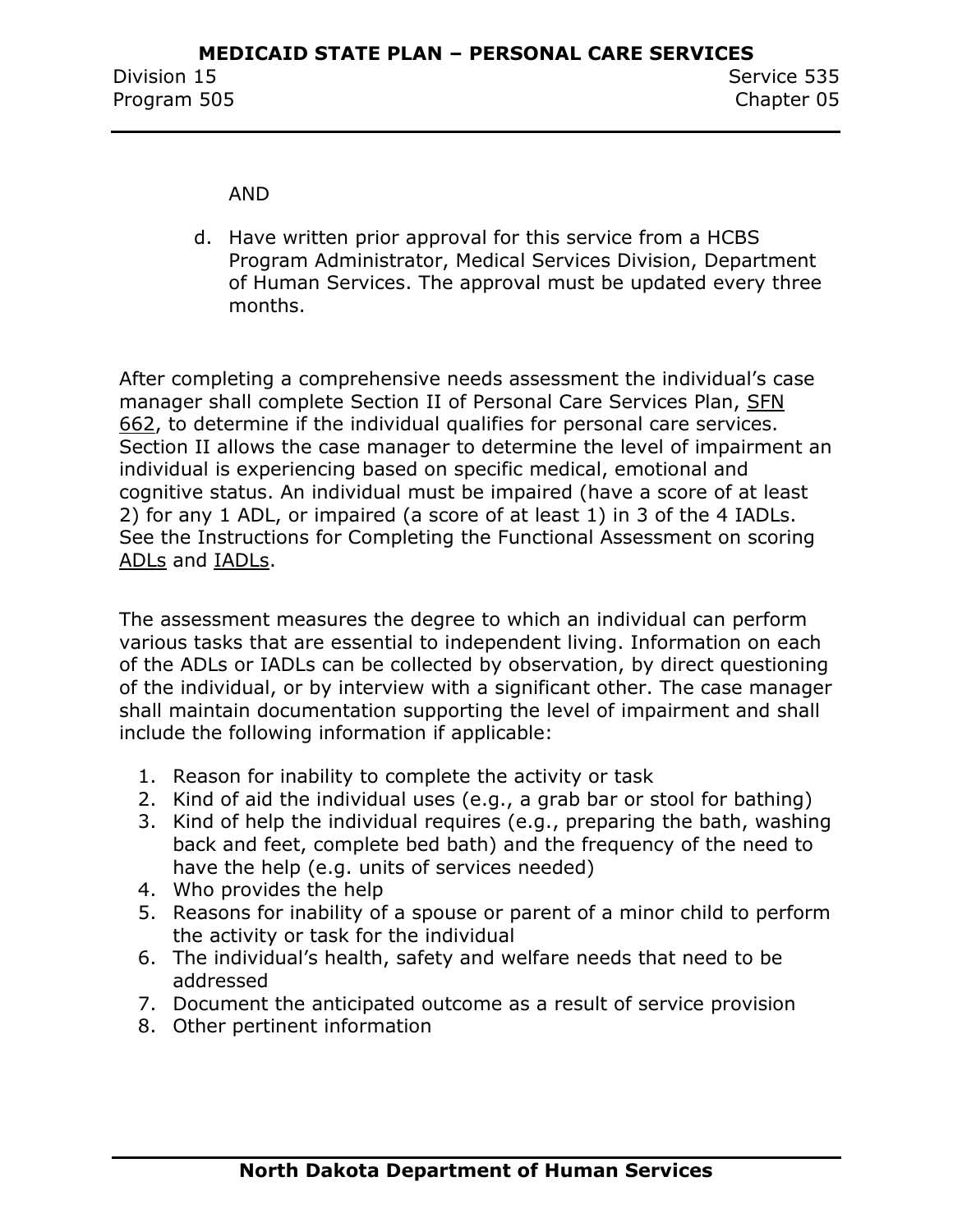AND

d. Have written prior approval for this service from a HCBS Program Administrator, Medical Services Division, Department of Human Services. The approval must be updated every three months.

After completing a comprehensive needs assessment the individual's case manager shall complete Section II of Personal Care Services Plan, SFN 662, to determine if the individual qualifies for personal care services. Section II allows the case manager to determine the level of impairment an individual is experiencing based on specific medical, emotional and cognitive status. An individual must be impaired (have a score of at least 2) for any 1 ADL, or impaired (a score of at least 1) in 3 of the 4 IADLs. See the Instructions for Completing the Functional Assessment on scoring ADLs and IADLs.

The assessment measures the degree to which an individual can perform various tasks that are essential to independent living. Information on each of the ADLs or IADLs can be collected by observation, by direct questioning of the individual, or by interview with a significant other. The case manager shall maintain documentation supporting the level of impairment and shall include the following information if applicable:

1. Reason for inability to complete the activity or task
2. Kind of aid the individual uses (e.g., a grab bar or stool for bathing)
3. Kind of help the individual requires (e.g., preparing the bath, washing back and feet, complete bed bath) and the frequency of the need to have the help (e.g. units of services needed)
4. Who provides the help
5. Reasons for inability of a spouse or parent of a minor child to perform the activity or task for the individual
6. The individual's health, safety and welfare needs that need to be addressed
7. Document the anticipated outcome as a result of service provision
8. Other pertinent information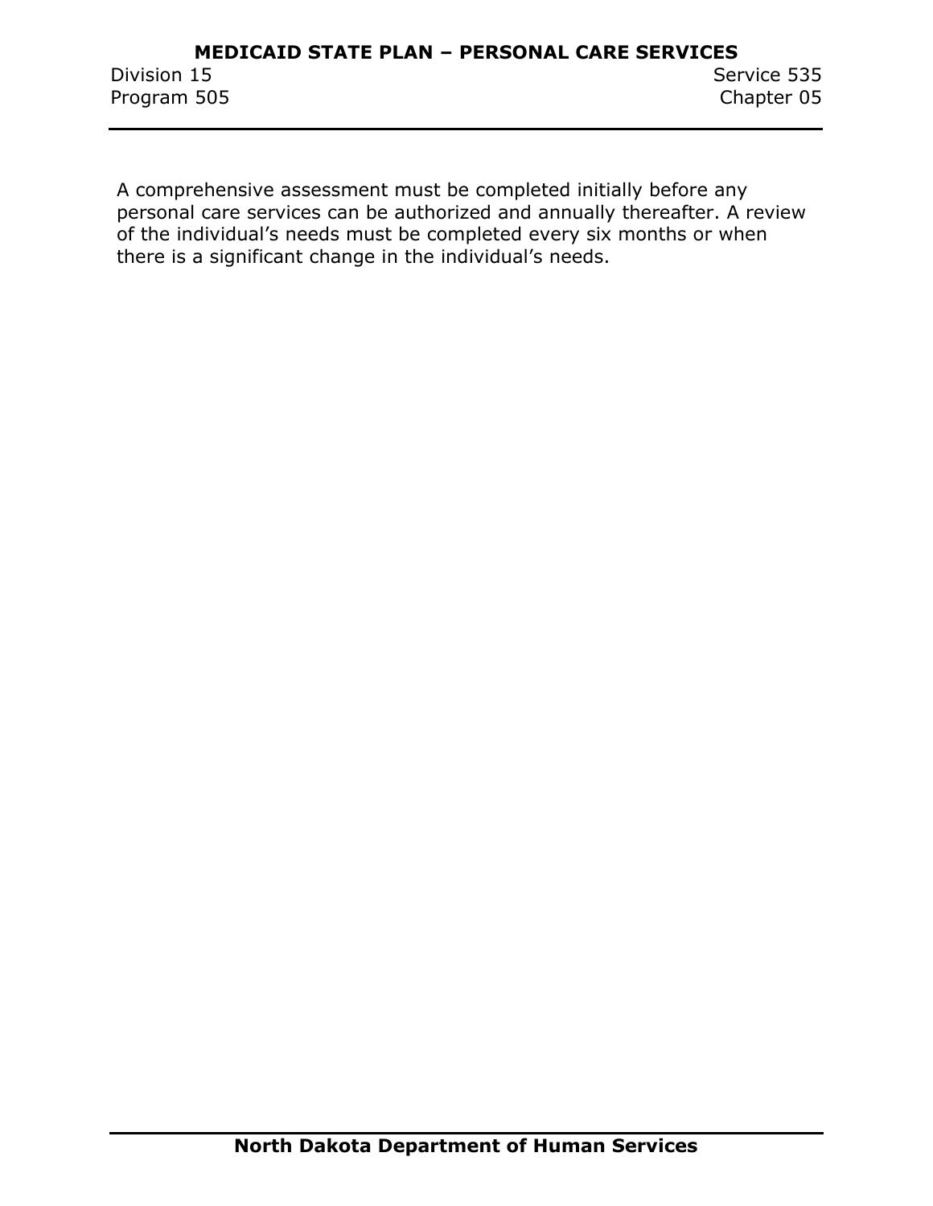A comprehensive assessment must be completed initially before any personal care services can be authorized and annually thereafter. A review of the individual's needs must be completed every six months or when there is a significant change in the individual's needs.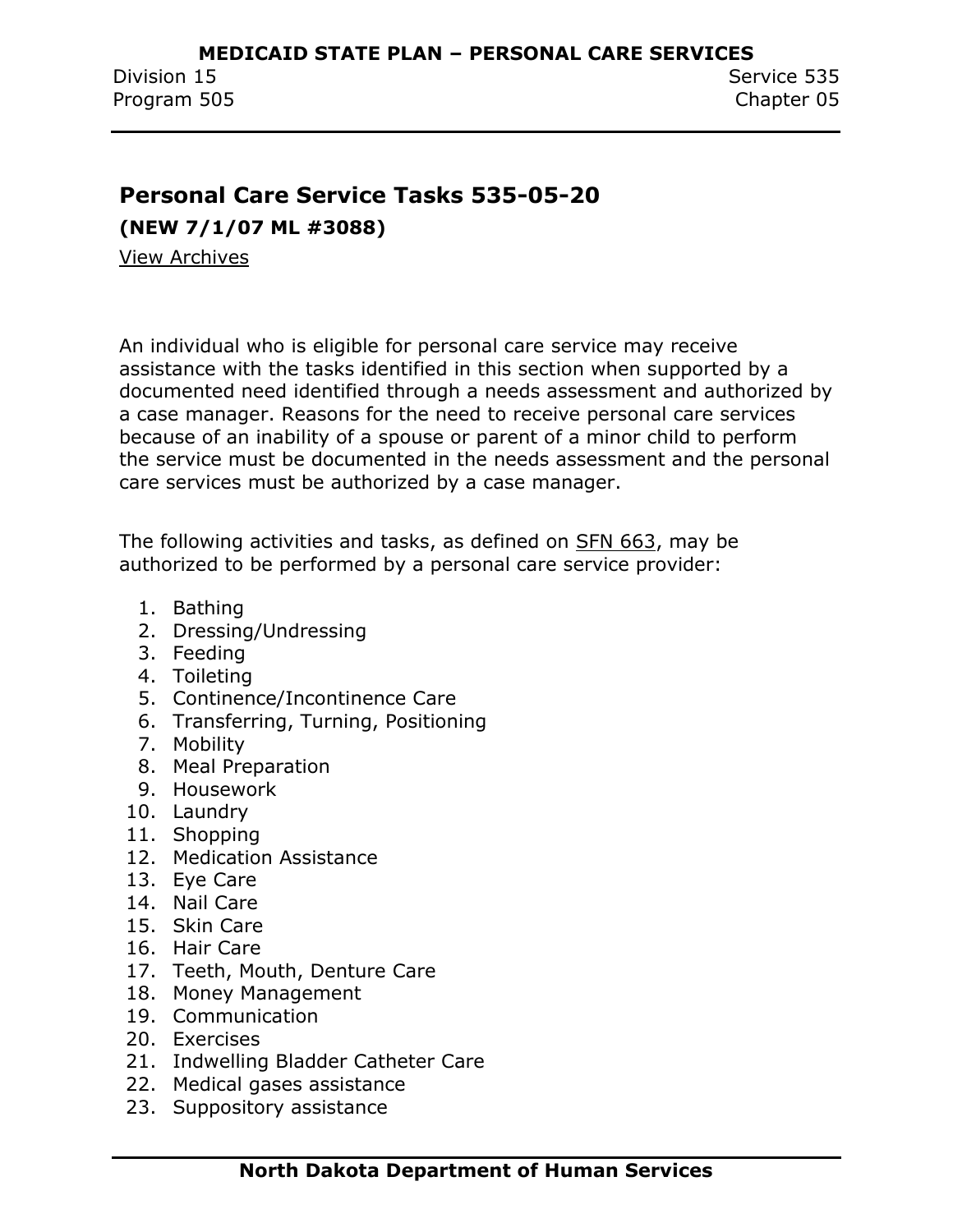## Personal Care Service Tasks 535-05-20

**(NEW 7/1/07 ML #3088)**

View Archives

An individual who is eligible for personal care service may receive assistance with the tasks identified in this section when supported by a documented need identified through a needs assessment and authorized by a case manager. Reasons for the need to receive personal care services because of an inability of a spouse or parent of a minor child to perform the service must be documented in the needs assessment and the personal care services must be authorized by a case manager.

The following activities and tasks, as defined on SFN 663, may be authorized to be performed by a personal care service provider:

1. Bathing
2. Dressing/Undressing
3. Feeding
4. Toileting
5. Continence/Incontinence Care
6. Transferring, Turning, Positioning
7. Mobility
8. Meal Preparation
9. Housework
10. Laundry
11. Shopping
12. Medication Assistance
13. Eye Care
14. Nail Care
15. Skin Care
16. Hair Care
17. Teeth, Mouth, Denture Care
18. Money Management
19. Communication
20. Exercises
21. Indwelling Bladder Catheter Care
22. Medical gases assistance
23. Suppository assistance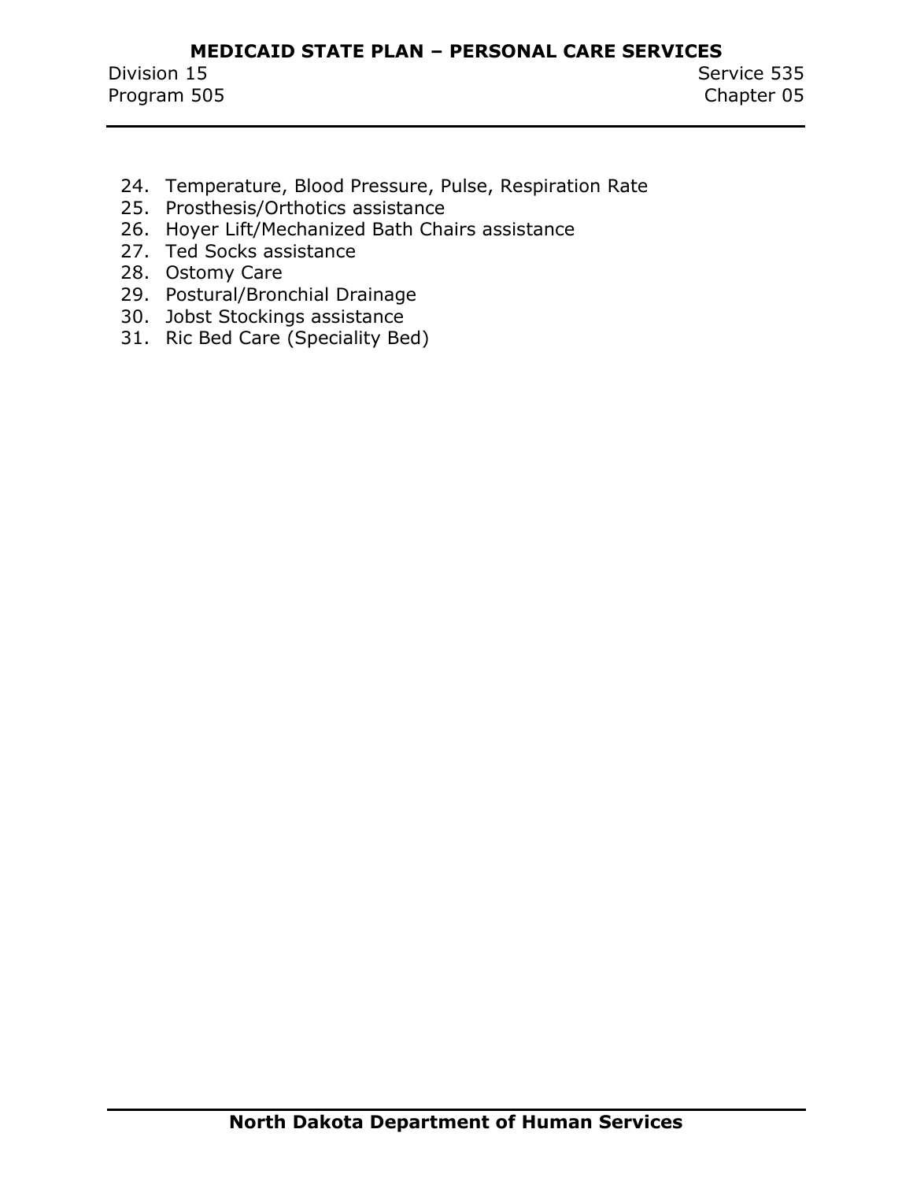24. Temperature, Blood Pressure, Pulse, Respiration Rate
25. Prosthesis/Orthotics assistance
26. Hoyer Lift/Mechanized Bath Chairs assistance
27. Ted Socks assistance
28. Ostomy Care
29. Postural/Bronchial Drainage
30. Jobst Stockings assistance
31. Ric Bed Care (Speciality Bed)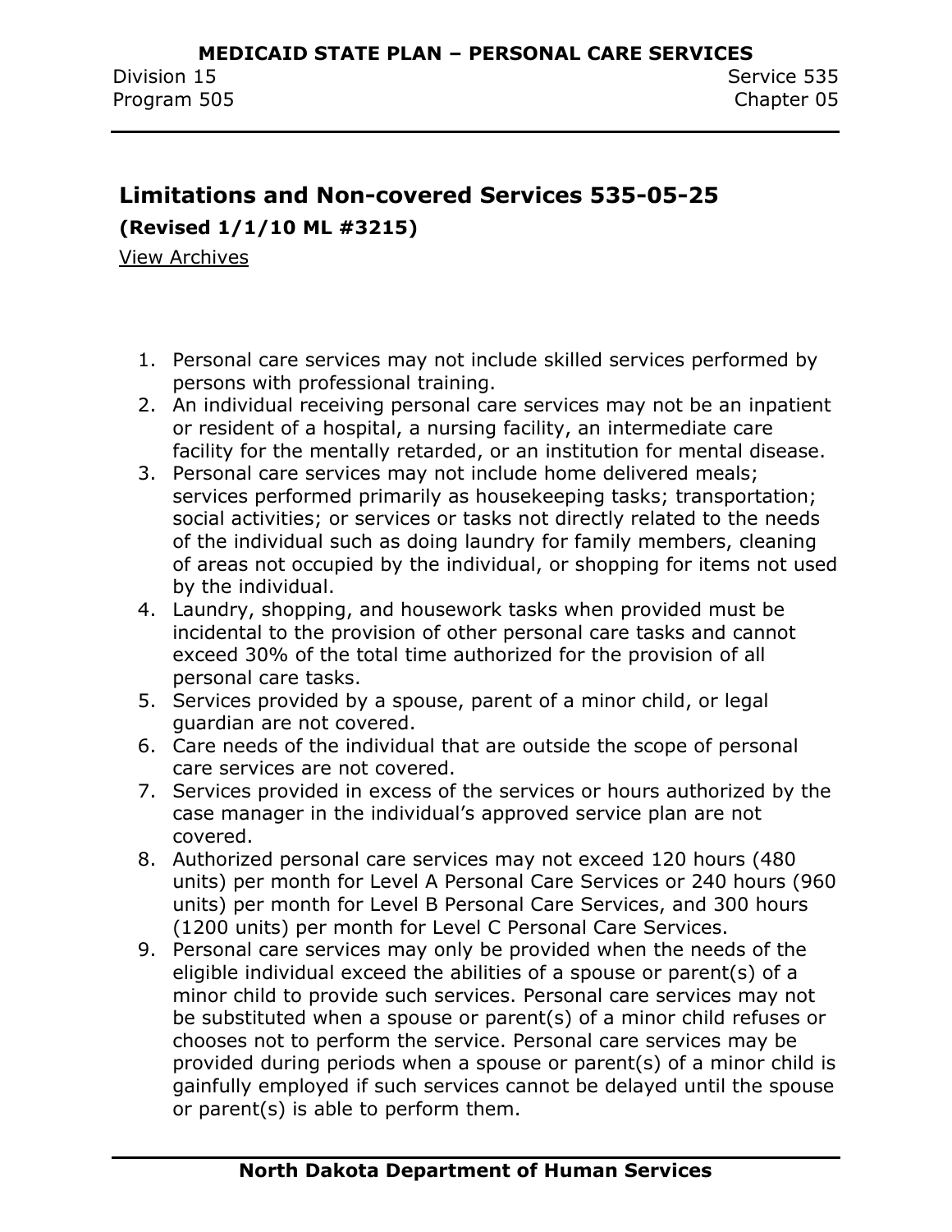## Limitations and Non-covered Services 535-05-25

**(Revised 1/1/10 ML #3215)**

View Archives

1. Personal care services may not include skilled services performed by persons with professional training.
2. An individual receiving personal care services may not be an inpatient or resident of a hospital, a nursing facility, an intermediate care facility for the mentally retarded, or an institution for mental disease.
3. Personal care services may not include home delivered meals; services performed primarily as housekeeping tasks; transportation; social activities; or services or tasks not directly related to the needs of the individual such as doing laundry for family members, cleaning of areas not occupied by the individual, or shopping for items not used by the individual.
4. Laundry, shopping, and housework tasks when provided must be incidental to the provision of other personal care tasks and cannot exceed 30% of the total time authorized for the provision of all personal care tasks.
5. Services provided by a spouse, parent of a minor child, or legal guardian are not covered.
6. Care needs of the individual that are outside the scope of personal care services are not covered.
7. Services provided in excess of the services or hours authorized by the case manager in the individual's approved service plan are not covered.
8. Authorized personal care services may not exceed 120 hours (480 units) per month for Level A Personal Care Services or 240 hours (960 units) per month for Level B Personal Care Services, and 300 hours (1200 units) per month for Level C Personal Care Services.
9. Personal care services may only be provided when the needs of the eligible individual exceed the abilities of a spouse or parent(s) of a minor child to provide such services. Personal care services may not be substituted when a spouse or parent(s) of a minor child refuses or chooses not to perform the service. Personal care services may be provided during periods when a spouse or parent(s) of a minor child is gainfully employed if such services cannot be delayed until the spouse or parent(s) is able to perform them.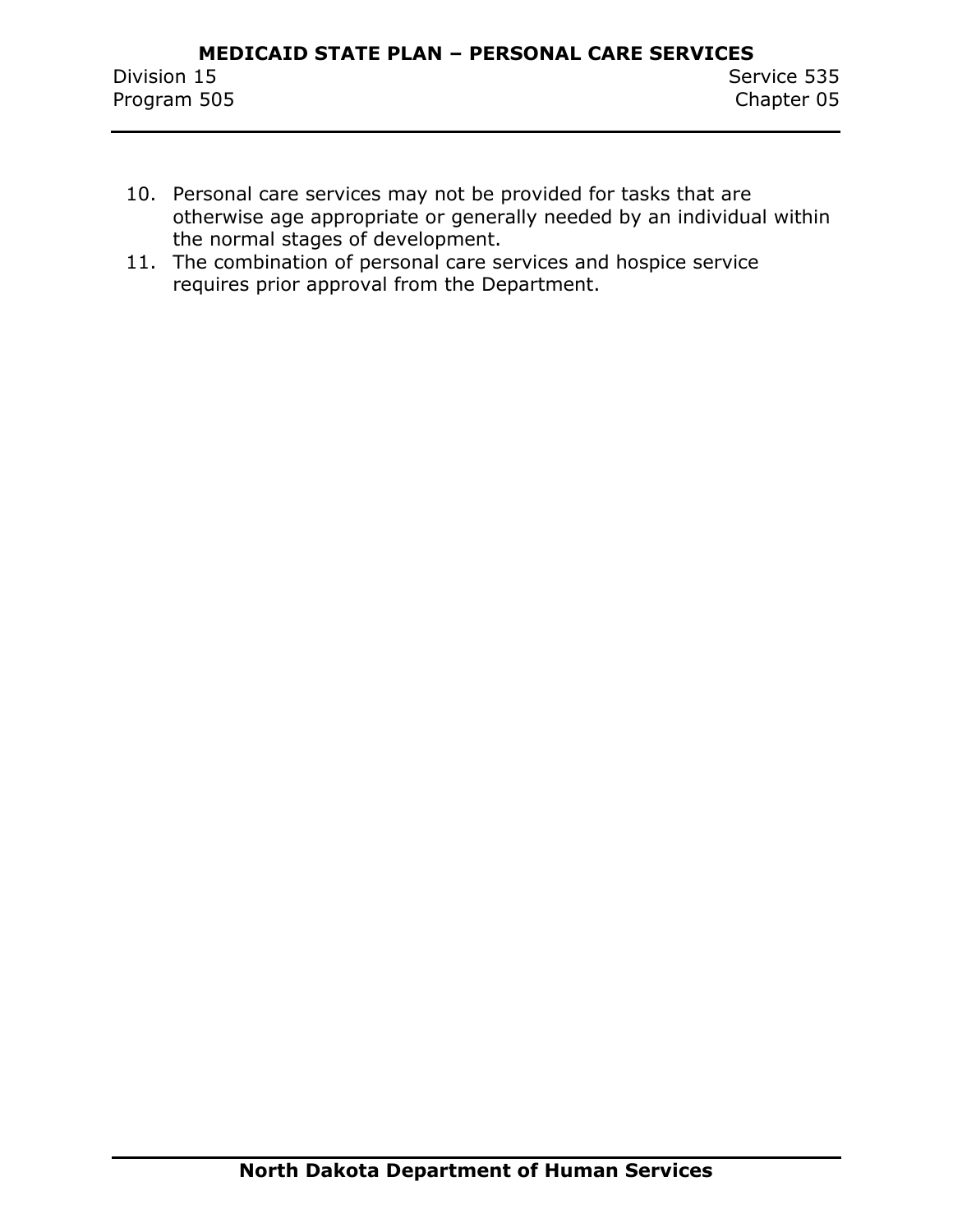10. Personal care services may not be provided for tasks that are otherwise age appropriate or generally needed by an individual within the normal stages of development.
11. The combination of personal care services and hospice service requires prior approval from the Department.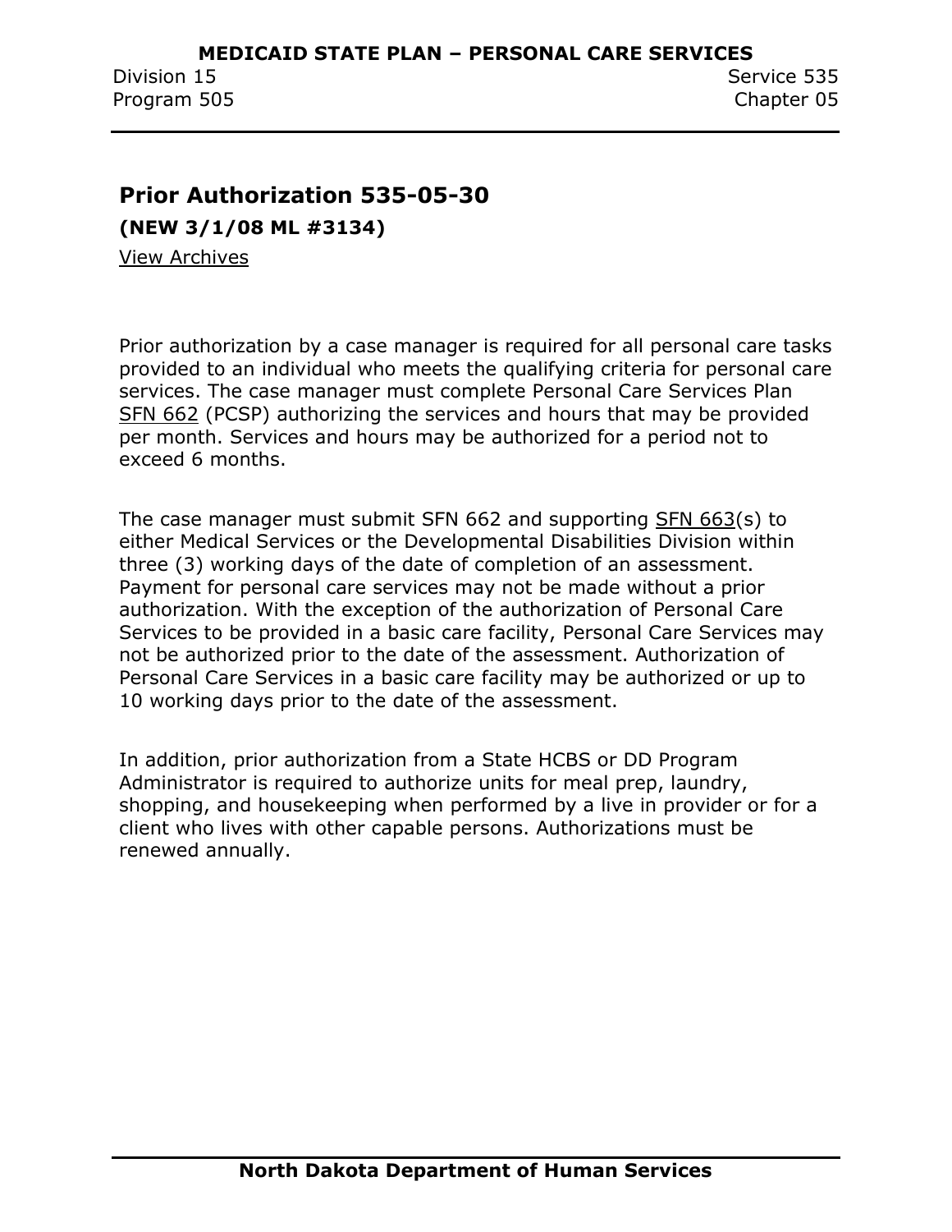## Prior Authorization 535-05-30

**(NEW 3/1/08 ML #3134)**

View Archives

Prior authorization by a case manager is required for all personal care tasks provided to an individual who meets the qualifying criteria for personal care services. The case manager must complete Personal Care Services Plan SFN 662 (PCSP) authorizing the services and hours that may be provided per month. Services and hours may be authorized for a period not to exceed 6 months.

The case manager must submit SFN 662 and supporting SFN 663(s) to either Medical Services or the Developmental Disabilities Division within three (3) working days of the date of completion of an assessment. Payment for personal care services may not be made without a prior authorization. With the exception of the authorization of Personal Care Services to be provided in a basic care facility, Personal Care Services may not be authorized prior to the date of the assessment. Authorization of Personal Care Services in a basic care facility may be authorized or up to 10 working days prior to the date of the assessment.

In addition, prior authorization from a State HCBS or DD Program Administrator is required to authorize units for meal prep, laundry, shopping, and housekeeping when performed by a live in provider or for a client who lives with other capable persons. Authorizations must be renewed annually.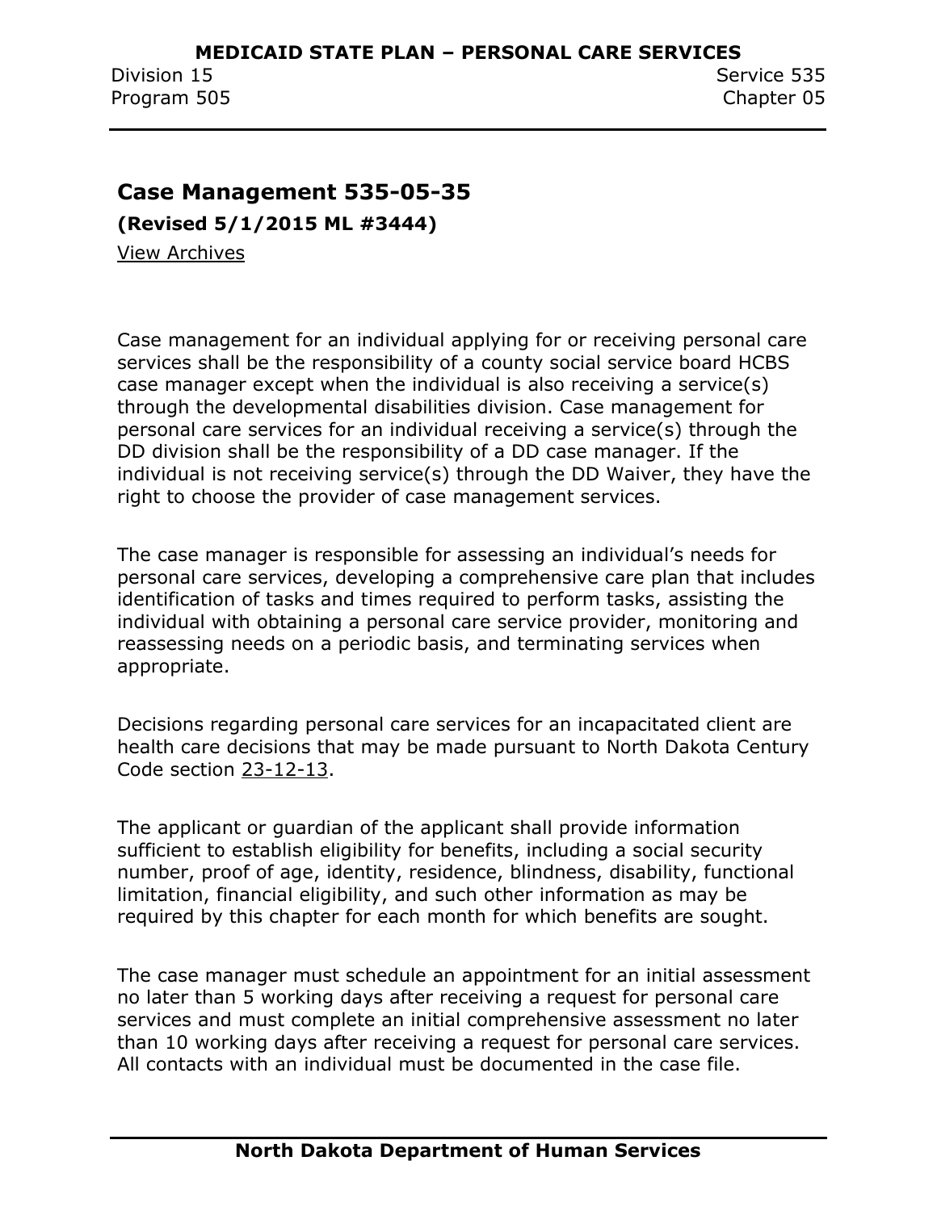## Case Management 535-05-35

**(Revised 5/1/2015 ML #3444)**

View Archives

Case management for an individual applying for or receiving personal care services shall be the responsibility of a county social service board HCBS case manager except when the individual is also receiving a service(s) through the developmental disabilities division. Case management for personal care services for an individual receiving a service(s) through the DD division shall be the responsibility of a DD case manager. If the individual is not receiving service(s) through the DD Waiver, they have the right to choose the provider of case management services.

The case manager is responsible for assessing an individual's needs for personal care services, developing a comprehensive care plan that includes identification of tasks and times required to perform tasks, assisting the individual with obtaining a personal care service provider, monitoring and reassessing needs on a periodic basis, and terminating services when appropriate.

Decisions regarding personal care services for an incapacitated client are health care decisions that may be made pursuant to North Dakota Century Code section 23-12-13.

The applicant or guardian of the applicant shall provide information sufficient to establish eligibility for benefits, including a social security number, proof of age, identity, residence, blindness, disability, functional limitation, financial eligibility, and such other information as may be required by this chapter for each month for which benefits are sought.

The case manager must schedule an appointment for an initial assessment no later than 5 working days after receiving a request for personal care services and must complete an initial comprehensive assessment no later than 10 working days after receiving a request for personal care services. All contacts with an individual must be documented in the case file.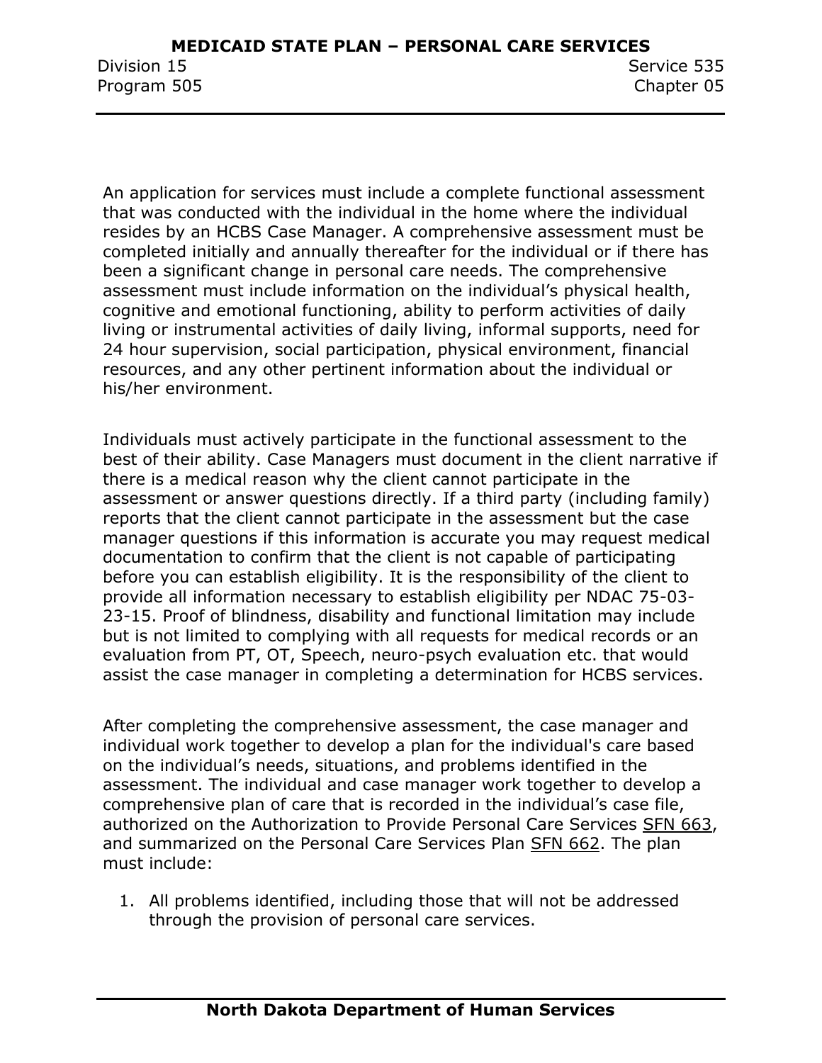An application for services must include a complete functional assessment that was conducted with the individual in the home where the individual resides by an HCBS Case Manager. A comprehensive assessment must be completed initially and annually thereafter for the individual or if there has been a significant change in personal care needs. The comprehensive assessment must include information on the individual's physical health, cognitive and emotional functioning, ability to perform activities of daily living or instrumental activities of daily living, informal supports, need for 24 hour supervision, social participation, physical environment, financial resources, and any other pertinent information about the individual or his/her environment.

Individuals must actively participate in the functional assessment to the best of their ability. Case Managers must document in the client narrative if there is a medical reason why the client cannot participate in the assessment or answer questions directly. If a third party (including family) reports that the client cannot participate in the assessment but the case manager questions if this information is accurate you may request medical documentation to confirm that the client is not capable of participating before you can establish eligibility. It is the responsibility of the client to provide all information necessary to establish eligibility per NDAC 75-03-23-15. Proof of blindness, disability and functional limitation may include but is not limited to complying with all requests for medical records or an evaluation from PT, OT, Speech, neuro-psych evaluation etc. that would assist the case manager in completing a determination for HCBS services.

After completing the comprehensive assessment, the case manager and individual work together to develop a plan for the individual's care based on the individual's needs, situations, and problems identified in the assessment. The individual and case manager work together to develop a comprehensive plan of care that is recorded in the individual's case file, authorized on the Authorization to Provide Personal Care Services SFN 663, and summarized on the Personal Care Services Plan SFN 662. The plan must include:

1. All problems identified, including those that will not be addressed through the provision of personal care services.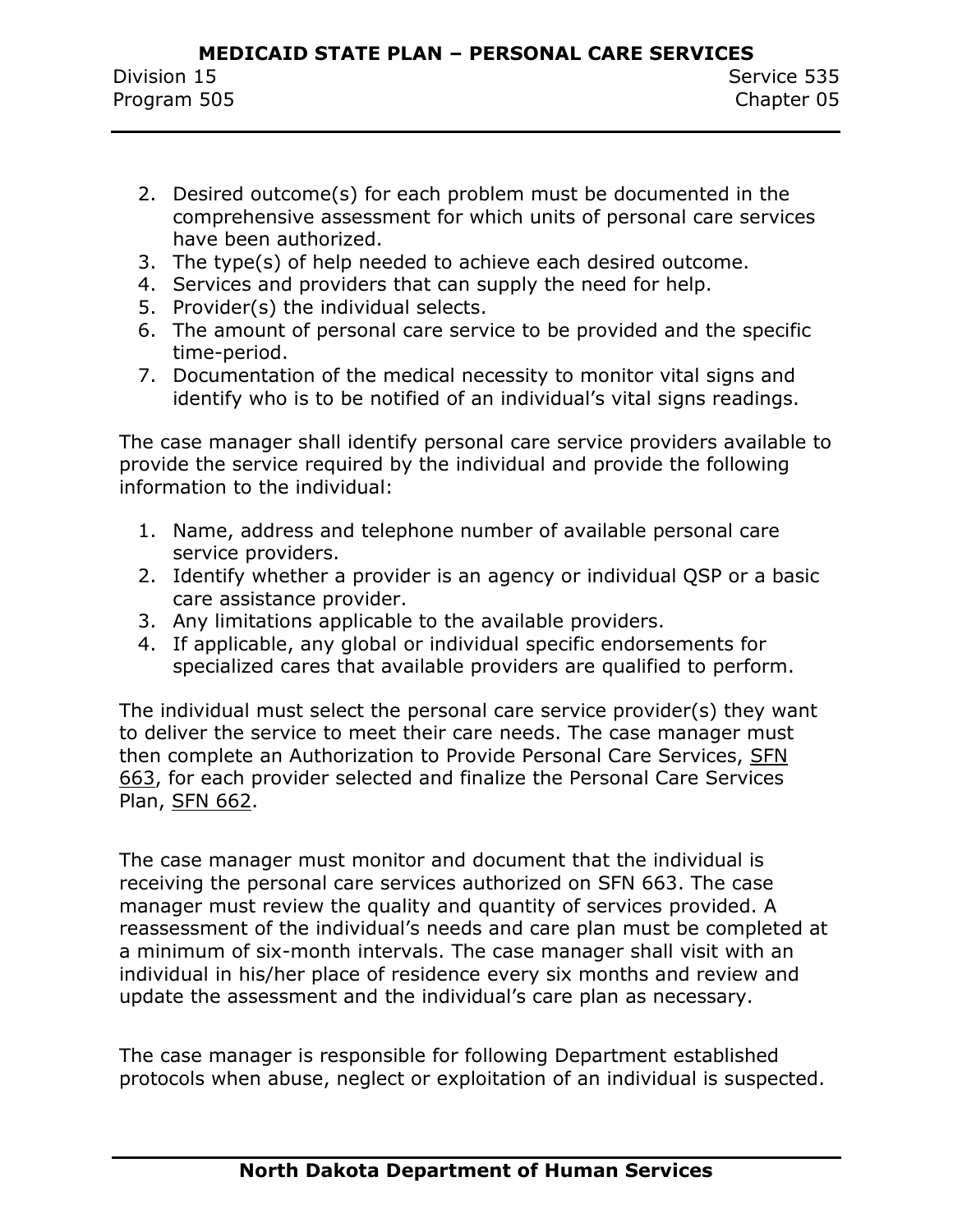2. Desired outcome(s) for each problem must be documented in the comprehensive assessment for which units of personal care services have been authorized.
3. The type(s) of help needed to achieve each desired outcome.
4. Services and providers that can supply the need for help.
5. Provider(s) the individual selects.
6. The amount of personal care service to be provided and the specific time-period.
7. Documentation of the medical necessity to monitor vital signs and identify who is to be notified of an individual's vital signs readings.

The case manager shall identify personal care service providers available to provide the service required by the individual and provide the following information to the individual:

1. Name, address and telephone number of available personal care service providers.
2. Identify whether a provider is an agency or individual QSP or a basic care assistance provider.
3. Any limitations applicable to the available providers.
4. If applicable, any global or individual specific endorsements for specialized cares that available providers are qualified to perform.

The individual must select the personal care service provider(s) they want to deliver the service to meet their care needs. The case manager must then complete an Authorization to Provide Personal Care Services, SFN 663, for each provider selected and finalize the Personal Care Services Plan, SFN 662.

The case manager must monitor and document that the individual is receiving the personal care services authorized on SFN 663. The case manager must review the quality and quantity of services provided. A reassessment of the individual's needs and care plan must be completed at a minimum of six-month intervals. The case manager shall visit with an individual in his/her place of residence every six months and review and update the assessment and the individual's care plan as necessary.

The case manager is responsible for following Department established protocols when abuse, neglect or exploitation of an individual is suspected.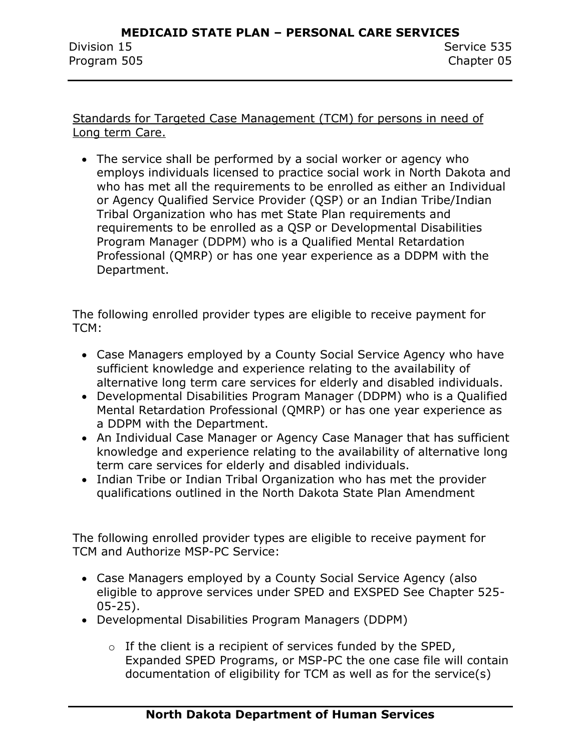Standards for Targeted Case Management (TCM) for persons in need of Long term Care.

- The service shall be performed by a social worker or agency who employs individuals licensed to practice social work in North Dakota and who has met all the requirements to be enrolled as either an Individual or Agency Qualified Service Provider (QSP) or an Indian Tribe/Indian Tribal Organization who has met State Plan requirements and requirements to be enrolled as a QSP or Developmental Disabilities Program Manager (DDPM) who is a Qualified Mental Retardation Professional (QMRP) or has one year experience as a DDPM with the Department.

The following enrolled provider types are eligible to receive payment for TCM:

- Case Managers employed by a County Social Service Agency who have sufficient knowledge and experience relating to the availability of alternative long term care services for elderly and disabled individuals.
- Developmental Disabilities Program Manager (DDPM) who is a Qualified Mental Retardation Professional (QMRP) or has one year experience as a DDPM with the Department.
- An Individual Case Manager or Agency Case Manager that has sufficient knowledge and experience relating to the availability of alternative long term care services for elderly and disabled individuals.
- Indian Tribe or Indian Tribal Organization who has met the provider qualifications outlined in the North Dakota State Plan Amendment

The following enrolled provider types are eligible to receive payment for TCM and Authorize MSP-PC Service:

- Case Managers employed by a County Social Service Agency (also eligible to approve services under SPED and EXSPED See Chapter 525-05-25).
- Developmental Disabilities Program Managers (DDPM)
  - If the client is a recipient of services funded by the SPED, Expanded SPED Programs, or MSP-PC the one case file will contain documentation of eligibility for TCM as well as for the service(s)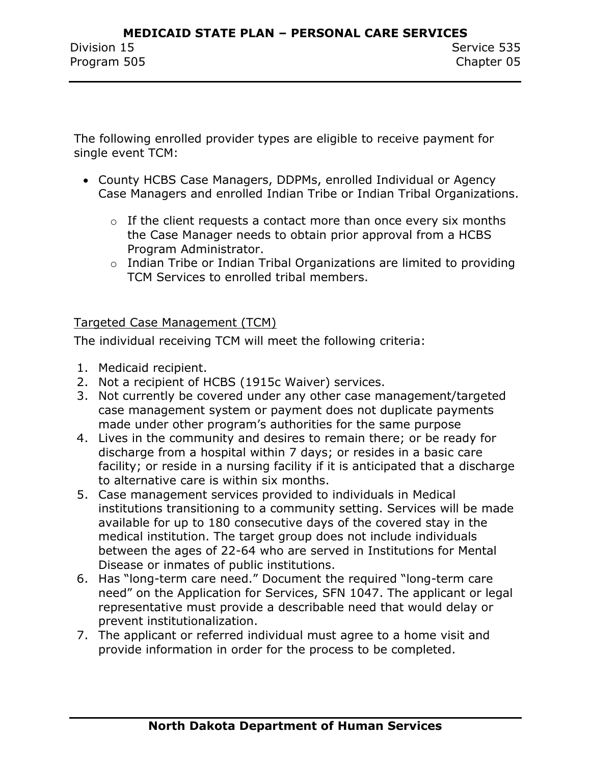The following enrolled provider types are eligible to receive payment for single event TCM:

- County HCBS Case Managers, DDPMs, enrolled Individual or Agency Case Managers and enrolled Indian Tribe or Indian Tribal Organizations.
  - If the client requests a contact more than once every six months the Case Manager needs to obtain prior approval from a HCBS Program Administrator.
  - Indian Tribe or Indian Tribal Organizations are limited to providing TCM Services to enrolled tribal members.

<u>Targeted Case Management (TCM)</u>

The individual receiving TCM will meet the following criteria:

1. Medicaid recipient.
2. Not a recipient of HCBS (1915c Waiver) services.
3. Not currently be covered under any other case management/targeted case management system or payment does not duplicate payments made under other program's authorities for the same purpose
4. Lives in the community and desires to remain there; or be ready for discharge from a hospital within 7 days; or resides in a basic care facility; or reside in a nursing facility if it is anticipated that a discharge to alternative care is within six months.
5. Case management services provided to individuals in Medical institutions transitioning to a community setting. Services will be made available for up to 180 consecutive days of the covered stay in the medical institution. The target group does not include individuals between the ages of 22-64 who are served in Institutions for Mental Disease or inmates of public institutions.
6. Has "long-term care need." Document the required "long-term care need" on the Application for Services, SFN 1047. The applicant or legal representative must provide a describable need that would delay or prevent institutionalization.
7. The applicant or referred individual must agree to a home visit and provide information in order for the process to be completed.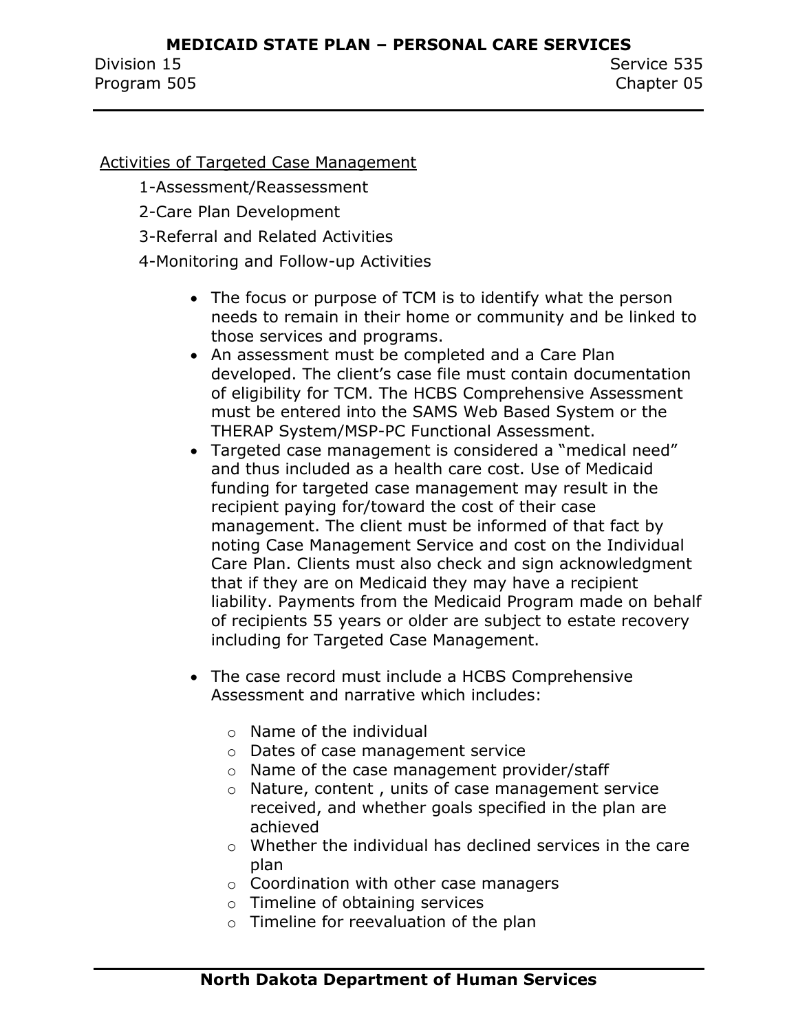Activities of Targeted Case Management

1-Assessment/Reassessment

2-Care Plan Development

3-Referral and Related Activities

4-Monitoring and Follow-up Activities

- The focus or purpose of TCM is to identify what the person needs to remain in their home or community and be linked to those services and programs.
- An assessment must be completed and a Care Plan developed. The client's case file must contain documentation of eligibility for TCM. The HCBS Comprehensive Assessment must be entered into the SAMS Web Based System or the THERAP System/MSP-PC Functional Assessment.
- Targeted case management is considered a "medical need" and thus included as a health care cost. Use of Medicaid funding for targeted case management may result in the recipient paying for/toward the cost of their case management. The client must be informed of that fact by noting Case Management Service and cost on the Individual Care Plan. Clients must also check and sign acknowledgment that if they are on Medicaid they may have a recipient liability. Payments from the Medicaid Program made on behalf of recipients 55 years or older are subject to estate recovery including for Targeted Case Management.

- The case record must include a HCBS Comprehensive Assessment and narrative which includes:
  - Name of the individual
  - Dates of case management service
  - Name of the case management provider/staff
  - Nature, content , units of case management service received, and whether goals specified in the plan are achieved
  - Whether the individual has declined services in the care plan
  - Coordination with other case managers
  - Timeline of obtaining services
  - Timeline for reevaluation of the plan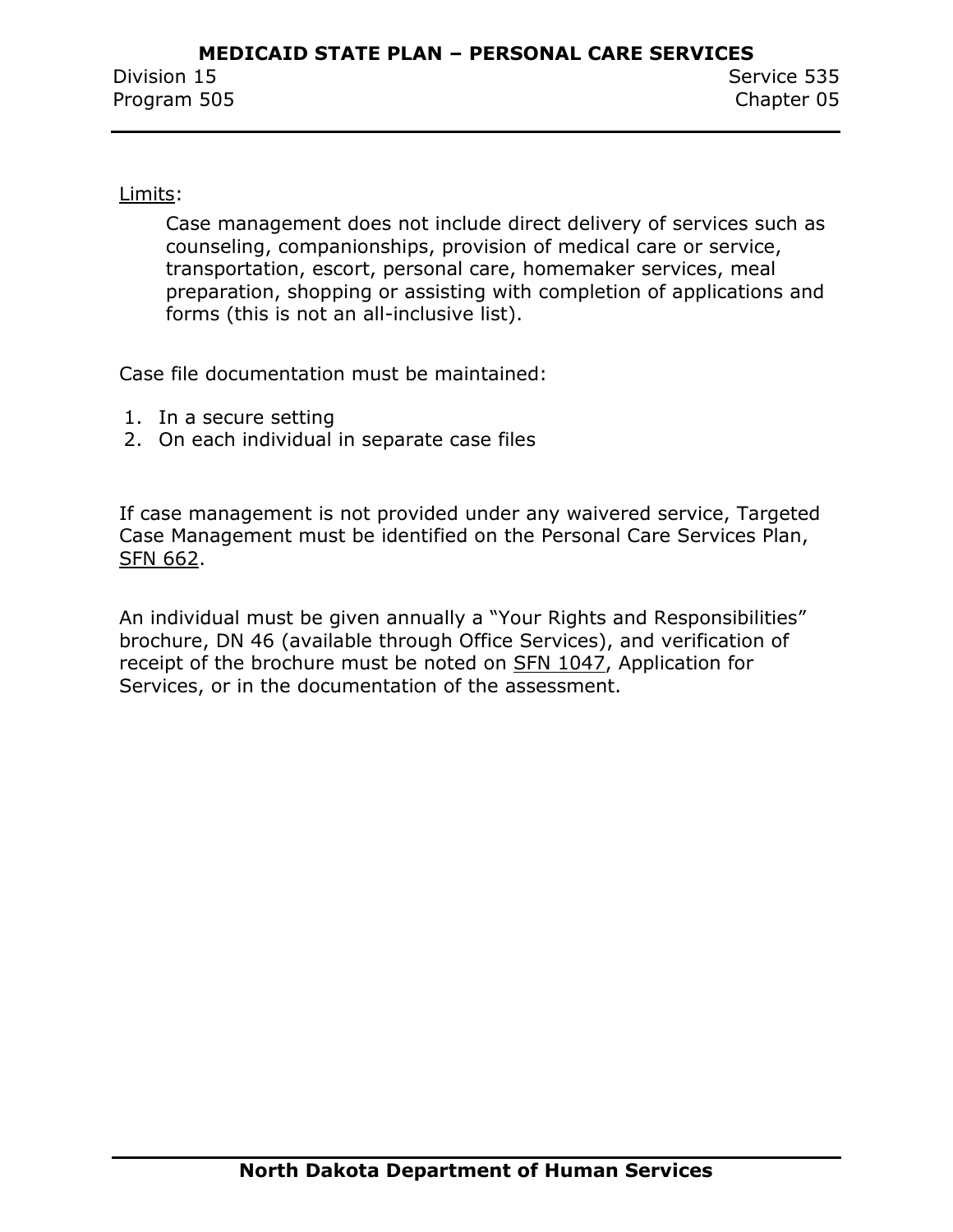Limits:

Case management does not include direct delivery of services such as counseling, companionships, provision of medical care or service, transportation, escort, personal care, homemaker services, meal preparation, shopping or assisting with completion of applications and forms (this is not an all-inclusive list).

Case file documentation must be maintained:

1. In a secure setting
2. On each individual in separate case files

If case management is not provided under any waivered service, Targeted Case Management must be identified on the Personal Care Services Plan, SFN 662.

An individual must be given annually a "Your Rights and Responsibilities" brochure, DN 46 (available through Office Services), and verification of receipt of the brochure must be noted on SFN 1047, Application for Services, or in the documentation of the assessment.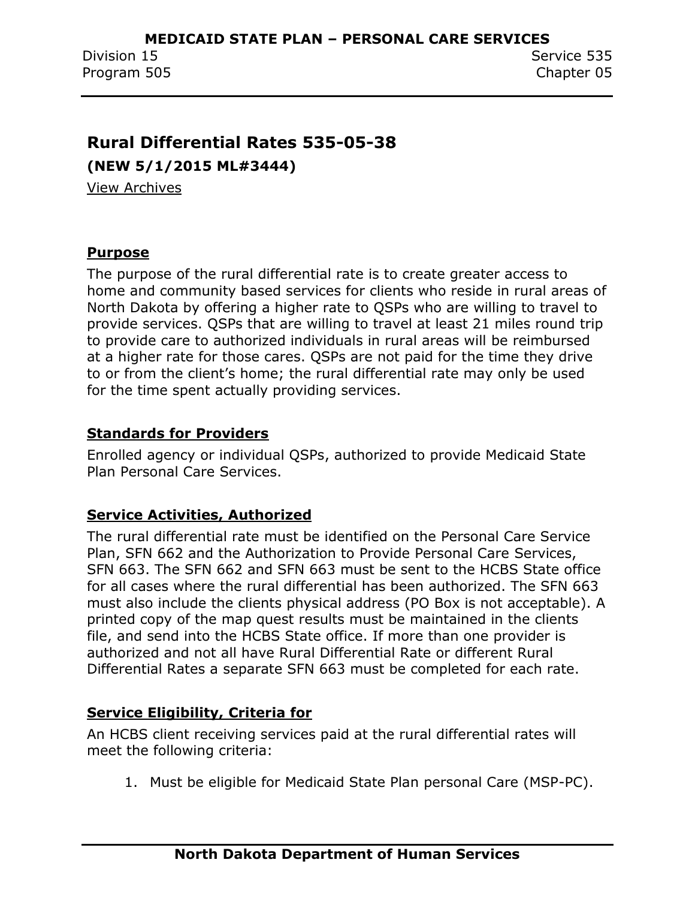## Rural Differential Rates 535-05-38

**(NEW 5/1/2015 ML#3444)**

View Archives

### Purpose

The purpose of the rural differential rate is to create greater access to home and community based services for clients who reside in rural areas of North Dakota by offering a higher rate to QSPs who are willing to travel to provide services. QSPs that are willing to travel at least 21 miles round trip to provide care to authorized individuals in rural areas will be reimbursed at a higher rate for those cares. QSPs are not paid for the time they drive to or from the client's home; the rural differential rate may only be used for the time spent actually providing services.

### Standards for Providers

Enrolled agency or individual QSPs, authorized to provide Medicaid State Plan Personal Care Services.

### Service Activities, Authorized

The rural differential rate must be identified on the Personal Care Service Plan, SFN 662 and the Authorization to Provide Personal Care Services, SFN 663. The SFN 662 and SFN 663 must be sent to the HCBS State office for all cases where the rural differential has been authorized. The SFN 663 must also include the clients physical address (PO Box is not acceptable). A printed copy of the map quest results must be maintained in the clients file, and send into the HCBS State office. If more than one provider is authorized and not all have Rural Differential Rate or different Rural Differential Rates a separate SFN 663 must be completed for each rate.

### Service Eligibility, Criteria for

An HCBS client receiving services paid at the rural differential rates will meet the following criteria:

1. Must be eligible for Medicaid State Plan personal Care (MSP-PC).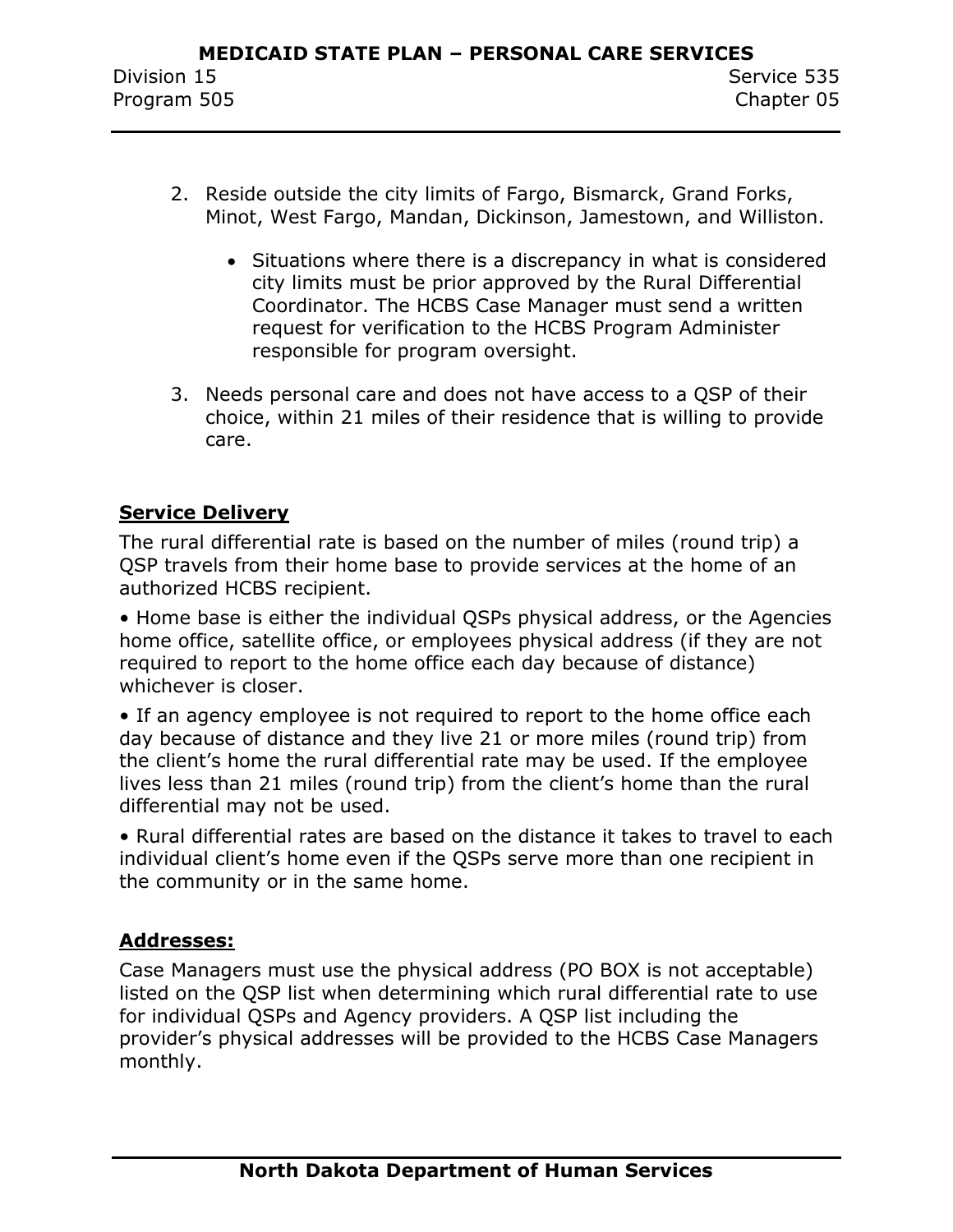2. Reside outside the city limits of Fargo, Bismarck, Grand Forks, Minot, West Fargo, Mandan, Dickinson, Jamestown, and Williston.

    - Situations where there is a discrepancy in what is considered city limits must be prior approved by the Rural Differential Coordinator. The HCBS Case Manager must send a written request for verification to the HCBS Program Administer responsible for program oversight.

3. Needs personal care and does not have access to a QSP of their choice, within 21 miles of their residence that is willing to provide care.

## Service Delivery

The rural differential rate is based on the number of miles (round trip) a QSP travels from their home base to provide services at the home of an authorized HCBS recipient.

• Home base is either the individual QSPs physical address, or the Agencies home office, satellite office, or employees physical address (if they are not required to report to the home office each day because of distance) whichever is closer.

• If an agency employee is not required to report to the home office each day because of distance and they live 21 or more miles (round trip) from the client's home the rural differential rate may be used. If the employee lives less than 21 miles (round trip) from the client's home than the rural differential may not be used.

• Rural differential rates are based on the distance it takes to travel to each individual client's home even if the QSPs serve more than one recipient in the community or in the same home.

## Addresses:

Case Managers must use the physical address (PO BOX is not acceptable) listed on the QSP list when determining which rural differential rate to use for individual QSPs and Agency providers. A QSP list including the provider's physical addresses will be provided to the HCBS Case Managers monthly.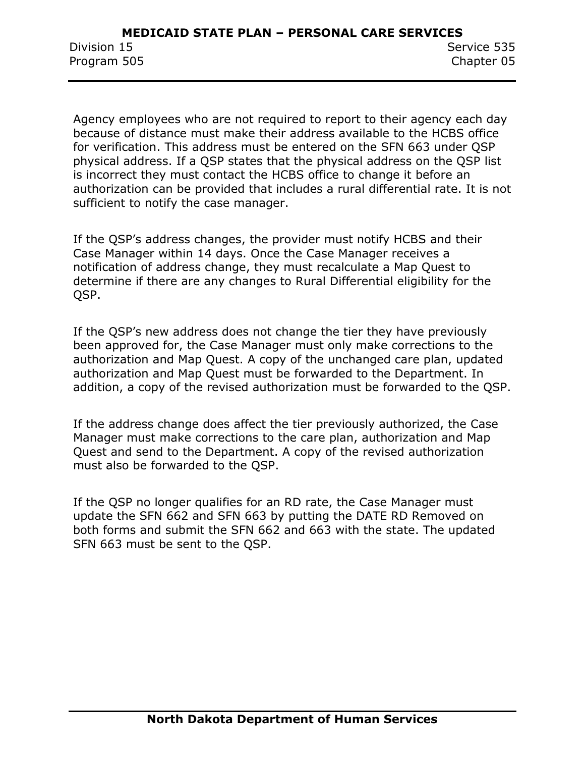Agency employees who are not required to report to their agency each day because of distance must make their address available to the HCBS office for verification. This address must be entered on the SFN 663 under QSP physical address. If a QSP states that the physical address on the QSP list is incorrect they must contact the HCBS office to change it before an authorization can be provided that includes a rural differential rate. It is not sufficient to notify the case manager.

If the QSP's address changes, the provider must notify HCBS and their Case Manager within 14 days. Once the Case Manager receives a notification of address change, they must recalculate a Map Quest to determine if there are any changes to Rural Differential eligibility for the QSP.

If the QSP's new address does not change the tier they have previously been approved for, the Case Manager must only make corrections to the authorization and Map Quest. A copy of the unchanged care plan, updated authorization and Map Quest must be forwarded to the Department. In addition, a copy of the revised authorization must be forwarded to the QSP.

If the address change does affect the tier previously authorized, the Case Manager must make corrections to the care plan, authorization and Map Quest and send to the Department. A copy of the revised authorization must also be forwarded to the QSP.

If the QSP no longer qualifies for an RD rate, the Case Manager must update the SFN 662 and SFN 663 by putting the DATE RD Removed on both forms and submit the SFN 662 and 663 with the state. The updated SFN 663 must be sent to the QSP.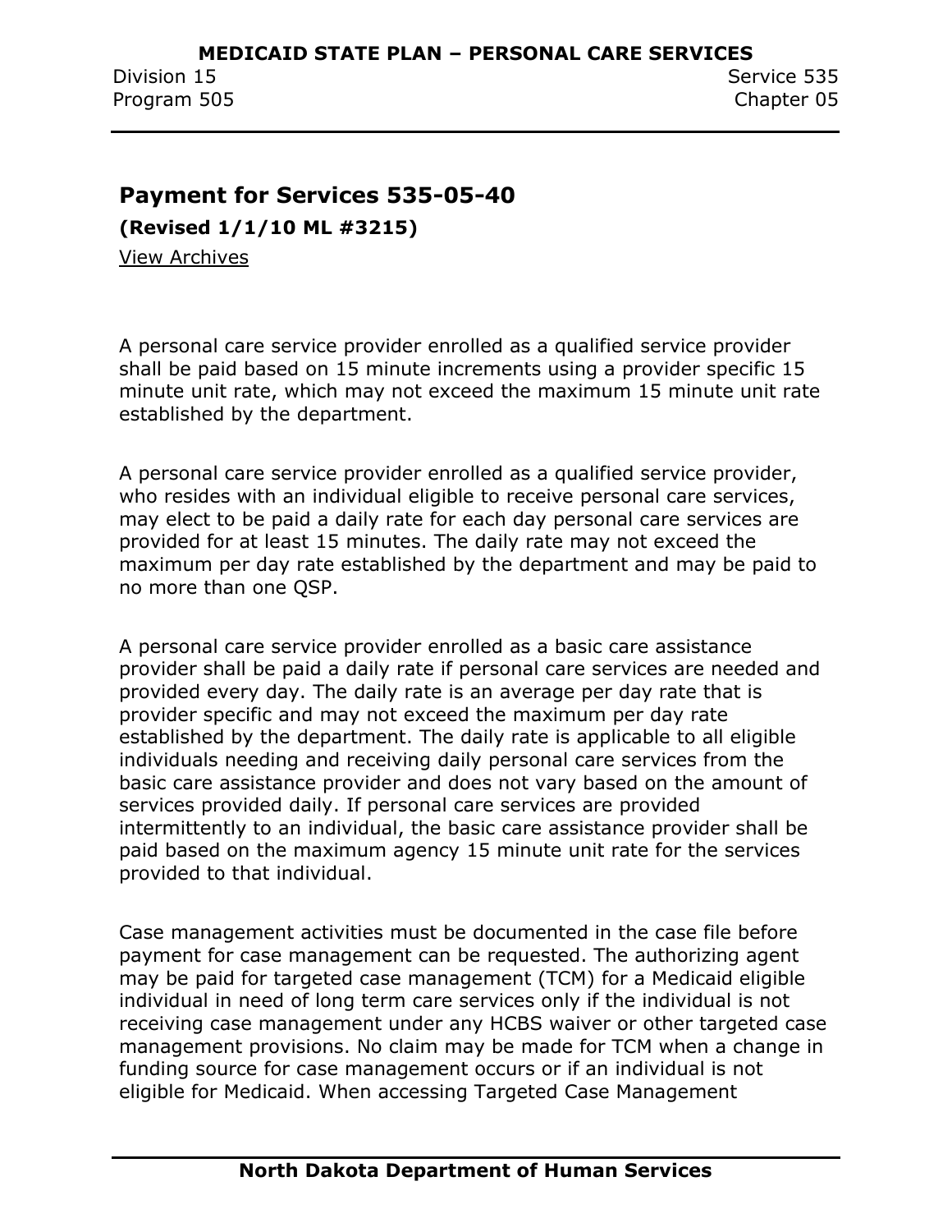## Payment for Services 535-05-40

**(Revised 1/1/10 ML #3215)**

View Archives

A personal care service provider enrolled as a qualified service provider shall be paid based on 15 minute increments using a provider specific 15 minute unit rate, which may not exceed the maximum 15 minute unit rate established by the department.

A personal care service provider enrolled as a qualified service provider, who resides with an individual eligible to receive personal care services, may elect to be paid a daily rate for each day personal care services are provided for at least 15 minutes. The daily rate may not exceed the maximum per day rate established by the department and may be paid to no more than one QSP.

A personal care service provider enrolled as a basic care assistance provider shall be paid a daily rate if personal care services are needed and provided every day. The daily rate is an average per day rate that is provider specific and may not exceed the maximum per day rate established by the department. The daily rate is applicable to all eligible individuals needing and receiving daily personal care services from the basic care assistance provider and does not vary based on the amount of services provided daily. If personal care services are provided intermittently to an individual, the basic care assistance provider shall be paid based on the maximum agency 15 minute unit rate for the services provided to that individual.

Case management activities must be documented in the case file before payment for case management can be requested. The authorizing agent may be paid for targeted case management (TCM) for a Medicaid eligible individual in need of long term care services only if the individual is not receiving case management under any HCBS waiver or other targeted case management provisions. No claim may be made for TCM when a change in funding source for case management occurs or if an individual is not eligible for Medicaid. When accessing Targeted Case Management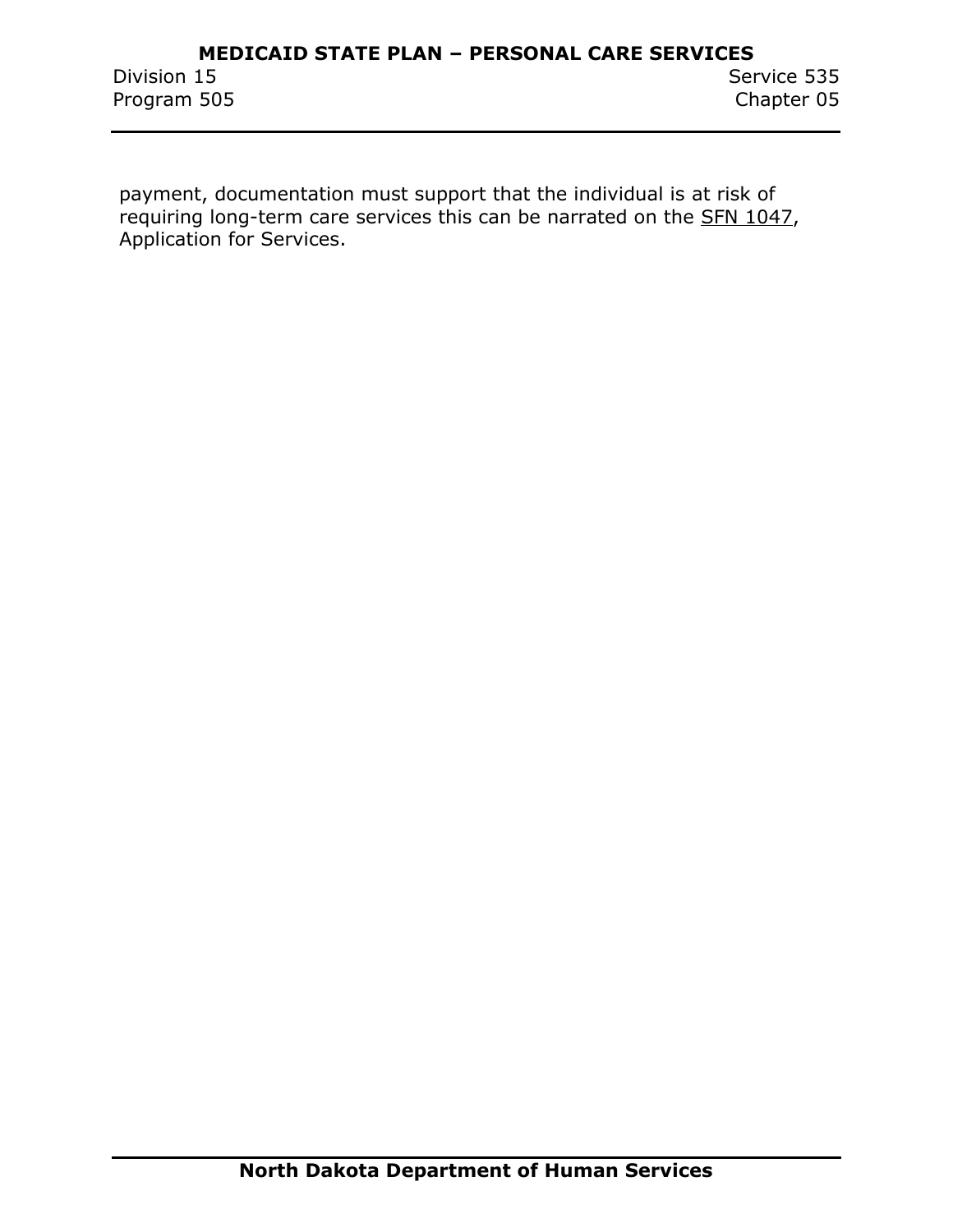payment, documentation must support that the individual is at risk of requiring long-term care services this can be narrated on the SFN 1047, Application for Services.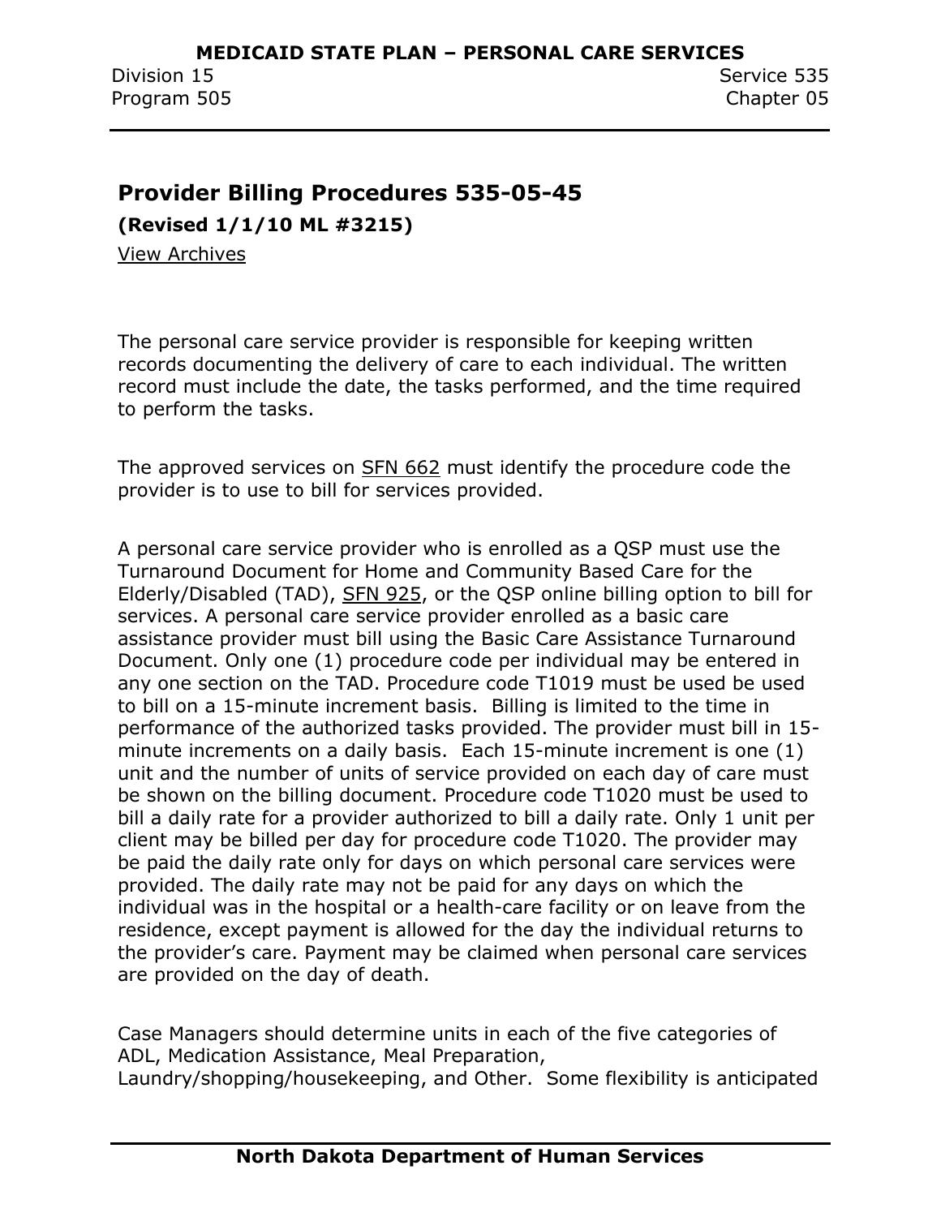## Provider Billing Procedures 535-05-45

**(Revised 1/1/10 ML #3215)**

View Archives

The personal care service provider is responsible for keeping written records documenting the delivery of care to each individual. The written record must include the date, the tasks performed, and the time required to perform the tasks.

The approved services on SFN 662 must identify the procedure code the provider is to use to bill for services provided.

A personal care service provider who is enrolled as a QSP must use the Turnaround Document for Home and Community Based Care for the Elderly/Disabled (TAD), SFN 925, or the QSP online billing option to bill for services. A personal care service provider enrolled as a basic care assistance provider must bill using the Basic Care Assistance Turnaround Document. Only one (1) procedure code per individual may be entered in any one section on the TAD. Procedure code T1019 must be used be used to bill on a 15-minute increment basis. Billing is limited to the time in performance of the authorized tasks provided. The provider must bill in 15-minute increments on a daily basis. Each 15-minute increment is one (1) unit and the number of units of service provided on each day of care must be shown on the billing document. Procedure code T1020 must be used to bill a daily rate for a provider authorized to bill a daily rate. Only 1 unit per client may be billed per day for procedure code T1020. The provider may be paid the daily rate only for days on which personal care services were provided. The daily rate may not be paid for any days on which the individual was in the hospital or a health-care facility or on leave from the residence, except payment is allowed for the day the individual returns to the provider's care. Payment may be claimed when personal care services are provided on the day of death.

Case Managers should determine units in each of the five categories of ADL, Medication Assistance, Meal Preparation, Laundry/shopping/housekeeping, and Other. Some flexibility is anticipated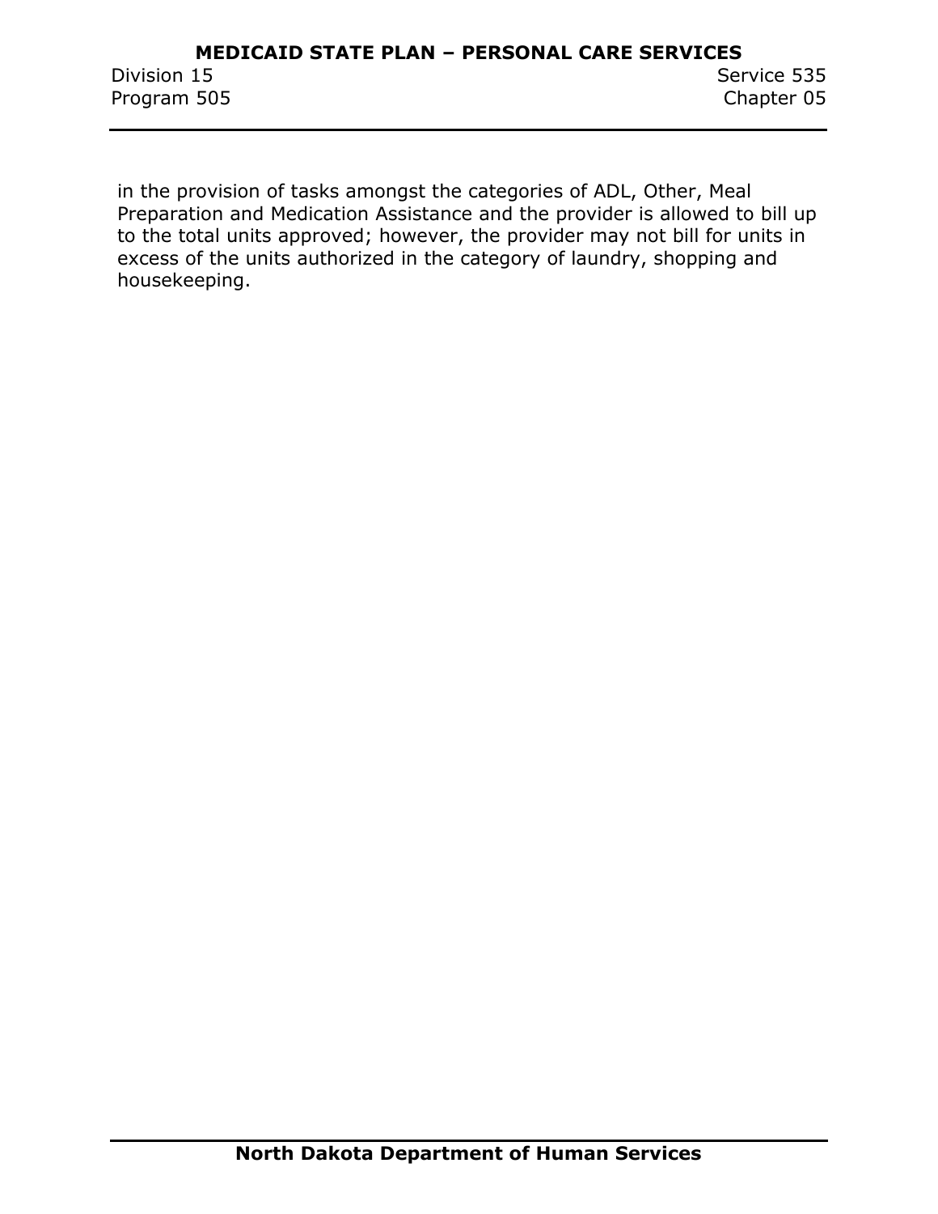in the provision of tasks amongst the categories of ADL, Other, Meal Preparation and Medication Assistance and the provider is allowed to bill up to the total units approved; however, the provider may not bill for units in excess of the units authorized in the category of laundry, shopping and housekeeping.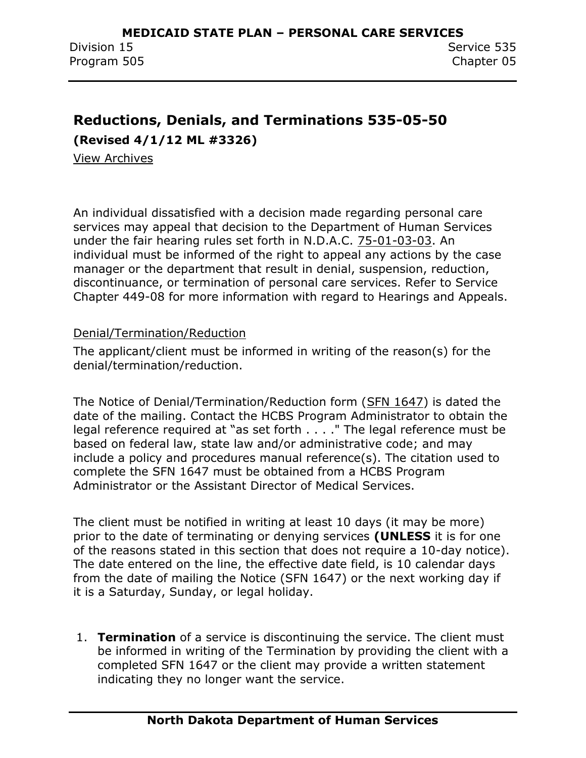## Reductions, Denials, and Terminations 535-05-50

**(Revised 4/1/12 ML #3326)**

View Archives

An individual dissatisfied with a decision made regarding personal care services may appeal that decision to the Department of Human Services under the fair hearing rules set forth in N.D.A.C. 75-01-03-03. An individual must be informed of the right to appeal any actions by the case manager or the department that result in denial, suspension, reduction, discontinuance, or termination of personal care services. Refer to Service Chapter 449-08 for more information with regard to Hearings and Appeals.

Denial/Termination/Reduction

The applicant/client must be informed in writing of the reason(s) for the denial/termination/reduction.

The Notice of Denial/Termination/Reduction form (SFN 1647) is dated the date of the mailing. Contact the HCBS Program Administrator to obtain the legal reference required at "as set forth . . . ." The legal reference must be based on federal law, state law and/or administrative code; and may include a policy and procedures manual reference(s). The citation used to complete the SFN 1647 must be obtained from a HCBS Program Administrator or the Assistant Director of Medical Services.

The client must be notified in writing at least 10 days (it may be more) prior to the date of terminating or denying services **(UNLESS** it is for one of the reasons stated in this section that does not require a 10-day notice). The date entered on the line, the effective date field, is 10 calendar days from the date of mailing the Notice (SFN 1647) or the next working day if it is a Saturday, Sunday, or legal holiday.

1. **Termination** of a service is discontinuing the service. The client must be informed in writing of the Termination by providing the client with a completed SFN 1647 or the client may provide a written statement indicating they no longer want the service.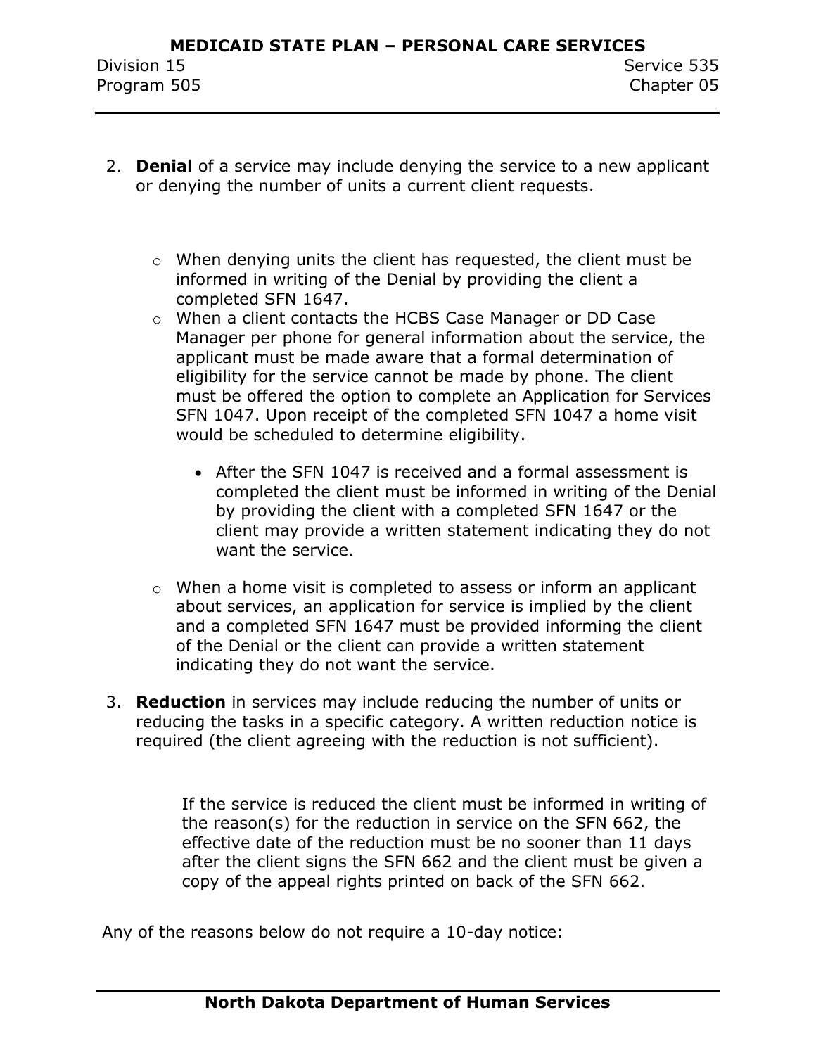2. **Denial** of a service may include denying the service to a new applicant or denying the number of units a current client requests.

   - When denying units the client has requested, the client must be informed in writing of the Denial by providing the client a completed SFN 1647.
   - When a client contacts the HCBS Case Manager or DD Case Manager per phone for general information about the service, the applicant must be made aware that a formal determination of eligibility for the service cannot be made by phone. The client must be offered the option to complete an Application for Services SFN 1047. Upon receipt of the completed SFN 1047 a home visit would be scheduled to determine eligibility.

     - After the SFN 1047 is received and a formal assessment is completed the client must be informed in writing of the Denial by providing the client with a completed SFN 1647 or the client may provide a written statement indicating they do not want the service.

   - When a home visit is completed to assess or inform an applicant about services, an application for service is implied by the client and a completed SFN 1647 must be provided informing the client of the Denial or the client can provide a written statement indicating they do not want the service.

3. **Reduction** in services may include reducing the number of units or reducing the tasks in a specific category. A written reduction notice is required (the client agreeing with the reduction is not sufficient).

   If the service is reduced the client must be informed in writing of the reason(s) for the reduction in service on the SFN 662, the effective date of the reduction must be no sooner than 11 days after the client signs the SFN 662 and the client must be given a copy of the appeal rights printed on back of the SFN 662.

Any of the reasons below do not require a 10-day notice: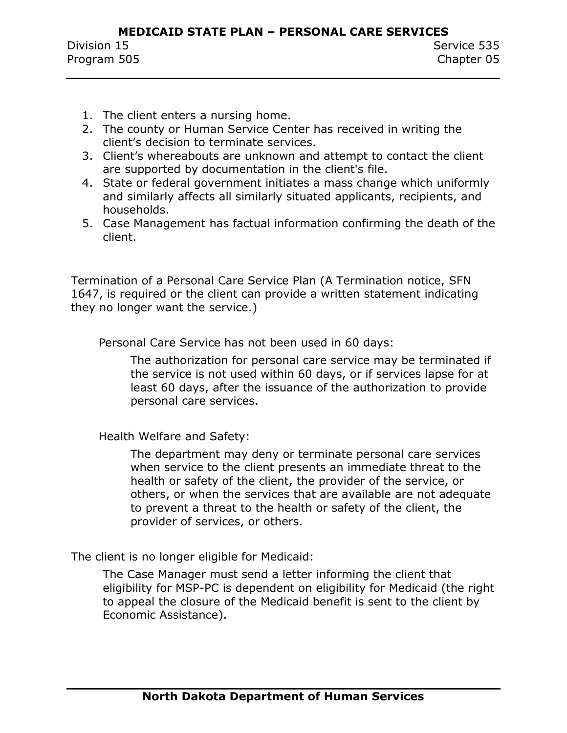1. The client enters a nursing home.
2. The county or Human Service Center has received in writing the client's decision to terminate services.
3. Client's whereabouts are unknown and attempt to contact the client are supported by documentation in the client's file.
4. State or federal government initiates a mass change which uniformly and similarly affects all similarly situated applicants, recipients, and households.
5. Case Management has factual information confirming the death of the client.

Termination of a Personal Care Service Plan (A Termination notice, SFN 1647, is required or the client can provide a written statement indicating they no longer want the service.)

Personal Care Service has not been used in 60 days:

The authorization for personal care service may be terminated if the service is not used within 60 days, or if services lapse for at least 60 days, after the issuance of the authorization to provide personal care services.

Health Welfare and Safety:

The department may deny or terminate personal care services when service to the client presents an immediate threat to the health or safety of the client, the provider of the service, or others, or when the services that are available are not adequate to prevent a threat to the health or safety of the client, the provider of services, or others.

The client is no longer eligible for Medicaid:

The Case Manager must send a letter informing the client that eligibility for MSP-PC is dependent on eligibility for Medicaid (the right to appeal the closure of the Medicaid benefit is sent to the client by Economic Assistance).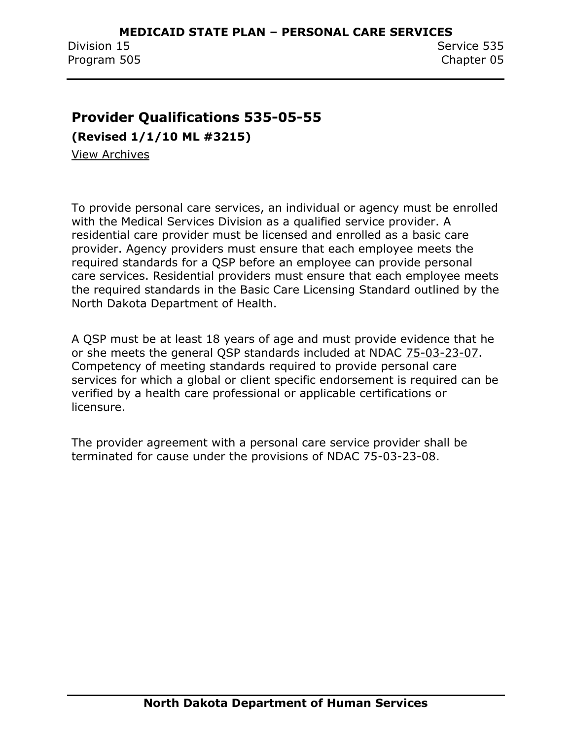## Provider Qualifications 535-05-55

**(Revised 1/1/10 ML #3215)**

View Archives

To provide personal care services, an individual or agency must be enrolled with the Medical Services Division as a qualified service provider. A residential care provider must be licensed and enrolled as a basic care provider. Agency providers must ensure that each employee meets the required standards for a QSP before an employee can provide personal care services. Residential providers must ensure that each employee meets the required standards in the Basic Care Licensing Standard outlined by the North Dakota Department of Health.

A QSP must be at least 18 years of age and must provide evidence that he or she meets the general QSP standards included at NDAC 75-03-23-07. Competency of meeting standards required to provide personal care services for which a global or client specific endorsement is required can be verified by a health care professional or applicable certifications or licensure.

The provider agreement with a personal care service provider shall be terminated for cause under the provisions of NDAC 75-03-23-08.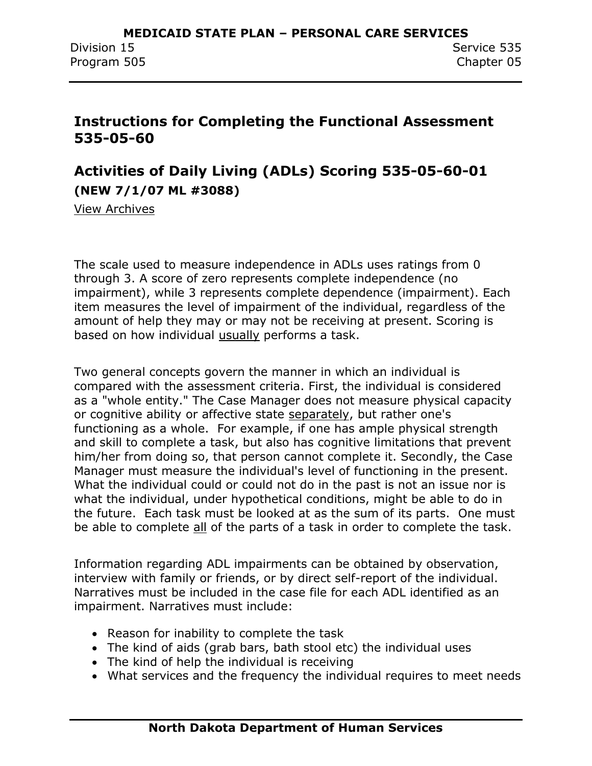## Instructions for Completing the Functional Assessment 535-05-60

## Activities of Daily Living (ADLs) Scoring 535-05-60-01

**(NEW 7/1/07 ML #3088)**

View Archives

The scale used to measure independence in ADLs uses ratings from 0 through 3. A score of zero represents complete independence (no impairment), while 3 represents complete dependence (impairment). Each item measures the level of impairment of the individual, regardless of the amount of help they may or may not be receiving at present. Scoring is based on how individual usually performs a task.

Two general concepts govern the manner in which an individual is compared with the assessment criteria. First, the individual is considered as a "whole entity." The Case Manager does not measure physical capacity or cognitive ability or affective state separately, but rather one's functioning as a whole. For example, if one has ample physical strength and skill to complete a task, but also has cognitive limitations that prevent him/her from doing so, that person cannot complete it. Secondly, the Case Manager must measure the individual's level of functioning in the present. What the individual could or could not do in the past is not an issue nor is what the individual, under hypothetical conditions, might be able to do in the future. Each task must be looked at as the sum of its parts. One must be able to complete all of the parts of a task in order to complete the task.

Information regarding ADL impairments can be obtained by observation, interview with family or friends, or by direct self-report of the individual. Narratives must be included in the case file for each ADL identified as an impairment. Narratives must include:

- Reason for inability to complete the task
- The kind of aids (grab bars, bath stool etc) the individual uses
- The kind of help the individual is receiving
- What services and the frequency the individual requires to meet needs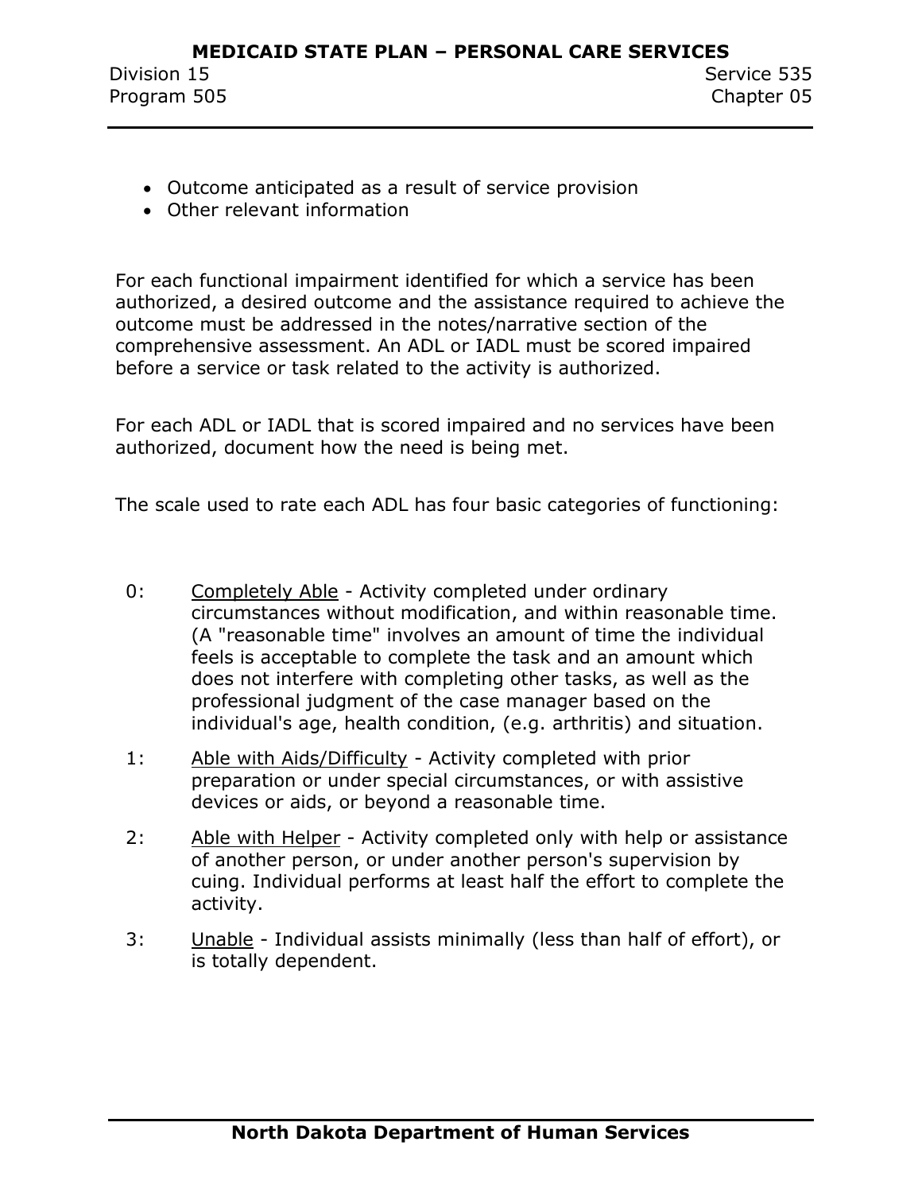- Outcome anticipated as a result of service provision
- Other relevant information

For each functional impairment identified for which a service has been authorized, a desired outcome and the assistance required to achieve the outcome must be addressed in the notes/narrative section of the comprehensive assessment. An ADL or IADL must be scored impaired before a service or task related to the activity is authorized.

For each ADL or IADL that is scored impaired and no services have been authorized, document how the need is being met.

The scale used to rate each ADL has four basic categories of functioning:

0: Completely Able - Activity completed under ordinary circumstances without modification, and within reasonable time. (A "reasonable time" involves an amount of time the individual feels is acceptable to complete the task and an amount which does not interfere with completing other tasks, as well as the professional judgment of the case manager based on the individual's age, health condition, (e.g. arthritis) and situation.

1: Able with Aids/Difficulty - Activity completed with prior preparation or under special circumstances, or with assistive devices or aids, or beyond a reasonable time.

2: Able with Helper - Activity completed only with help or assistance of another person, or under another person's supervision by cuing. Individual performs at least half the effort to complete the activity.

3: Unable - Individual assists minimally (less than half of effort), or is totally dependent.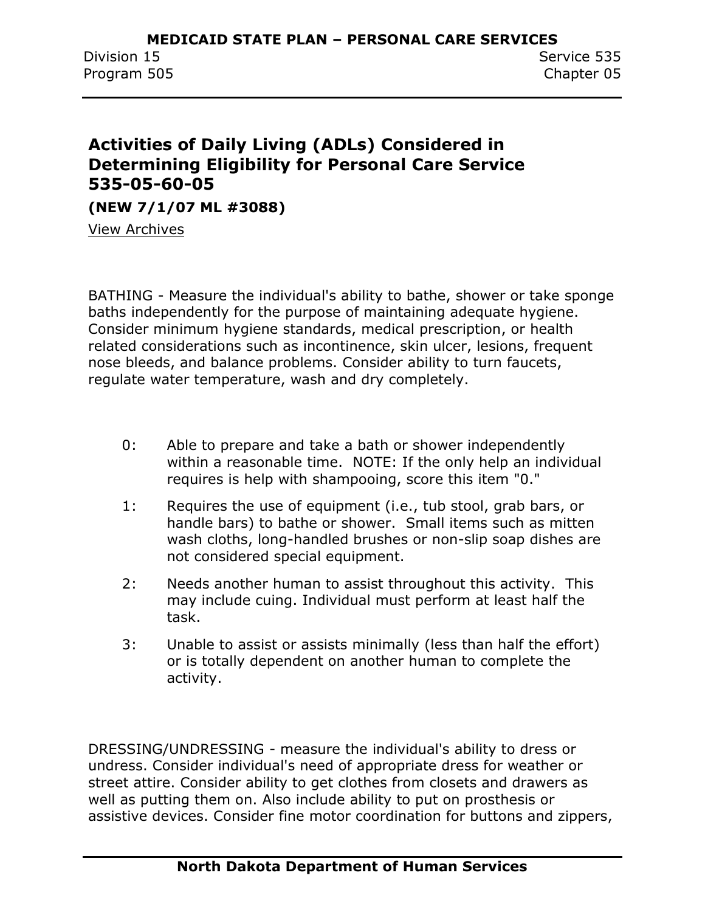## Activities of Daily Living (ADLs) Considered in Determining Eligibility for Personal Care Service 535-05-60-05

**(NEW 7/1/07 ML #3088)**

View Archives

BATHING - Measure the individual's ability to bathe, shower or take sponge baths independently for the purpose of maintaining adequate hygiene. Consider minimum hygiene standards, medical prescription, or health related considerations such as incontinence, skin ulcer, lesions, frequent nose bleeds, and balance problems. Consider ability to turn faucets, regulate water temperature, wash and dry completely.

- 0: Able to prepare and take a bath or shower independently within a reasonable time. NOTE: If the only help an individual requires is help with shampooing, score this item "0."
- 1: Requires the use of equipment (i.e., tub stool, grab bars, or handle bars) to bathe or shower. Small items such as mitten wash cloths, long-handled brushes or non-slip soap dishes are not considered special equipment.
- 2: Needs another human to assist throughout this activity. This may include cuing. Individual must perform at least half the task.
- 3: Unable to assist or assists minimally (less than half the effort) or is totally dependent on another human to complete the activity.

DRESSING/UNDRESSING - measure the individual's ability to dress or undress. Consider individual's need of appropriate dress for weather or street attire. Consider ability to get clothes from closets and drawers as well as putting them on. Also include ability to put on prosthesis or assistive devices. Consider fine motor coordination for buttons and zippers,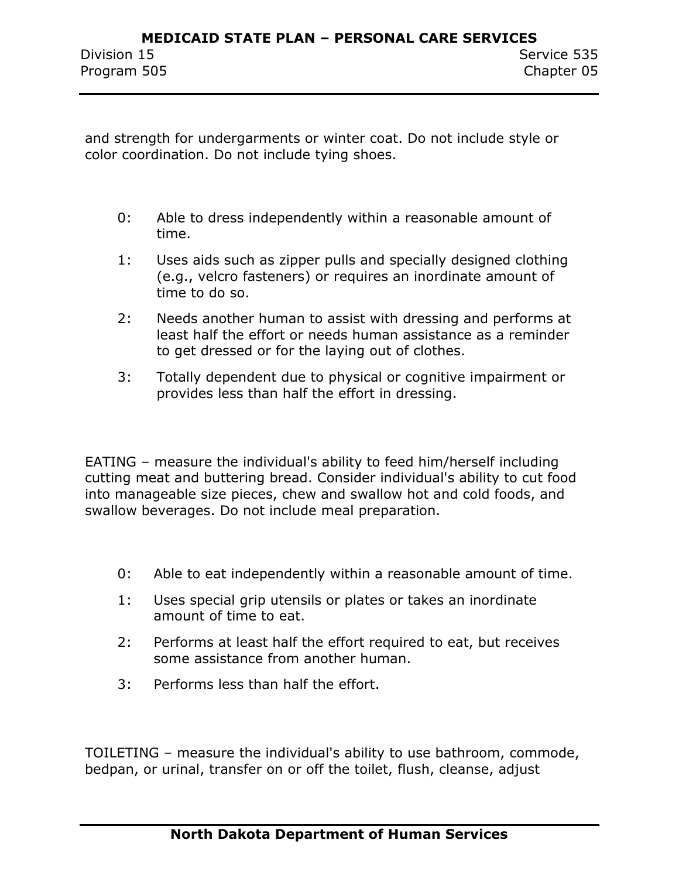and strength for undergarments or winter coat. Do not include style or color coordination. Do not include tying shoes.

0: Able to dress independently within a reasonable amount of time.

1: Uses aids such as zipper pulls and specially designed clothing (e.g., velcro fasteners) or requires an inordinate amount of time to do so.

2: Needs another human to assist with dressing and performs at least half the effort or needs human assistance as a reminder to get dressed or for the laying out of clothes.

3: Totally dependent due to physical or cognitive impairment or provides less than half the effort in dressing.

EATING – measure the individual's ability to feed him/herself including cutting meat and buttering bread. Consider individual's ability to cut food into manageable size pieces, chew and swallow hot and cold foods, and swallow beverages. Do not include meal preparation.

0: Able to eat independently within a reasonable amount of time.

1: Uses special grip utensils or plates or takes an inordinate amount of time to eat.

2: Performs at least half the effort required to eat, but receives some assistance from another human.

3: Performs less than half the effort.

TOILETING – measure the individual's ability to use bathroom, commode, bedpan, or urinal, transfer on or off the toilet, flush, cleanse, adjust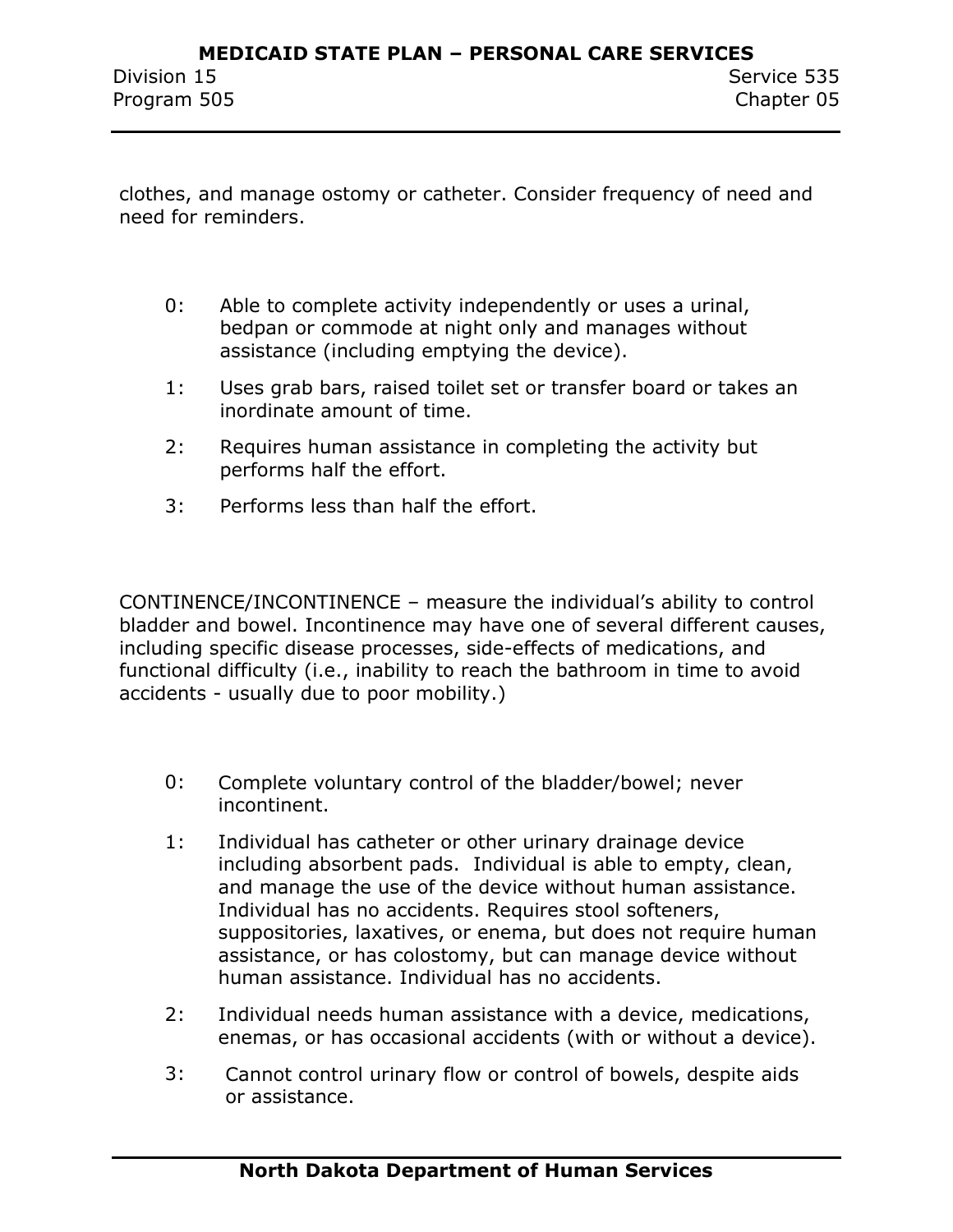clothes, and manage ostomy or catheter. Consider frequency of need and need for reminders.

- 0: Able to complete activity independently or uses a urinal, bedpan or commode at night only and manages without assistance (including emptying the device).
- 1: Uses grab bars, raised toilet set or transfer board or takes an inordinate amount of time.
- 2: Requires human assistance in completing the activity but performs half the effort.
- 3: Performs less than half the effort.

CONTINENCE/INCONTINENCE – measure the individual's ability to control bladder and bowel. Incontinence may have one of several different causes, including specific disease processes, side-effects of medications, and functional difficulty (i.e., inability to reach the bathroom in time to avoid accidents - usually due to poor mobility.)

- 0: Complete voluntary control of the bladder/bowel; never incontinent.
- 1: Individual has catheter or other urinary drainage device including absorbent pads. Individual is able to empty, clean, and manage the use of the device without human assistance. Individual has no accidents. Requires stool softeners, suppositories, laxatives, or enema, but does not require human assistance, or has colostomy, but can manage device without human assistance. Individual has no accidents.
- 2: Individual needs human assistance with a device, medications, enemas, or has occasional accidents (with or without a device).
- 3: Cannot control urinary flow or control of bowels, despite aids or assistance.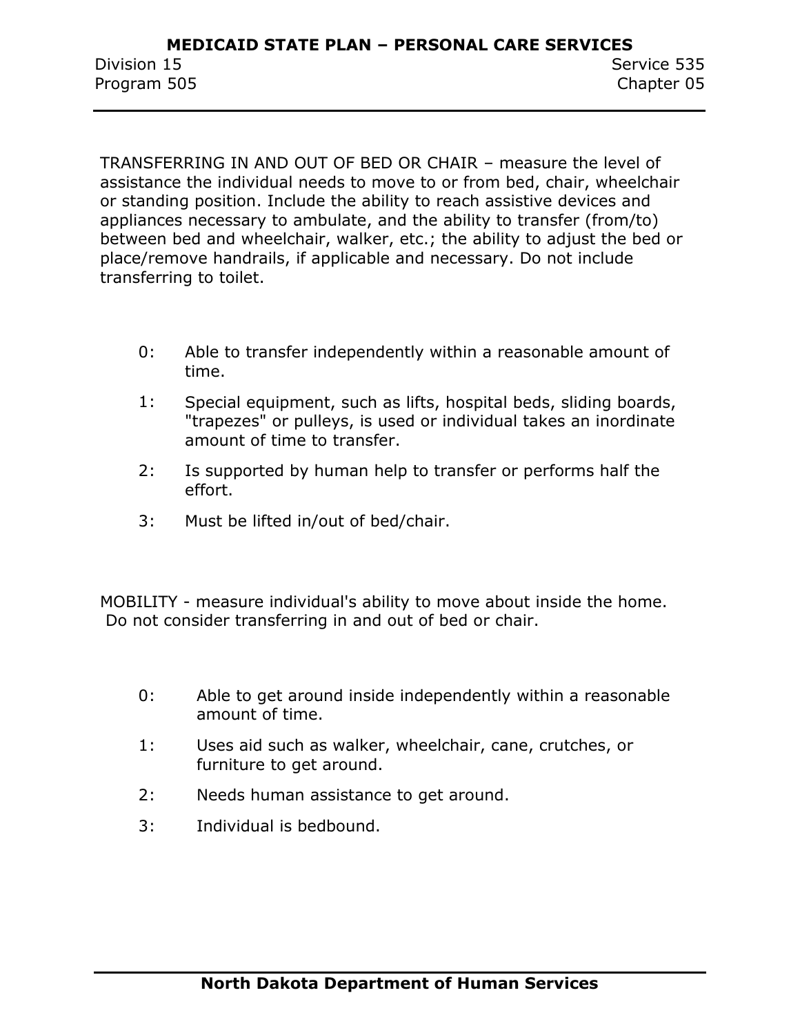TRANSFERRING IN AND OUT OF BED OR CHAIR – measure the level of assistance the individual needs to move to or from bed, chair, wheelchair or standing position. Include the ability to reach assistive devices and appliances necessary to ambulate, and the ability to transfer (from/to) between bed and wheelchair, walker, etc.; the ability to adjust the bed or place/remove handrails, if applicable and necessary. Do not include transferring to toilet.

- 0: Able to transfer independently within a reasonable amount of time.
- 1: Special equipment, such as lifts, hospital beds, sliding boards, "trapezes" or pulleys, is used or individual takes an inordinate amount of time to transfer.
- 2: Is supported by human help to transfer or performs half the effort.
- 3: Must be lifted in/out of bed/chair.

MOBILITY - measure individual's ability to move about inside the home. Do not consider transferring in and out of bed or chair.

- 0: Able to get around inside independently within a reasonable amount of time.
- 1: Uses aid such as walker, wheelchair, cane, crutches, or furniture to get around.
- 2: Needs human assistance to get around.
- 3: Individual is bedbound.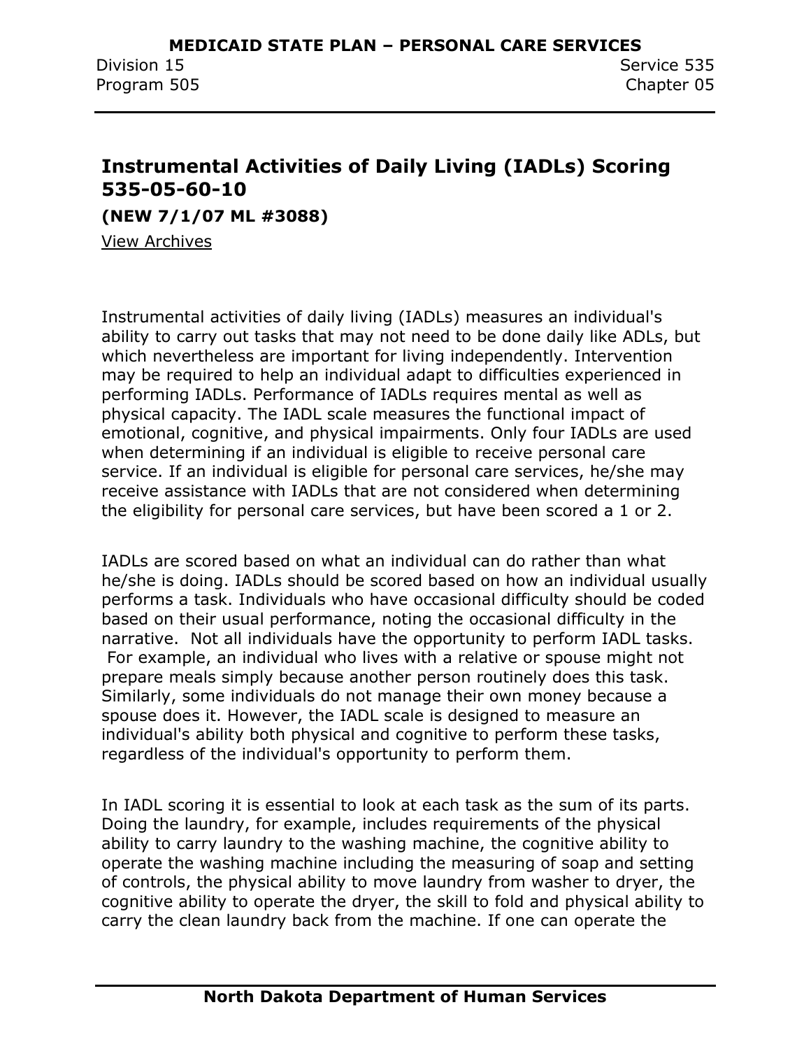## Instrumental Activities of Daily Living (IADLs) Scoring 535-05-60-10

**(NEW 7/1/07 ML #3088)**

View Archives

Instrumental activities of daily living (IADLs) measures an individual's ability to carry out tasks that may not need to be done daily like ADLs, but which nevertheless are important for living independently. Intervention may be required to help an individual adapt to difficulties experienced in performing IADLs. Performance of IADLs requires mental as well as physical capacity. The IADL scale measures the functional impact of emotional, cognitive, and physical impairments. Only four IADLs are used when determining if an individual is eligible to receive personal care service. If an individual is eligible for personal care services, he/she may receive assistance with IADLs that are not considered when determining the eligibility for personal care services, but have been scored a 1 or 2.

IADLs are scored based on what an individual can do rather than what he/she is doing. IADLs should be scored based on how an individual usually performs a task. Individuals who have occasional difficulty should be coded based on their usual performance, noting the occasional difficulty in the narrative. Not all individuals have the opportunity to perform IADL tasks. For example, an individual who lives with a relative or spouse might not prepare meals simply because another person routinely does this task. Similarly, some individuals do not manage their own money because a spouse does it. However, the IADL scale is designed to measure an individual's ability both physical and cognitive to perform these tasks, regardless of the individual's opportunity to perform them.

In IADL scoring it is essential to look at each task as the sum of its parts. Doing the laundry, for example, includes requirements of the physical ability to carry laundry to the washing machine, the cognitive ability to operate the washing machine including the measuring of soap and setting of controls, the physical ability to move laundry from washer to dryer, the cognitive ability to operate the dryer, the skill to fold and physical ability to carry the clean laundry back from the machine. If one can operate the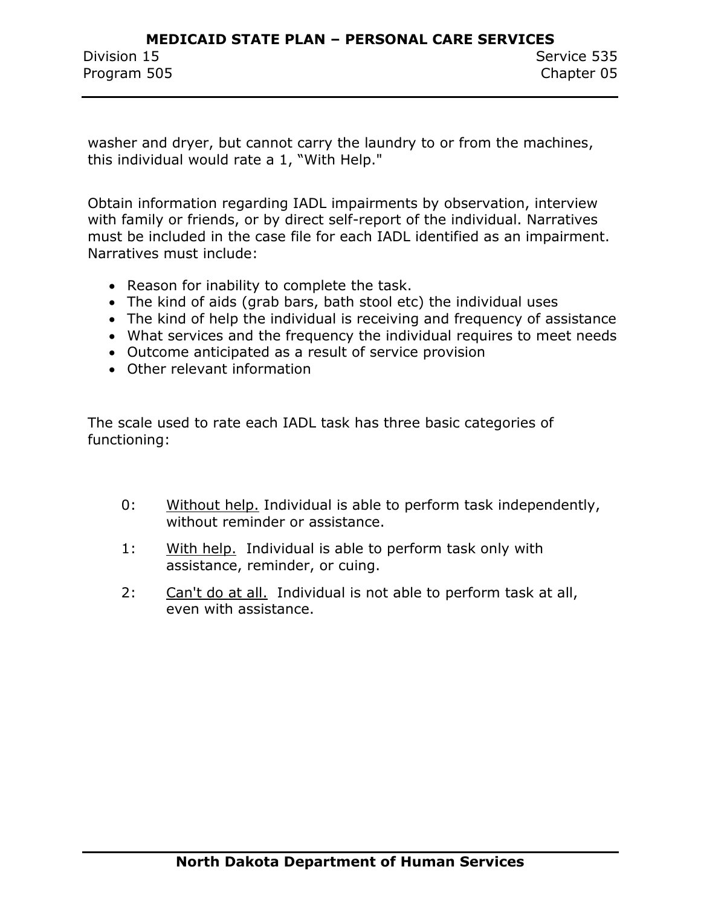washer and dryer, but cannot carry the laundry to or from the machines, this individual would rate a 1, "With Help."

Obtain information regarding IADL impairments by observation, interview with family or friends, or by direct self-report of the individual. Narratives must be included in the case file for each IADL identified as an impairment. Narratives must include:

- Reason for inability to complete the task.
- The kind of aids (grab bars, bath stool etc) the individual uses
- The kind of help the individual is receiving and frequency of assistance
- What services and the frequency the individual requires to meet needs
- Outcome anticipated as a result of service provision
- Other relevant information

The scale used to rate each IADL task has three basic categories of functioning:

0: Without help. Individual is able to perform task independently, without reminder or assistance.

1: With help. Individual is able to perform task only with assistance, reminder, or cuing.

2: Can't do at all. Individual is not able to perform task at all, even with assistance.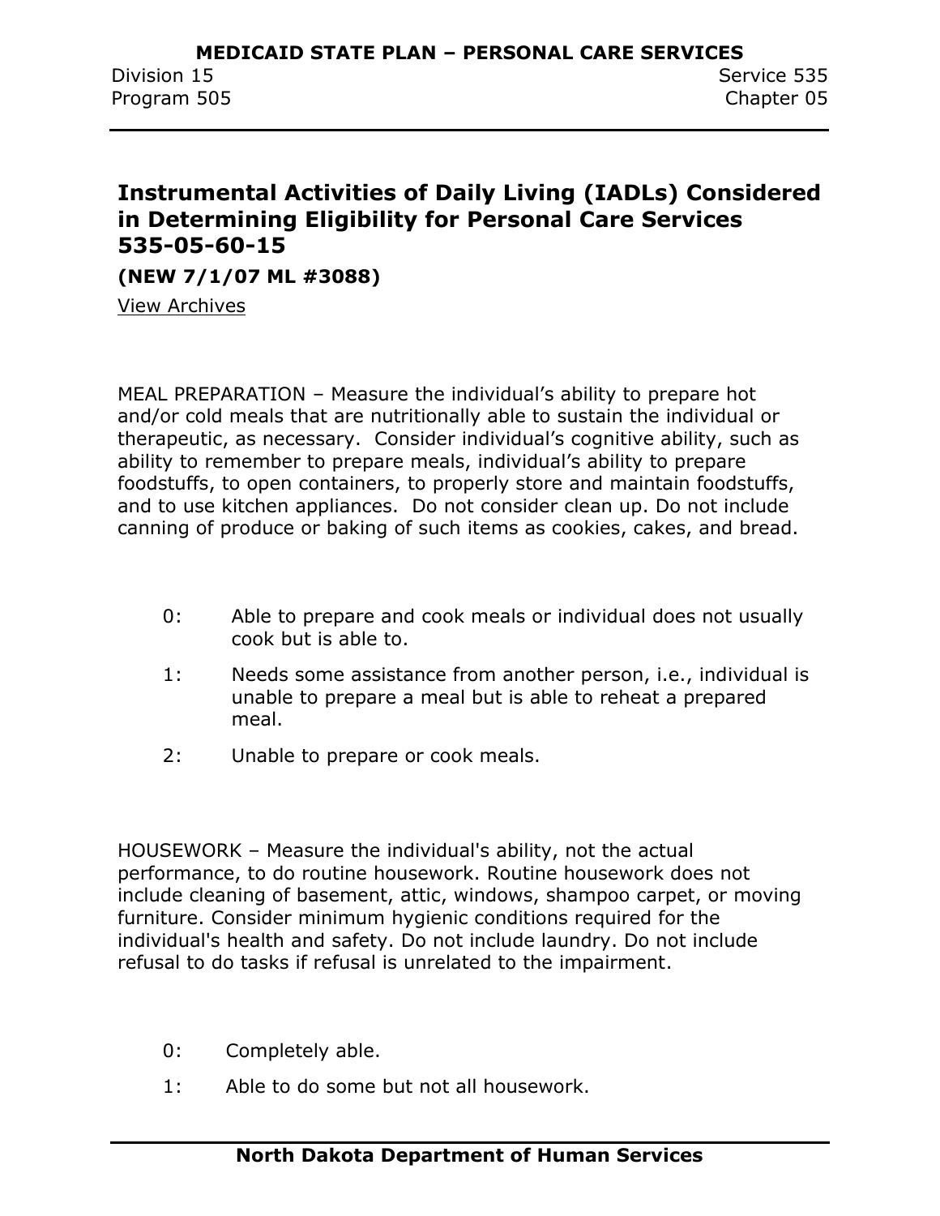## Instrumental Activities of Daily Living (IADLs) Considered in Determining Eligibility for Personal Care Services 535-05-60-15

**(NEW 7/1/07 ML #3088)**

View Archives

MEAL PREPARATION – Measure the individual's ability to prepare hot and/or cold meals that are nutritionally able to sustain the individual or therapeutic, as necessary. Consider individual's cognitive ability, such as ability to remember to prepare meals, individual's ability to prepare foodstuffs, to open containers, to properly store and maintain foodstuffs, and to use kitchen appliances. Do not consider clean up. Do not include canning of produce or baking of such items as cookies, cakes, and bread.

- 0: Able to prepare and cook meals or individual does not usually cook but is able to.
- 1: Needs some assistance from another person, i.e., individual is unable to prepare a meal but is able to reheat a prepared meal.
- 2: Unable to prepare or cook meals.

HOUSEWORK – Measure the individual's ability, not the actual performance, to do routine housework. Routine housework does not include cleaning of basement, attic, windows, shampoo carpet, or moving furniture. Consider minimum hygienic conditions required for the individual's health and safety. Do not include laundry. Do not include refusal to do tasks if refusal is unrelated to the impairment.

- 0: Completely able.
- 1: Able to do some but not all housework.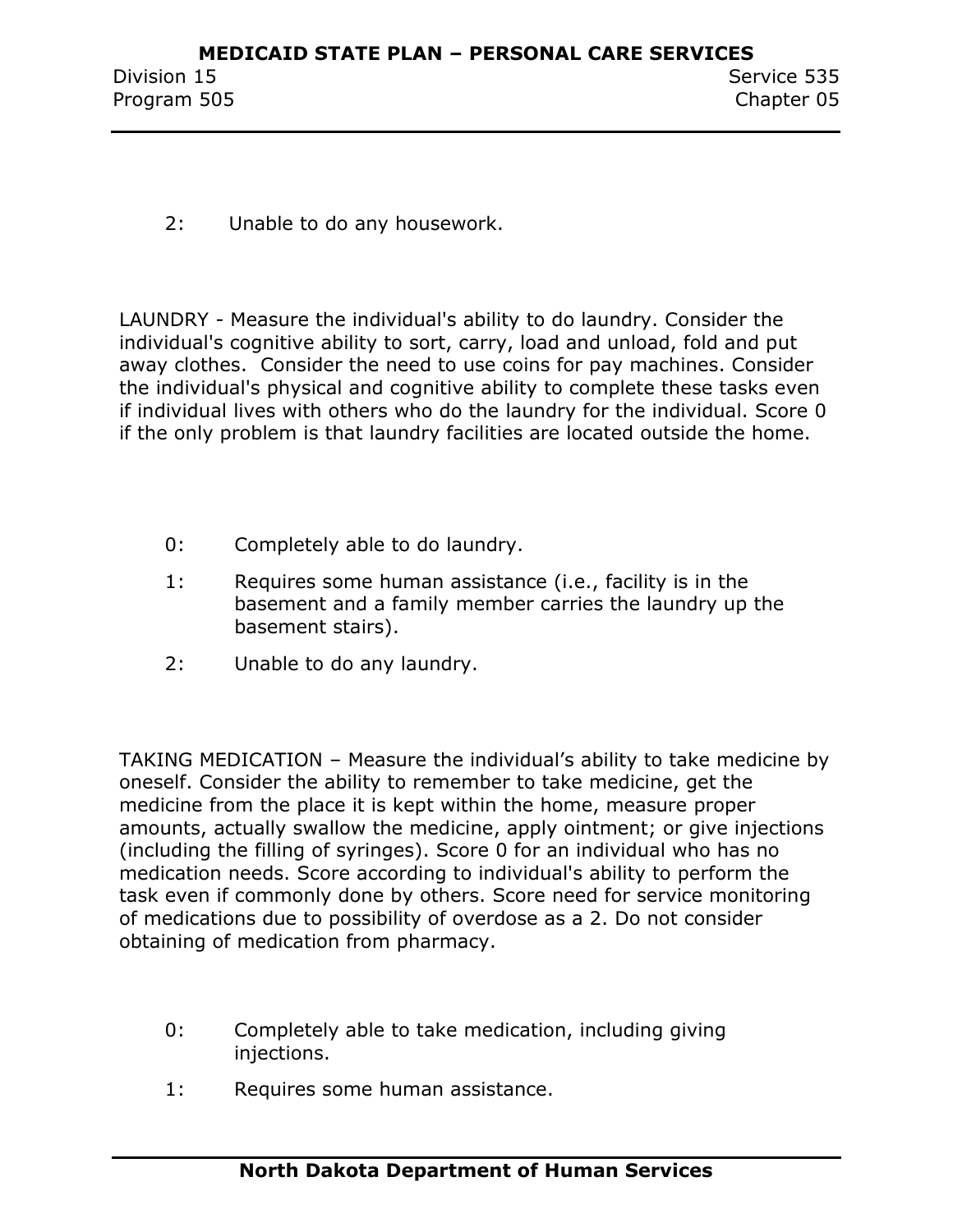2: Unable to do any housework.

LAUNDRY - Measure the individual's ability to do laundry. Consider the individual's cognitive ability to sort, carry, load and unload, fold and put away clothes. Consider the need to use coins for pay machines. Consider the individual's physical and cognitive ability to complete these tasks even if individual lives with others who do the laundry for the individual. Score 0 if the only problem is that laundry facilities are located outside the home.

0: Completely able to do laundry.

1: Requires some human assistance (i.e., facility is in the basement and a family member carries the laundry up the basement stairs).

2: Unable to do any laundry.

TAKING MEDICATION – Measure the individual's ability to take medicine by oneself. Consider the ability to remember to take medicine, get the medicine from the place it is kept within the home, measure proper amounts, actually swallow the medicine, apply ointment; or give injections (including the filling of syringes). Score 0 for an individual who has no medication needs. Score according to individual's ability to perform the task even if commonly done by others. Score need for service monitoring of medications due to possibility of overdose as a 2. Do not consider obtaining of medication from pharmacy.

0: Completely able to take medication, including giving injections.

1: Requires some human assistance.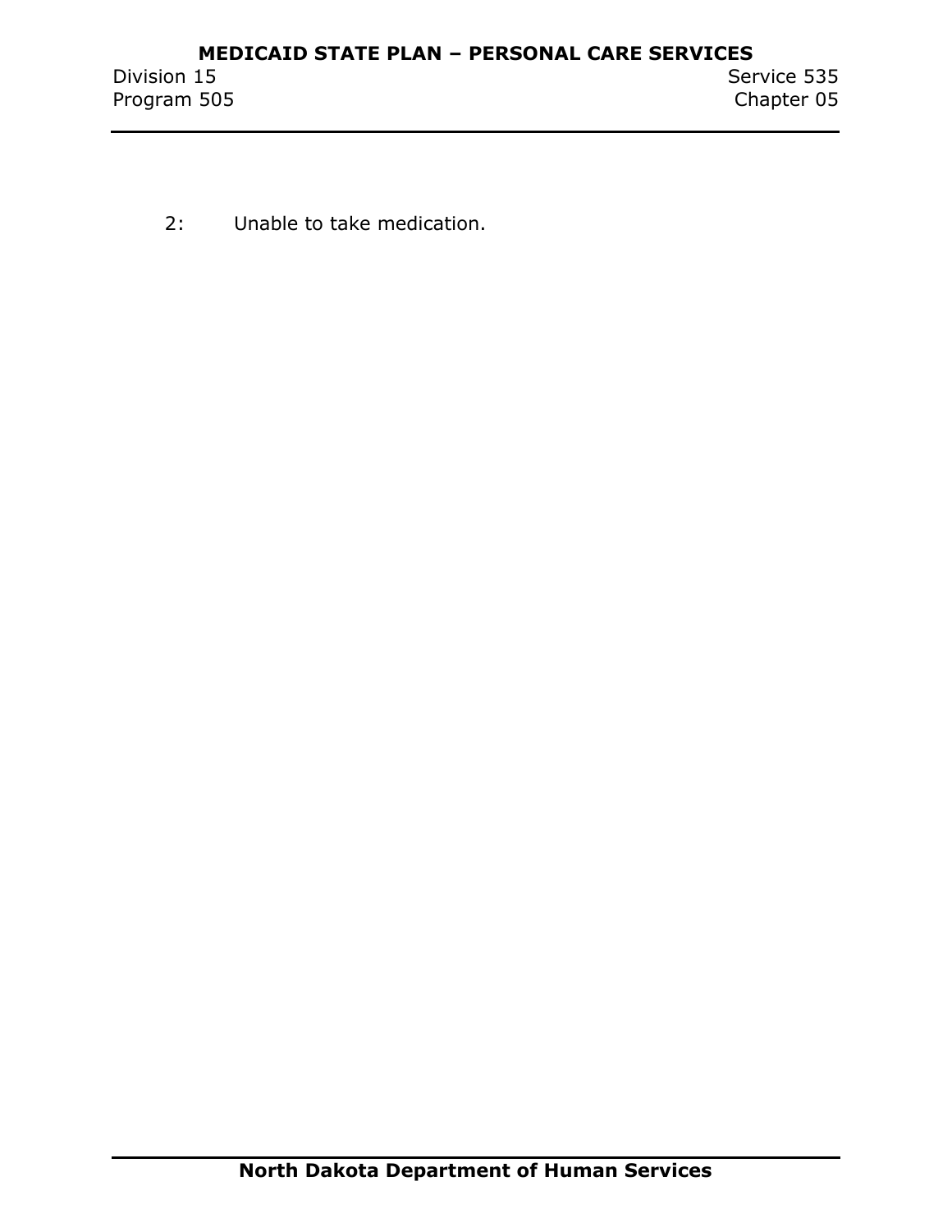2: Unable to take medication.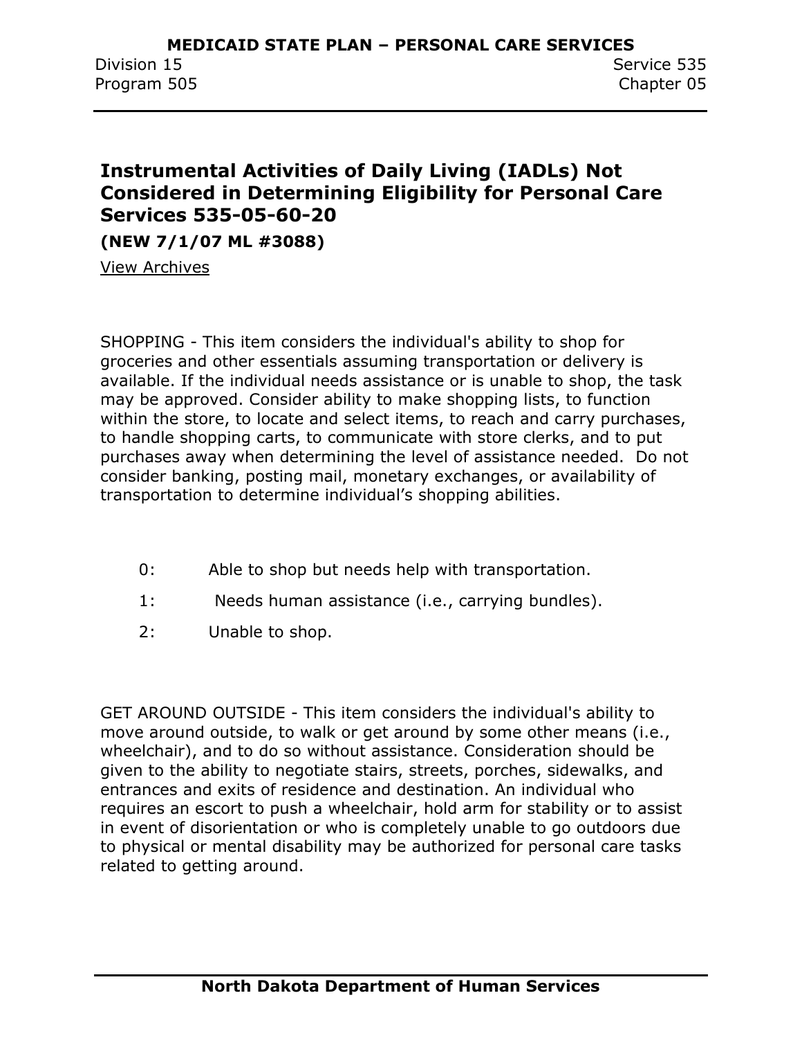## Instrumental Activities of Daily Living (IADLs) Not Considered in Determining Eligibility for Personal Care Services 535-05-60-20

**(NEW 7/1/07 ML #3088)**

View Archives

SHOPPING - This item considers the individual's ability to shop for groceries and other essentials assuming transportation or delivery is available. If the individual needs assistance or is unable to shop, the task may be approved. Consider ability to make shopping lists, to function within the store, to locate and select items, to reach and carry purchases, to handle shopping carts, to communicate with store clerks, and to put purchases away when determining the level of assistance needed. Do not consider banking, posting mail, monetary exchanges, or availability of transportation to determine individual's shopping abilities.

- 0: Able to shop but needs help with transportation.
- 1: Needs human assistance (i.e., carrying bundles).
- 2: Unable to shop.

GET AROUND OUTSIDE - This item considers the individual's ability to move around outside, to walk or get around by some other means (i.e., wheelchair), and to do so without assistance. Consideration should be given to the ability to negotiate stairs, streets, porches, sidewalks, and entrances and exits of residence and destination. An individual who requires an escort to push a wheelchair, hold arm for stability or to assist in event of disorientation or who is completely unable to go outdoors due to physical or mental disability may be authorized for personal care tasks related to getting around.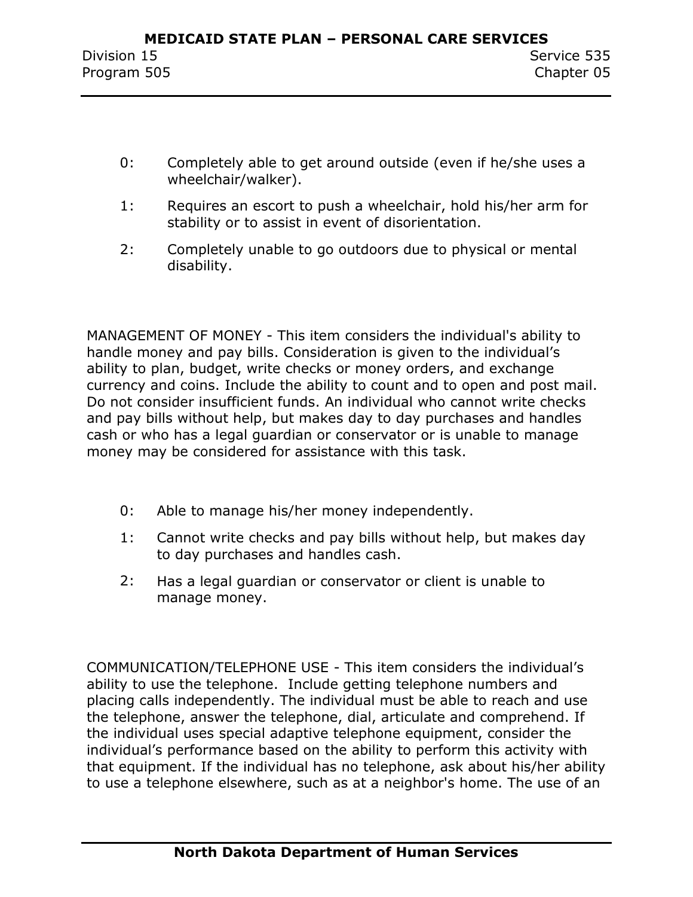0: Completely able to get around outside (even if he/she uses a wheelchair/walker).

1: Requires an escort to push a wheelchair, hold his/her arm for stability or to assist in event of disorientation.

2: Completely unable to go outdoors due to physical or mental disability.

MANAGEMENT OF MONEY - This item considers the individual's ability to handle money and pay bills. Consideration is given to the individual's ability to plan, budget, write checks or money orders, and exchange currency and coins. Include the ability to count and to open and post mail. Do not consider insufficient funds. An individual who cannot write checks and pay bills without help, but makes day to day purchases and handles cash or who has a legal guardian or conservator or is unable to manage money may be considered for assistance with this task.

0: Able to manage his/her money independently.

1: Cannot write checks and pay bills without help, but makes day to day purchases and handles cash.

2: Has a legal guardian or conservator or client is unable to manage money.

COMMUNICATION/TELEPHONE USE - This item considers the individual's ability to use the telephone. Include getting telephone numbers and placing calls independently. The individual must be able to reach and use the telephone, answer the telephone, dial, articulate and comprehend. If the individual uses special adaptive telephone equipment, consider the individual's performance based on the ability to perform this activity with that equipment. If the individual has no telephone, ask about his/her ability to use a telephone elsewhere, such as at a neighbor's home. The use of an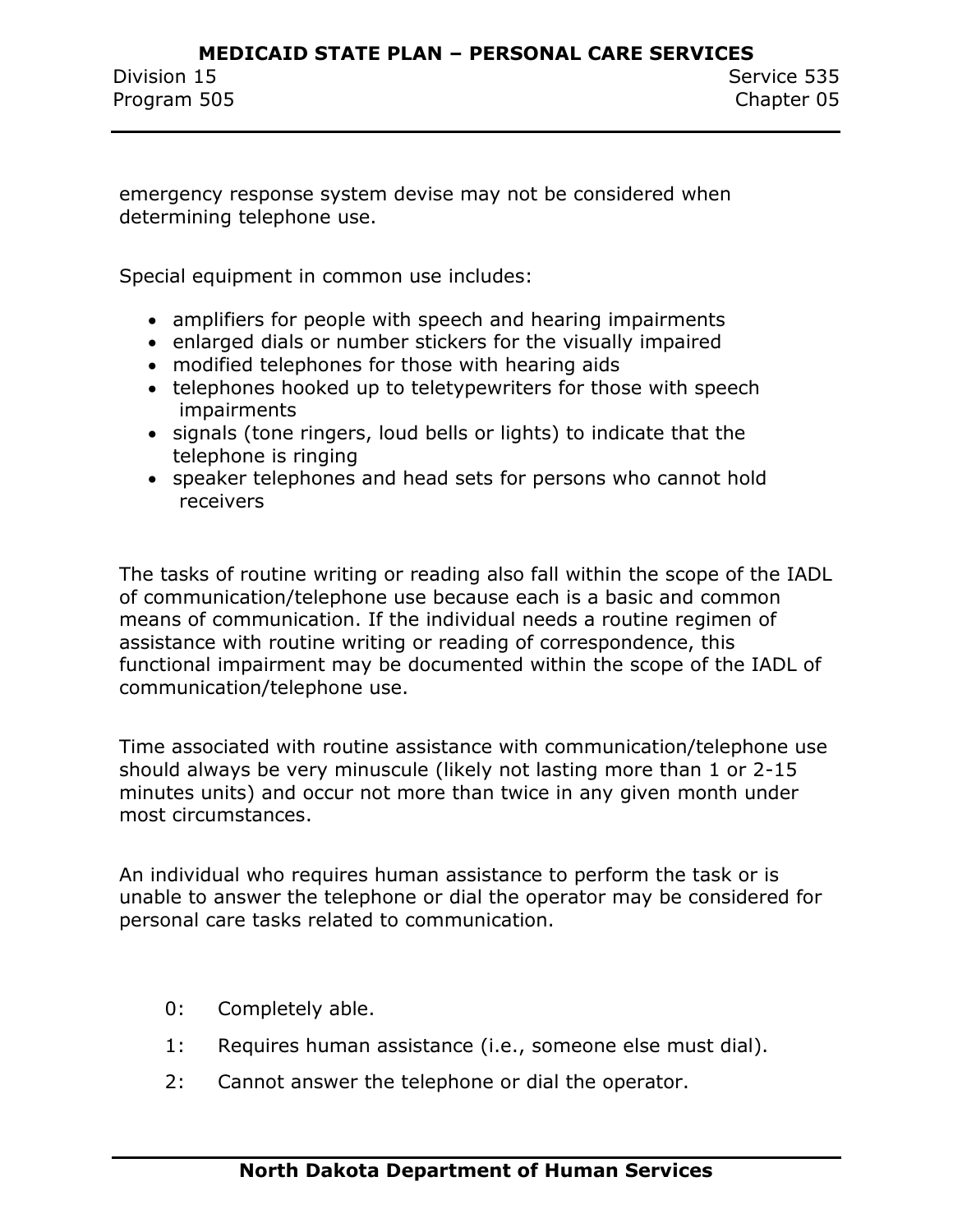emergency response system devise may not be considered when determining telephone use.

Special equipment in common use includes:

- amplifiers for people with speech and hearing impairments
- enlarged dials or number stickers for the visually impaired
- modified telephones for those with hearing aids
- telephones hooked up to teletypewriters for those with speech impairments
- signals (tone ringers, loud bells or lights) to indicate that the telephone is ringing
- speaker telephones and head sets for persons who cannot hold receivers

The tasks of routine writing or reading also fall within the scope of the IADL of communication/telephone use because each is a basic and common means of communication. If the individual needs a routine regimen of assistance with routine writing or reading of correspondence, this functional impairment may be documented within the scope of the IADL of communication/telephone use.

Time associated with routine assistance with communication/telephone use should always be very minuscule (likely not lasting more than 1 or 2-15 minutes units) and occur not more than twice in any given month under most circumstances.

An individual who requires human assistance to perform the task or is unable to answer the telephone or dial the operator may be considered for personal care tasks related to communication.

0: Completely able.

1: Requires human assistance (i.e., someone else must dial).

2: Cannot answer the telephone or dial the operator.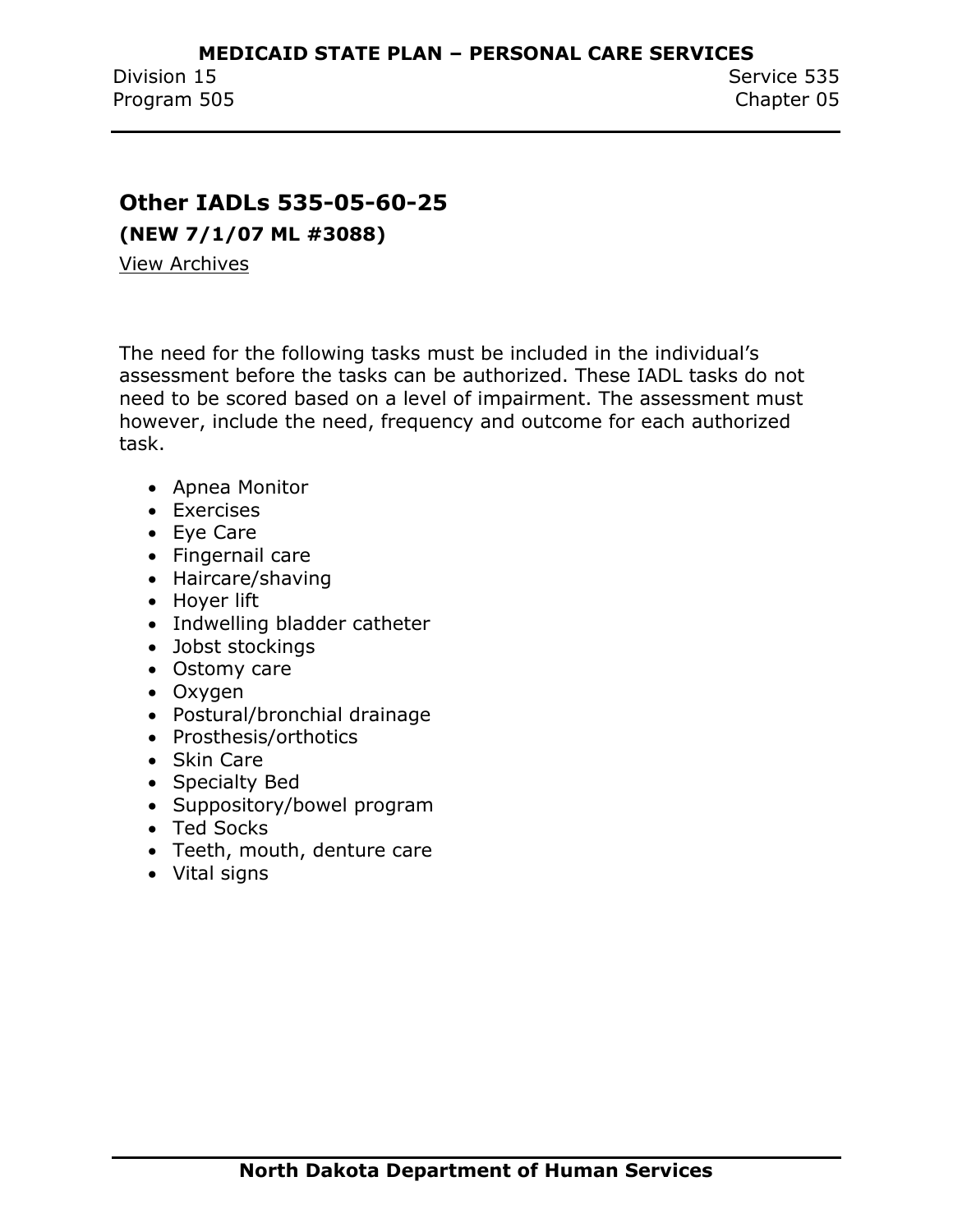## Other IADLs 535-05-60-25

**(NEW 7/1/07 ML #3088)**

View Archives

The need for the following tasks must be included in the individual's assessment before the tasks can be authorized. These IADL tasks do not need to be scored based on a level of impairment. The assessment must however, include the need, frequency and outcome for each authorized task.

- Apnea Monitor
- Exercises
- Eye Care
- Fingernail care
- Haircare/shaving
- Hoyer lift
- Indwelling bladder catheter
- Jobst stockings
- Ostomy care
- Oxygen
- Postural/bronchial drainage
- Prosthesis/orthotics
- Skin Care
- Specialty Bed
- Suppository/bowel program
- Ted Socks
- Teeth, mouth, denture care
- Vital signs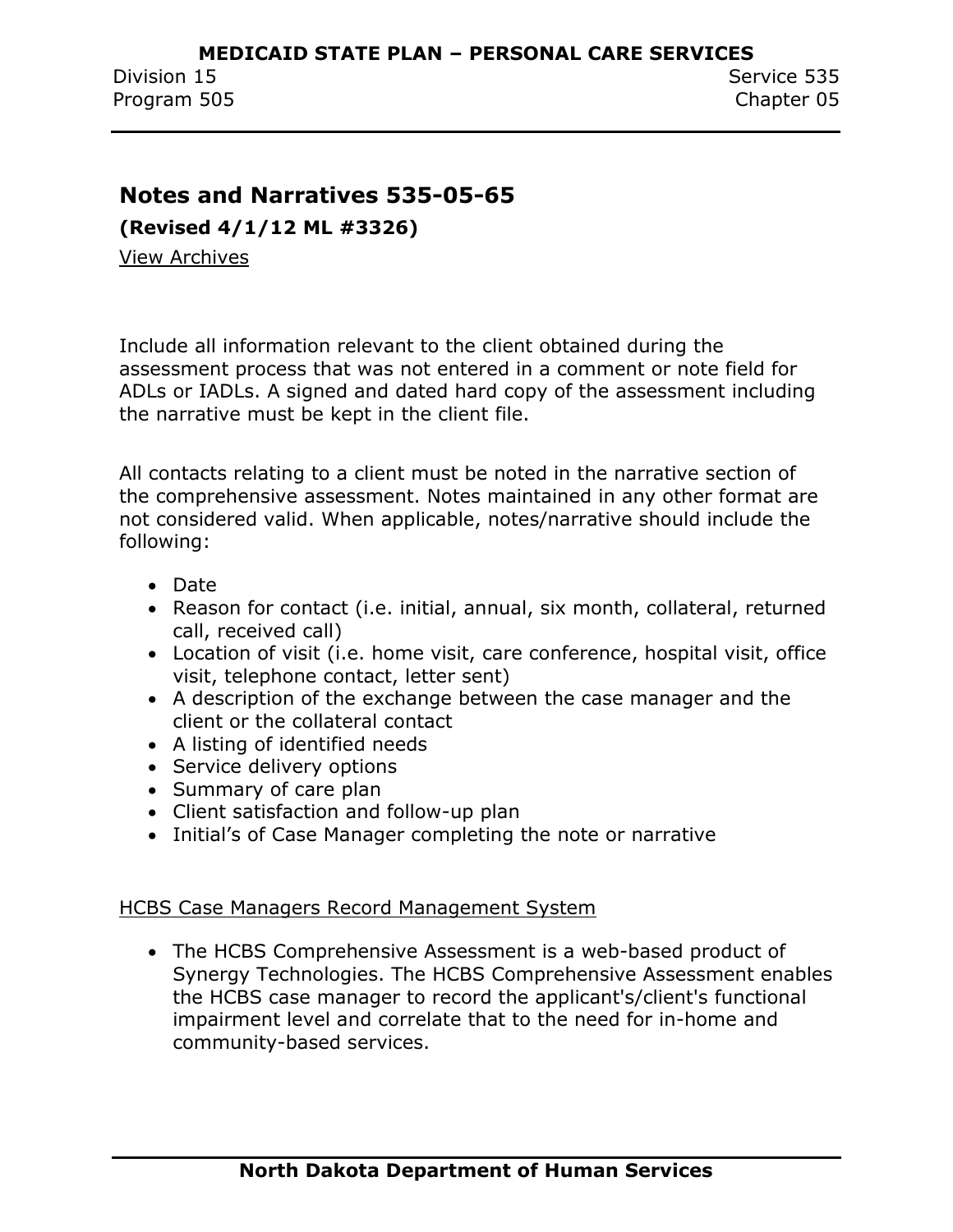## Notes and Narratives 535-05-65

**(Revised 4/1/12 ML #3326)**

View Archives

Include all information relevant to the client obtained during the assessment process that was not entered in a comment or note field for ADLs or IADLs. A signed and dated hard copy of the assessment including the narrative must be kept in the client file.

All contacts relating to a client must be noted in the narrative section of the comprehensive assessment. Notes maintained in any other format are not considered valid. When applicable, notes/narrative should include the following:

- Date
- Reason for contact (i.e. initial, annual, six month, collateral, returned call, received call)
- Location of visit (i.e. home visit, care conference, hospital visit, office visit, telephone contact, letter sent)
- A description of the exchange between the case manager and the client or the collateral contact
- A listing of identified needs
- Service delivery options
- Summary of care plan
- Client satisfaction and follow-up plan
- Initial's of Case Manager completing the note or narrative

HCBS Case Managers Record Management System

- The HCBS Comprehensive Assessment is a web-based product of Synergy Technologies. The HCBS Comprehensive Assessment enables the HCBS case manager to record the applicant's/client's functional impairment level and correlate that to the need for in-home and community-based services.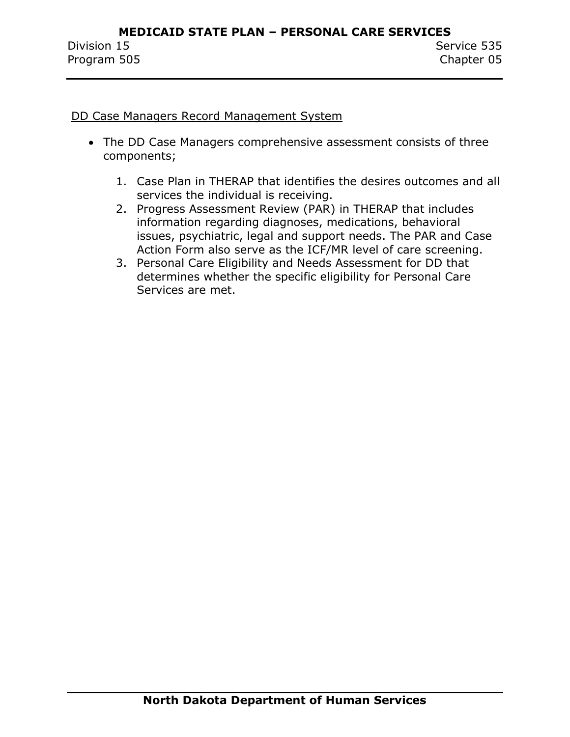DD Case Managers Record Management System

- The DD Case Managers comprehensive assessment consists of three components;

    1. Case Plan in THERAP that identifies the desires outcomes and all services the individual is receiving.
    2. Progress Assessment Review (PAR) in THERAP that includes information regarding diagnoses, medications, behavioral issues, psychiatric, legal and support needs. The PAR and Case Action Form also serve as the ICF/MR level of care screening.
    3. Personal Care Eligibility and Needs Assessment for DD that determines whether the specific eligibility for Personal Care Services are met.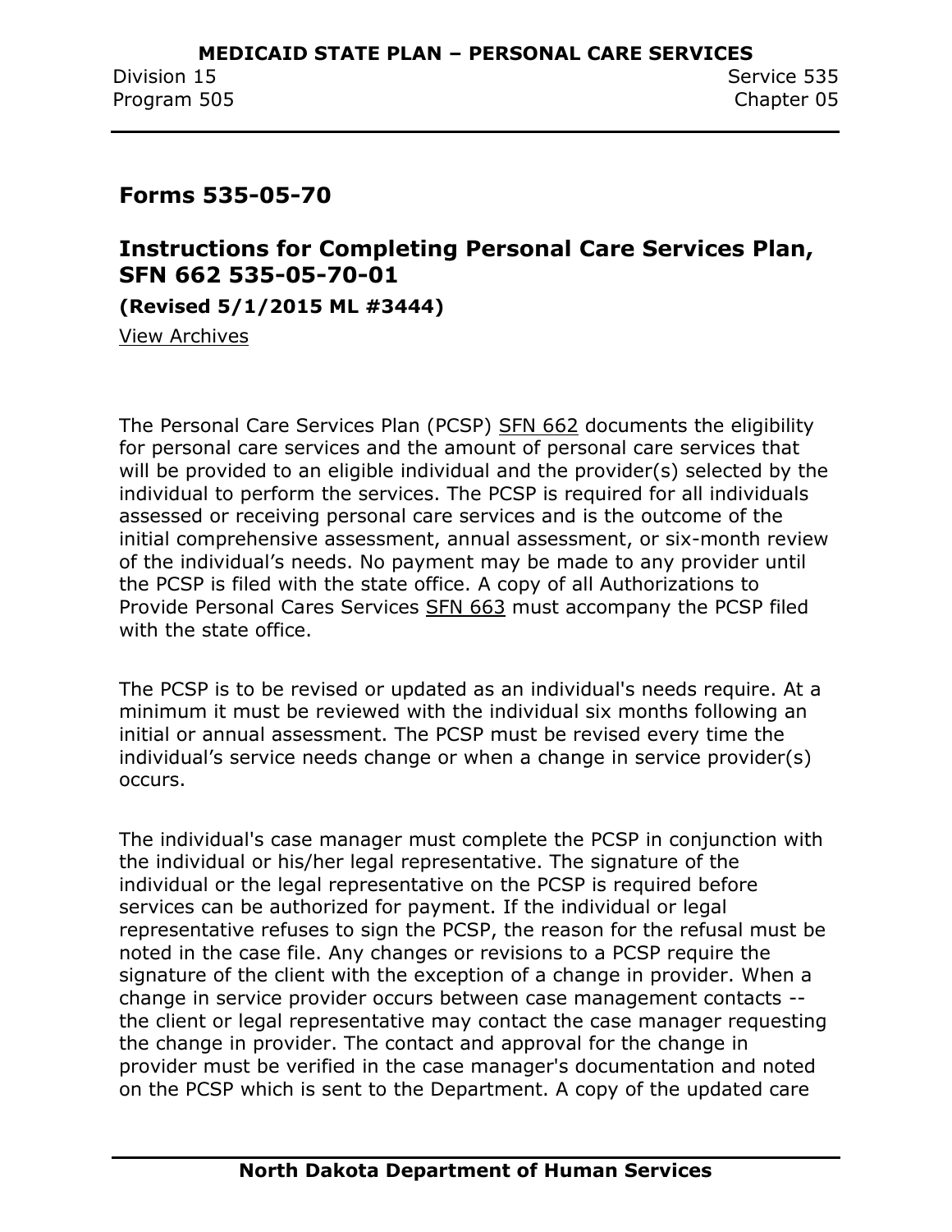## Forms 535-05-70

## Instructions for Completing Personal Care Services Plan, SFN 662 535-05-70-01

**(Revised 5/1/2015 ML #3444)**

View Archives

The Personal Care Services Plan (PCSP) SFN 662 documents the eligibility for personal care services and the amount of personal care services that will be provided to an eligible individual and the provider(s) selected by the individual to perform the services. The PCSP is required for all individuals assessed or receiving personal care services and is the outcome of the initial comprehensive assessment, annual assessment, or six-month review of the individual's needs. No payment may be made to any provider until the PCSP is filed with the state office. A copy of all Authorizations to Provide Personal Cares Services SFN 663 must accompany the PCSP filed with the state office.

The PCSP is to be revised or updated as an individual's needs require. At a minimum it must be reviewed with the individual six months following an initial or annual assessment. The PCSP must be revised every time the individual's service needs change or when a change in service provider(s) occurs.

The individual's case manager must complete the PCSP in conjunction with the individual or his/her legal representative. The signature of the individual or the legal representative on the PCSP is required before services can be authorized for payment. If the individual or legal representative refuses to sign the PCSP, the reason for the refusal must be noted in the case file. Any changes or revisions to a PCSP require the signature of the client with the exception of a change in provider. When a change in service provider occurs between case management contacts -- the client or legal representative may contact the case manager requesting the change in provider. The contact and approval for the change in provider must be verified in the case manager's documentation and noted on the PCSP which is sent to the Department. A copy of the updated care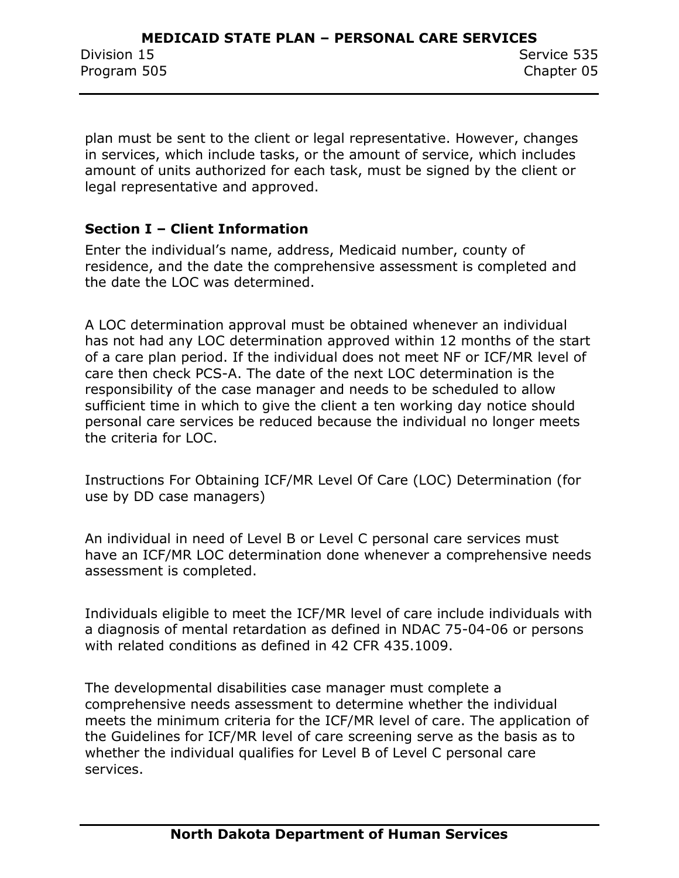plan must be sent to the client or legal representative. However, changes in services, which include tasks, or the amount of service, which includes amount of units authorized for each task, must be signed by the client or legal representative and approved.

### Section I – Client Information

Enter the individual's name, address, Medicaid number, county of residence, and the date the comprehensive assessment is completed and the date the LOC was determined.

A LOC determination approval must be obtained whenever an individual has not had any LOC determination approved within 12 months of the start of a care plan period. If the individual does not meet NF or ICF/MR level of care then check PCS-A. The date of the next LOC determination is the responsibility of the case manager and needs to be scheduled to allow sufficient time in which to give the client a ten working day notice should personal care services be reduced because the individual no longer meets the criteria for LOC.

Instructions For Obtaining ICF/MR Level Of Care (LOC) Determination (for use by DD case managers)

An individual in need of Level B or Level C personal care services must have an ICF/MR LOC determination done whenever a comprehensive needs assessment is completed.

Individuals eligible to meet the ICF/MR level of care include individuals with a diagnosis of mental retardation as defined in NDAC 75-04-06 or persons with related conditions as defined in 42 CFR 435.1009.

The developmental disabilities case manager must complete a comprehensive needs assessment to determine whether the individual meets the minimum criteria for the ICF/MR level of care. The application of the Guidelines for ICF/MR level of care screening serve as the basis as to whether the individual qualifies for Level B of Level C personal care services.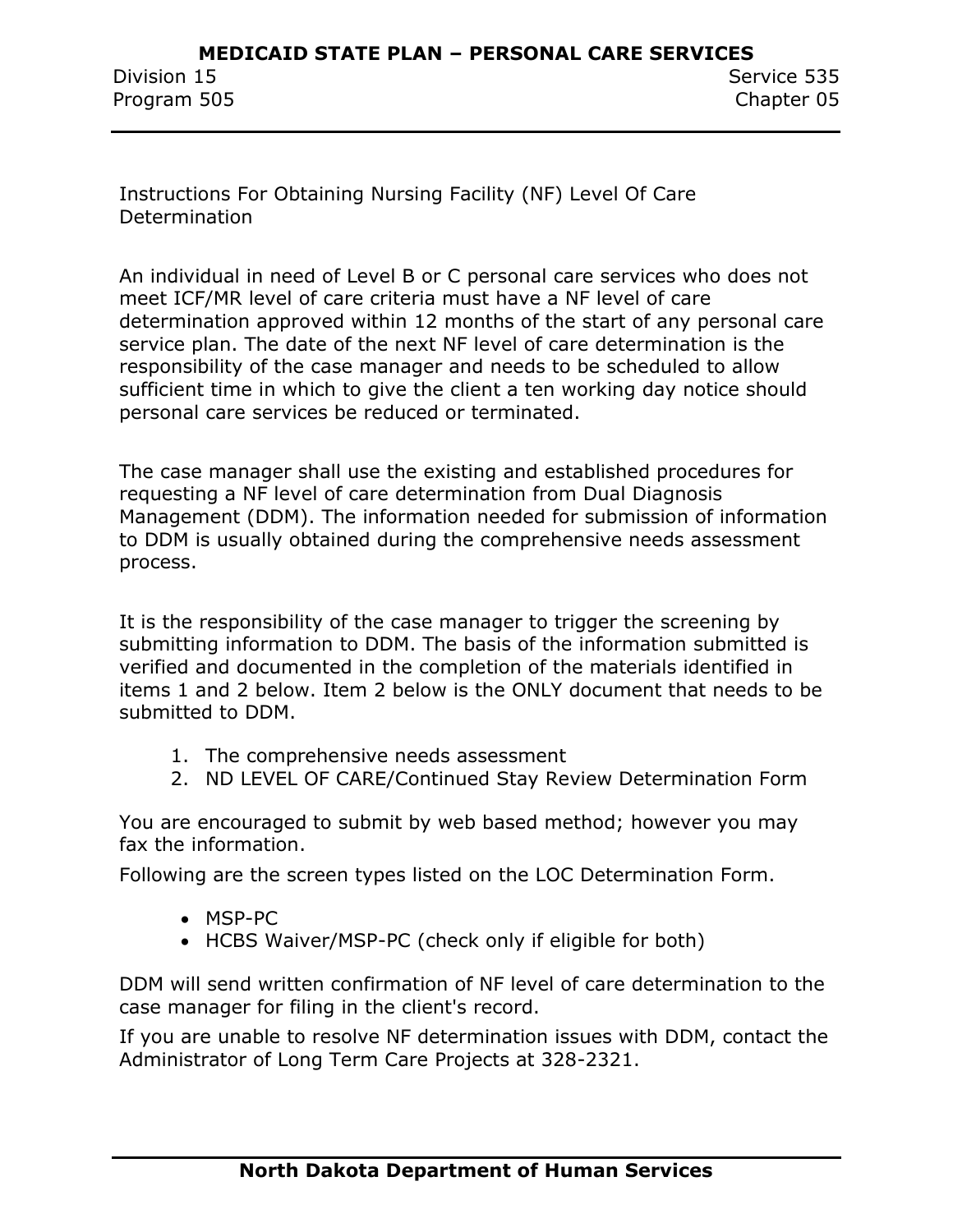Instructions For Obtaining Nursing Facility (NF) Level Of Care Determination

An individual in need of Level B or C personal care services who does not meet ICF/MR level of care criteria must have a NF level of care determination approved within 12 months of the start of any personal care service plan. The date of the next NF level of care determination is the responsibility of the case manager and needs to be scheduled to allow sufficient time in which to give the client a ten working day notice should personal care services be reduced or terminated.

The case manager shall use the existing and established procedures for requesting a NF level of care determination from Dual Diagnosis Management (DDM). The information needed for submission of information to DDM is usually obtained during the comprehensive needs assessment process.

It is the responsibility of the case manager to trigger the screening by submitting information to DDM. The basis of the information submitted is verified and documented in the completion of the materials identified in items 1 and 2 below. Item 2 below is the ONLY document that needs to be submitted to DDM.

1. The comprehensive needs assessment
2. ND LEVEL OF CARE/Continued Stay Review Determination Form

You are encouraged to submit by web based method; however you may fax the information.

Following are the screen types listed on the LOC Determination Form.

- MSP-PC
- HCBS Waiver/MSP-PC (check only if eligible for both)

DDM will send written confirmation of NF level of care determination to the case manager for filing in the client's record.

If you are unable to resolve NF determination issues with DDM, contact the Administrator of Long Term Care Projects at 328-2321.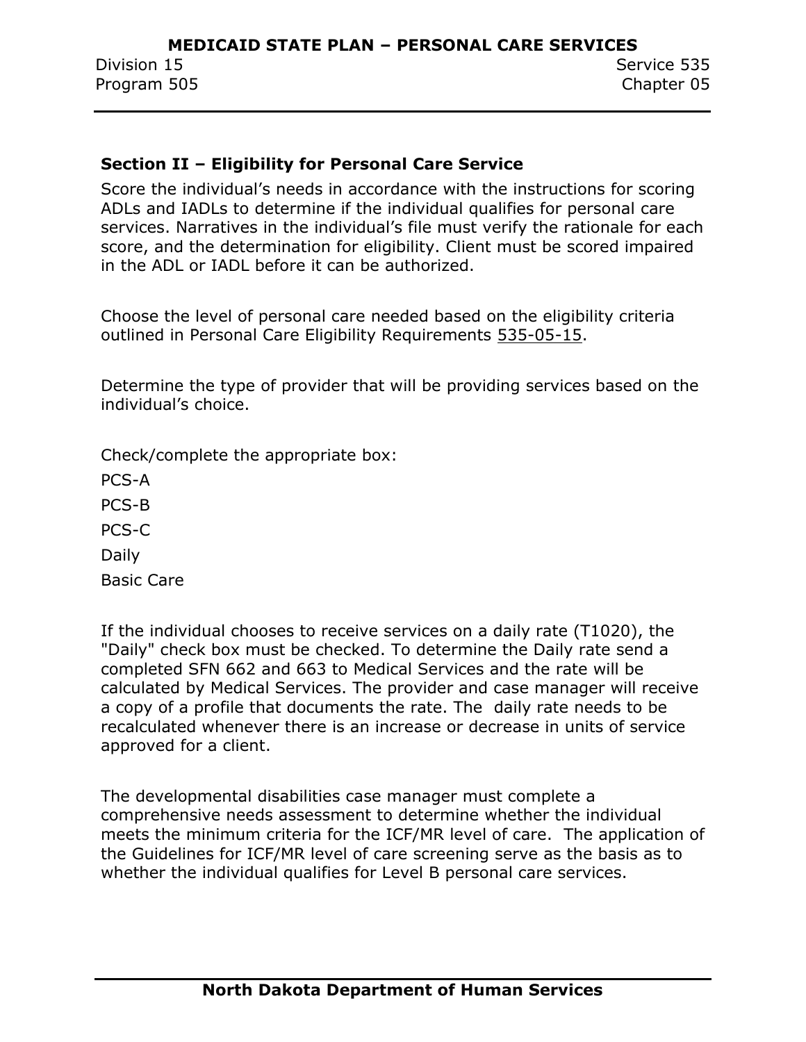## Section II – Eligibility for Personal Care Service

Score the individual's needs in accordance with the instructions for scoring ADLs and IADLs to determine if the individual qualifies for personal care services. Narratives in the individual's file must verify the rationale for each score, and the determination for eligibility. Client must be scored impaired in the ADL or IADL before it can be authorized.

Choose the level of personal care needed based on the eligibility criteria outlined in Personal Care Eligibility Requirements 535-05-15.

Determine the type of provider that will be providing services based on the individual's choice.

Check/complete the appropriate box:

PCS-A

PCS-B

PCS-C

Daily

Basic Care

If the individual chooses to receive services on a daily rate (T1020), the "Daily" check box must be checked. To determine the Daily rate send a completed SFN 662 and 663 to Medical Services and the rate will be calculated by Medical Services. The provider and case manager will receive a copy of a profile that documents the rate. The daily rate needs to be recalculated whenever there is an increase or decrease in units of service approved for a client.

The developmental disabilities case manager must complete a comprehensive needs assessment to determine whether the individual meets the minimum criteria for the ICF/MR level of care. The application of the Guidelines for ICF/MR level of care screening serve as the basis as to whether the individual qualifies for Level B personal care services.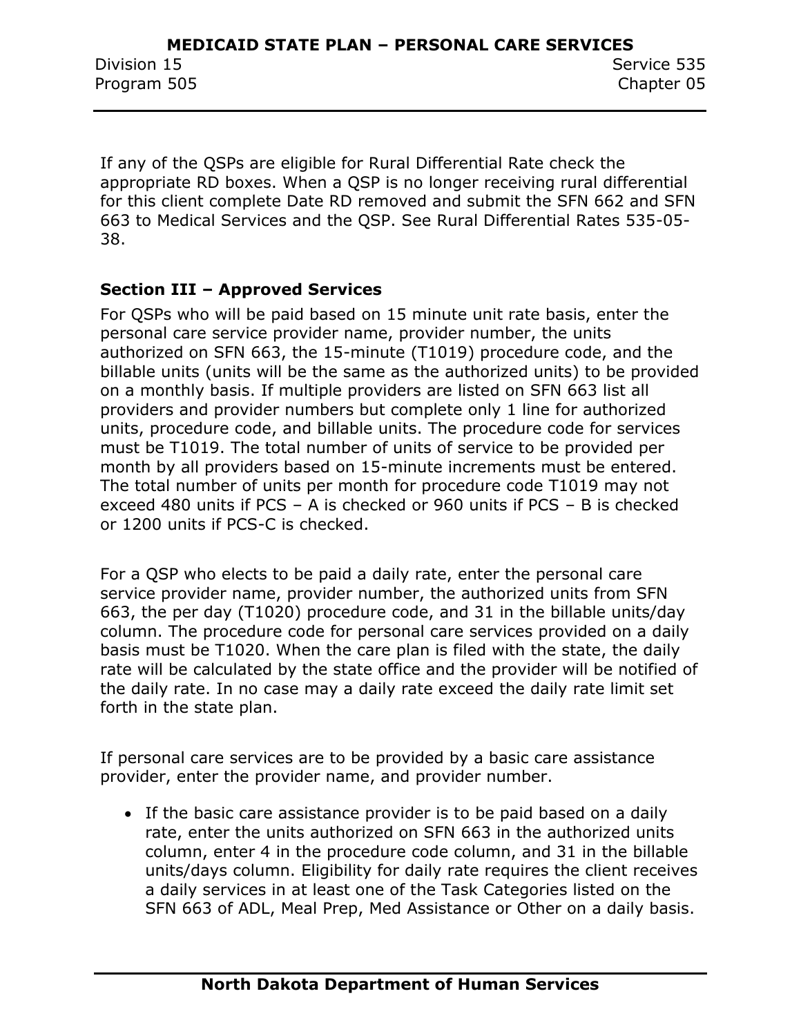If any of the QSPs are eligible for Rural Differential Rate check the appropriate RD boxes. When a QSP is no longer receiving rural differential for this client complete Date RD removed and submit the SFN 662 and SFN 663 to Medical Services and the QSP. See Rural Differential Rates 535-05-38.

**Section III – Approved Services**

For QSPs who will be paid based on 15 minute unit rate basis, enter the personal care service provider name, provider number, the units authorized on SFN 663, the 15-minute (T1019) procedure code, and the billable units (units will be the same as the authorized units) to be provided on a monthly basis. If multiple providers are listed on SFN 663 list all providers and provider numbers but complete only 1 line for authorized units, procedure code, and billable units. The procedure code for services must be T1019. The total number of units of service to be provided per month by all providers based on 15-minute increments must be entered. The total number of units per month for procedure code T1019 may not exceed 480 units if PCS – A is checked or 960 units if PCS – B is checked or 1200 units if PCS-C is checked.

For a QSP who elects to be paid a daily rate, enter the personal care service provider name, provider number, the authorized units from SFN 663, the per day (T1020) procedure code, and 31 in the billable units/day column. The procedure code for personal care services provided on a daily basis must be T1020. When the care plan is filed with the state, the daily rate will be calculated by the state office and the provider will be notified of the daily rate. In no case may a daily rate exceed the daily rate limit set forth in the state plan.

If personal care services are to be provided by a basic care assistance provider, enter the provider name, and provider number.

- If the basic care assistance provider is to be paid based on a daily rate, enter the units authorized on SFN 663 in the authorized units column, enter 4 in the procedure code column, and 31 in the billable units/days column. Eligibility for daily rate requires the client receives a daily services in at least one of the Task Categories listed on the SFN 663 of ADL, Meal Prep, Med Assistance or Other on a daily basis.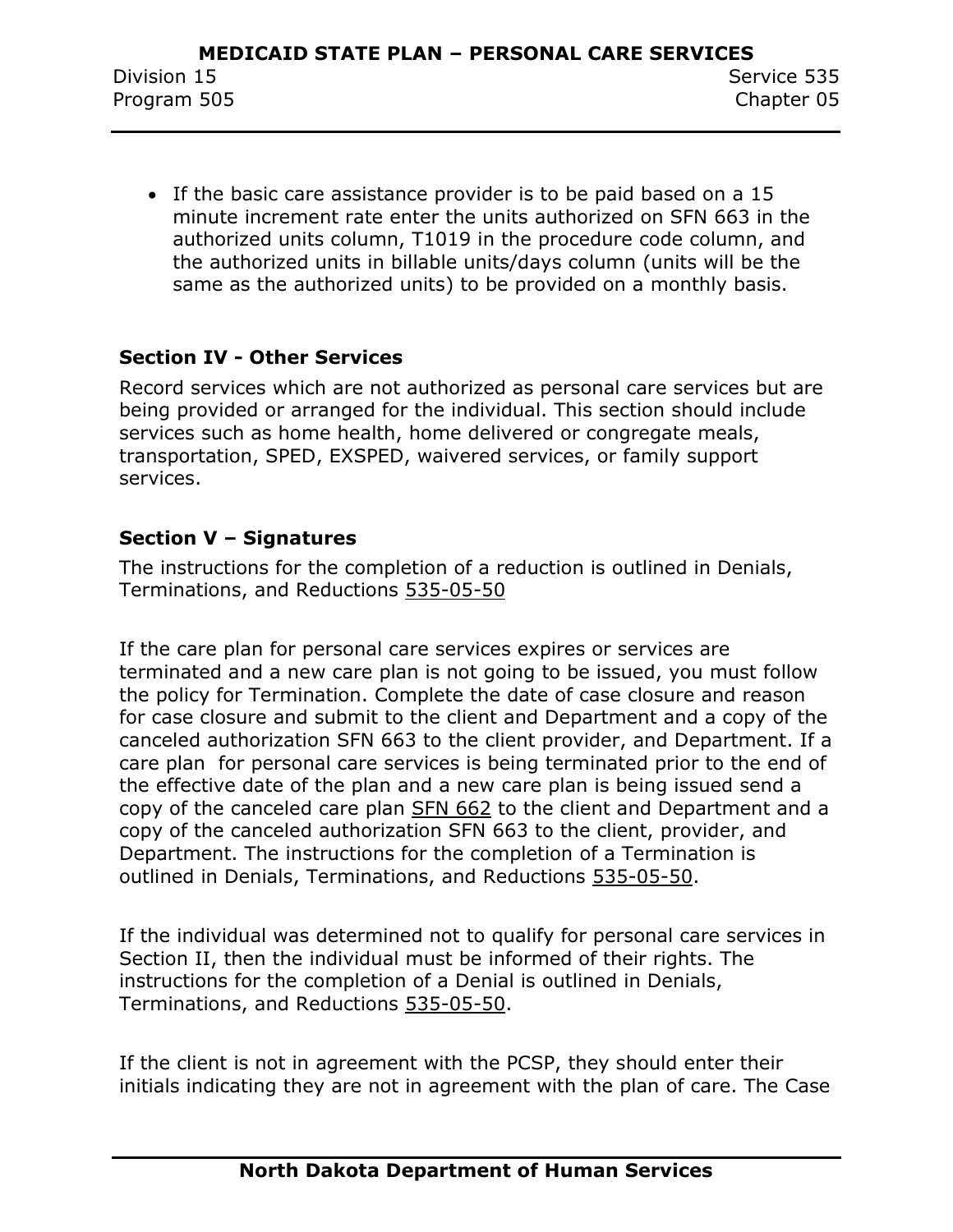- If the basic care assistance provider is to be paid based on a 15 minute increment rate enter the units authorized on SFN 663 in the authorized units column, T1019 in the procedure code column, and the authorized units in billable units/days column (units will be the same as the authorized units) to be provided on a monthly basis.

**Section IV - Other Services**

Record services which are not authorized as personal care services but are being provided or arranged for the individual. This section should include services such as home health, home delivered or congregate meals, transportation, SPED, EXSPED, waivered services, or family support services.

**Section V – Signatures**

The instructions for the completion of a reduction is outlined in Denials, Terminations, and Reductions 535-05-50

If the care plan for personal care services expires or services are terminated and a new care plan is not going to be issued, you must follow the policy for Termination. Complete the date of case closure and reason for case closure and submit to the client and Department and a copy of the canceled authorization SFN 663 to the client provider, and Department. If a care plan for personal care services is being terminated prior to the end of the effective date of the plan and a new care plan is being issued send a copy of the canceled care plan SFN 662 to the client and Department and a copy of the canceled authorization SFN 663 to the client, provider, and Department. The instructions for the completion of a Termination is outlined in Denials, Terminations, and Reductions 535-05-50.

If the individual was determined not to qualify for personal care services in Section II, then the individual must be informed of their rights. The instructions for the completion of a Denial is outlined in Denials, Terminations, and Reductions 535-05-50.

If the client is not in agreement with the PCSP, they should enter their initials indicating they are not in agreement with the plan of care. The Case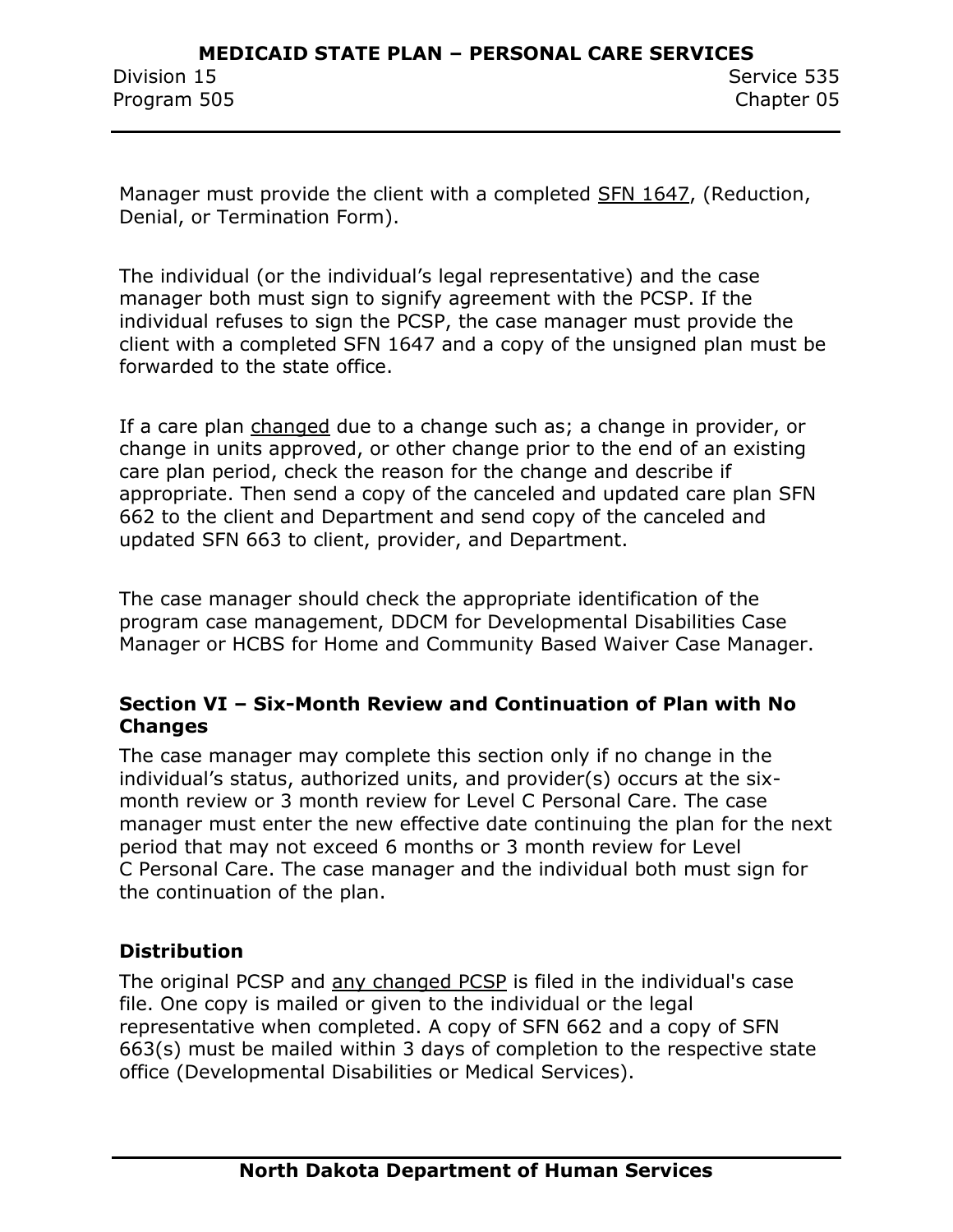Manager must provide the client with a completed SFN 1647, (Reduction, Denial, or Termination Form).

The individual (or the individual's legal representative) and the case manager both must sign to signify agreement with the PCSP. If the individual refuses to sign the PCSP, the case manager must provide the client with a completed SFN 1647 and a copy of the unsigned plan must be forwarded to the state office.

If a care plan changed due to a change such as; a change in provider, or change in units approved, or other change prior to the end of an existing care plan period, check the reason for the change and describe if appropriate. Then send a copy of the canceled and updated care plan SFN 662 to the client and Department and send copy of the canceled and updated SFN 663 to client, provider, and Department.

The case manager should check the appropriate identification of the program case management, DDCM for Developmental Disabilities Case Manager or HCBS for Home and Community Based Waiver Case Manager.

**Section VI – Six-Month Review and Continuation of Plan with No Changes**

The case manager may complete this section only if no change in the individual's status, authorized units, and provider(s) occurs at the six-month review or 3 month review for Level C Personal Care. The case manager must enter the new effective date continuing the plan for the next period that may not exceed 6 months or 3 month review for Level C Personal Care. The case manager and the individual both must sign for the continuation of the plan.

**Distribution**

The original PCSP and any changed PCSP is filed in the individual's case file. One copy is mailed or given to the individual or the legal representative when completed. A copy of SFN 662 and a copy of SFN 663(s) must be mailed within 3 days of completion to the respective state office (Developmental Disabilities or Medical Services).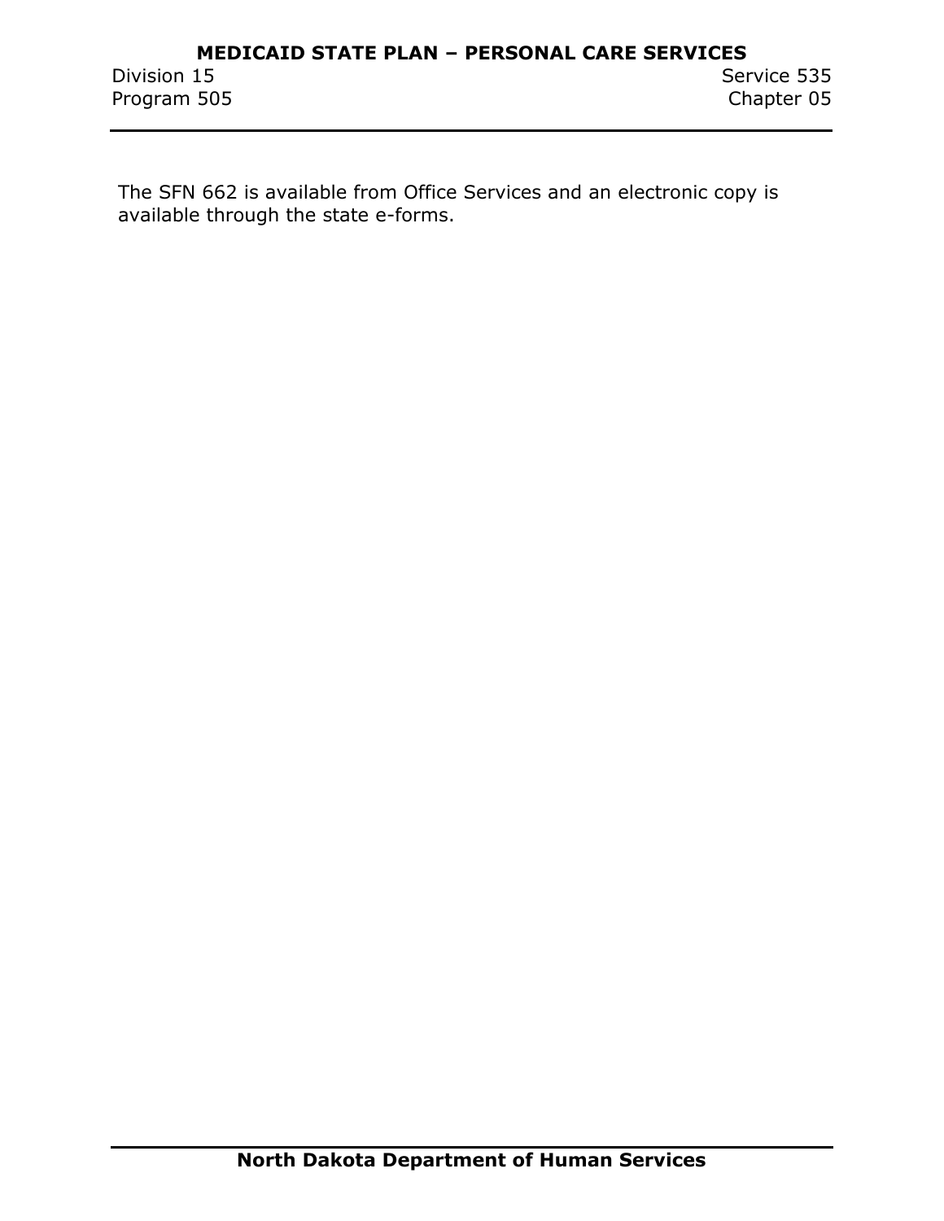The SFN 662 is available from Office Services and an electronic copy is available through the state e-forms.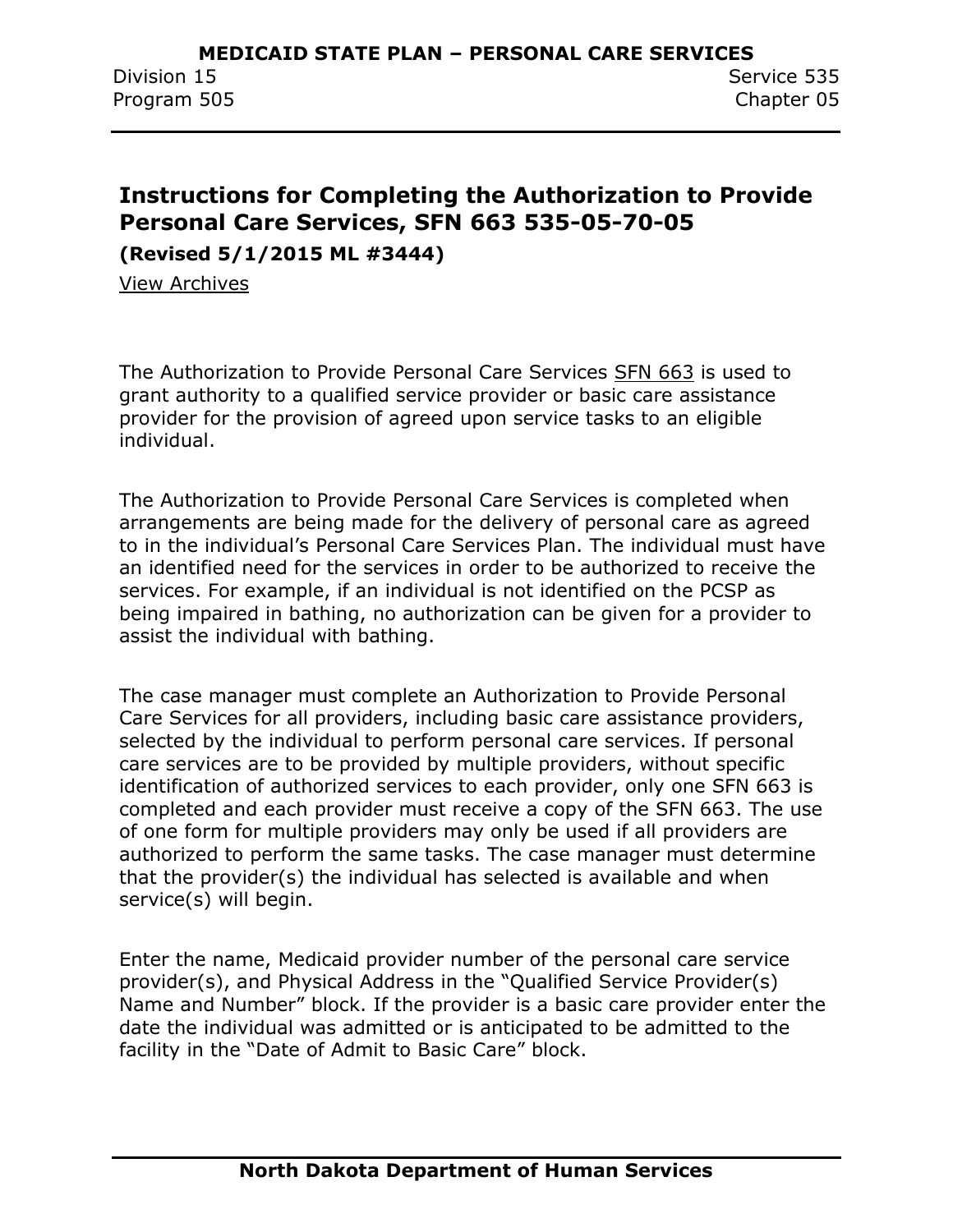## Instructions for Completing the Authorization to Provide Personal Care Services, SFN 663 535-05-70-05

**(Revised 5/1/2015 ML #3444)**

View Archives

The Authorization to Provide Personal Care Services SFN 663 is used to grant authority to a qualified service provider or basic care assistance provider for the provision of agreed upon service tasks to an eligible individual.

The Authorization to Provide Personal Care Services is completed when arrangements are being made for the delivery of personal care as agreed to in the individual's Personal Care Services Plan. The individual must have an identified need for the services in order to be authorized to receive the services. For example, if an individual is not identified on the PCSP as being impaired in bathing, no authorization can be given for a provider to assist the individual with bathing.

The case manager must complete an Authorization to Provide Personal Care Services for all providers, including basic care assistance providers, selected by the individual to perform personal care services. If personal care services are to be provided by multiple providers, without specific identification of authorized services to each provider, only one SFN 663 is completed and each provider must receive a copy of the SFN 663. The use of one form for multiple providers may only be used if all providers are authorized to perform the same tasks. The case manager must determine that the provider(s) the individual has selected is available and when service(s) will begin.

Enter the name, Medicaid provider number of the personal care service provider(s), and Physical Address in the "Qualified Service Provider(s) Name and Number" block. If the provider is a basic care provider enter the date the individual was admitted or is anticipated to be admitted to the facility in the "Date of Admit to Basic Care" block.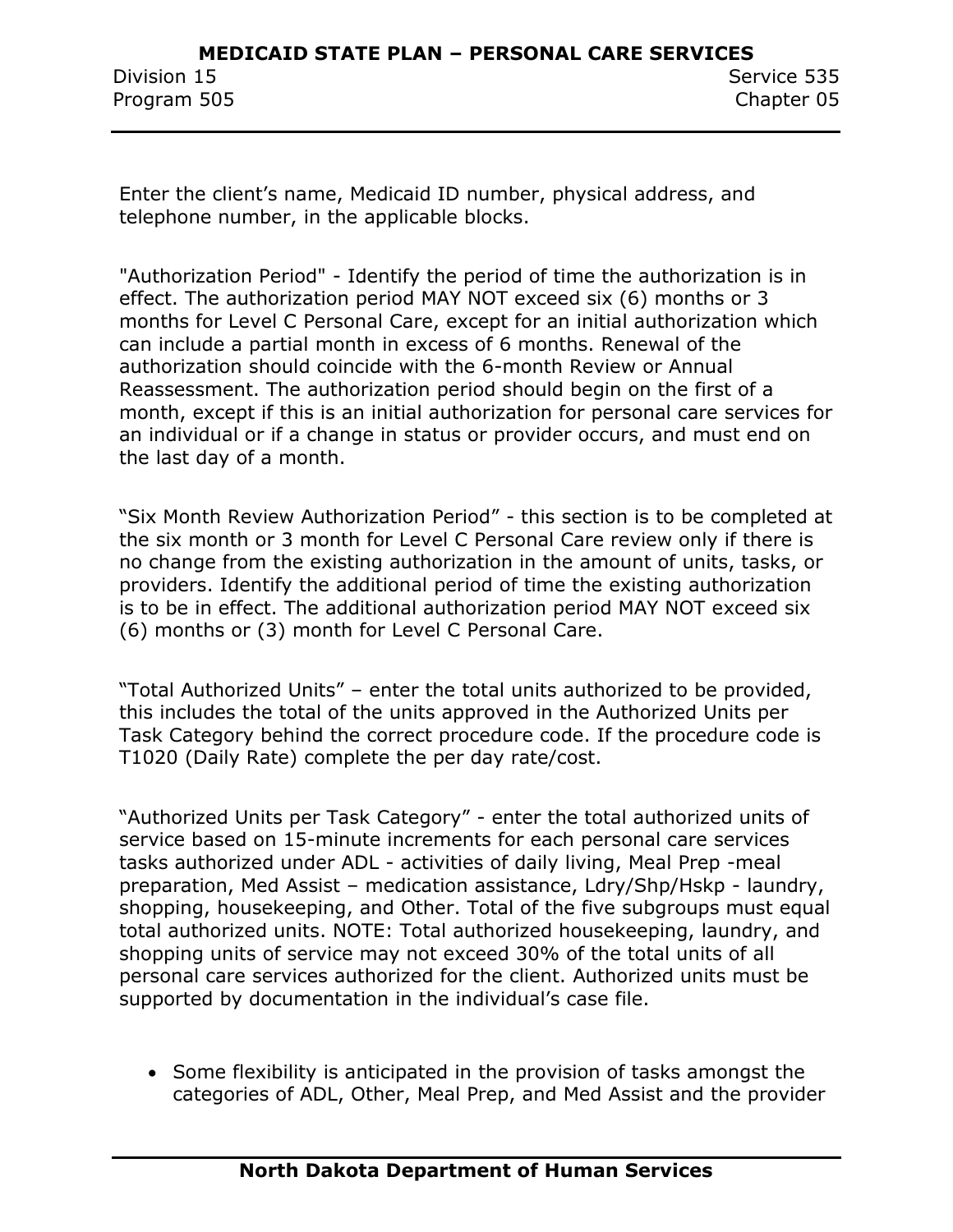Enter the client's name, Medicaid ID number, physical address, and telephone number, in the applicable blocks.

"Authorization Period" - Identify the period of time the authorization is in effect. The authorization period MAY NOT exceed six (6) months or 3 months for Level C Personal Care, except for an initial authorization which can include a partial month in excess of 6 months. Renewal of the authorization should coincide with the 6-month Review or Annual Reassessment. The authorization period should begin on the first of a month, except if this is an initial authorization for personal care services for an individual or if a change in status or provider occurs, and must end on the last day of a month.

"Six Month Review Authorization Period" - this section is to be completed at the six month or 3 month for Level C Personal Care review only if there is no change from the existing authorization in the amount of units, tasks, or providers. Identify the additional period of time the existing authorization is to be in effect. The additional authorization period MAY NOT exceed six (6) months or (3) month for Level C Personal Care.

"Total Authorized Units" – enter the total units authorized to be provided, this includes the total of the units approved in the Authorized Units per Task Category behind the correct procedure code. If the procedure code is T1020 (Daily Rate) complete the per day rate/cost.

"Authorized Units per Task Category" - enter the total authorized units of service based on 15-minute increments for each personal care services tasks authorized under ADL - activities of daily living, Meal Prep -meal preparation, Med Assist – medication assistance, Ldry/Shp/Hskp - laundry, shopping, housekeeping, and Other. Total of the five subgroups must equal total authorized units. NOTE: Total authorized housekeeping, laundry, and shopping units of service may not exceed 30% of the total units of all personal care services authorized for the client. Authorized units must be supported by documentation in the individual's case file.

- Some flexibility is anticipated in the provision of tasks amongst the categories of ADL, Other, Meal Prep, and Med Assist and the provider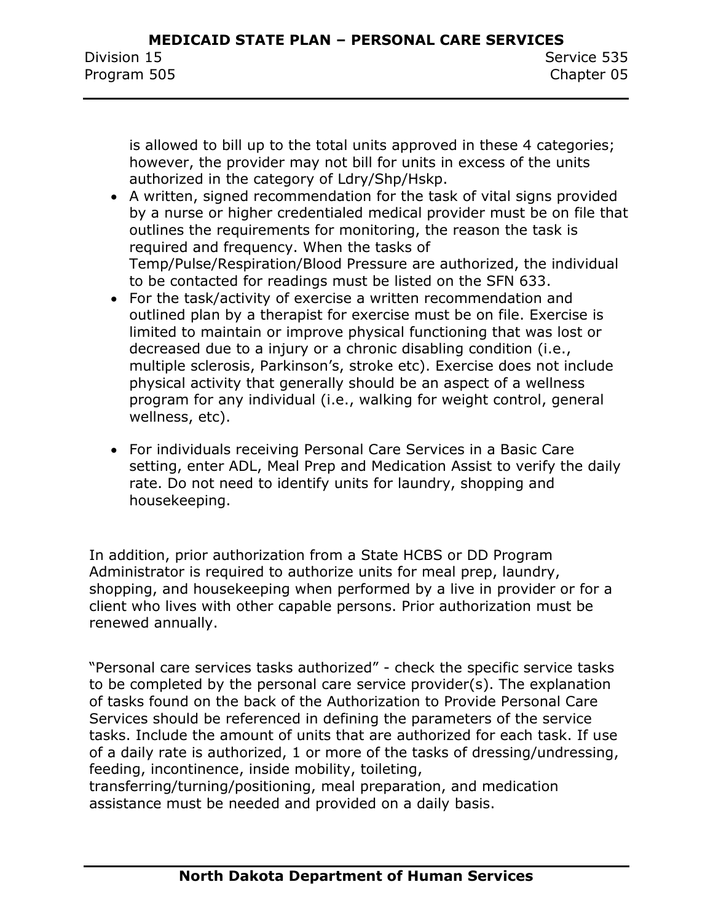is allowed to bill up to the total units approved in these 4 categories; however, the provider may not bill for units in excess of the units authorized in the category of Ldry/Shp/Hskp.

- A written, signed recommendation for the task of vital signs provided by a nurse or higher credentialed medical provider must be on file that outlines the requirements for monitoring, the reason the task is required and frequency. When the tasks of Temp/Pulse/Respiration/Blood Pressure are authorized, the individual to be contacted for readings must be listed on the SFN 633.
- For the task/activity of exercise a written recommendation and outlined plan by a therapist for exercise must be on file. Exercise is limited to maintain or improve physical functioning that was lost or decreased due to a injury or a chronic disabling condition (i.e., multiple sclerosis, Parkinson's, stroke etc). Exercise does not include physical activity that generally should be an aspect of a wellness program for any individual (i.e., walking for weight control, general wellness, etc).
- For individuals receiving Personal Care Services in a Basic Care setting, enter ADL, Meal Prep and Medication Assist to verify the daily rate. Do not need to identify units for laundry, shopping and housekeeping.

In addition, prior authorization from a State HCBS or DD Program Administrator is required to authorize units for meal prep, laundry, shopping, and housekeeping when performed by a live in provider or for a client who lives with other capable persons. Prior authorization must be renewed annually.

"Personal care services tasks authorized" - check the specific service tasks to be completed by the personal care service provider(s). The explanation of tasks found on the back of the Authorization to Provide Personal Care Services should be referenced in defining the parameters of the service tasks. Include the amount of units that are authorized for each task. If use of a daily rate is authorized, 1 or more of the tasks of dressing/undressing, feeding, incontinence, inside mobility, toileting, transferring/turning/positioning, meal preparation, and medication assistance must be needed and provided on a daily basis.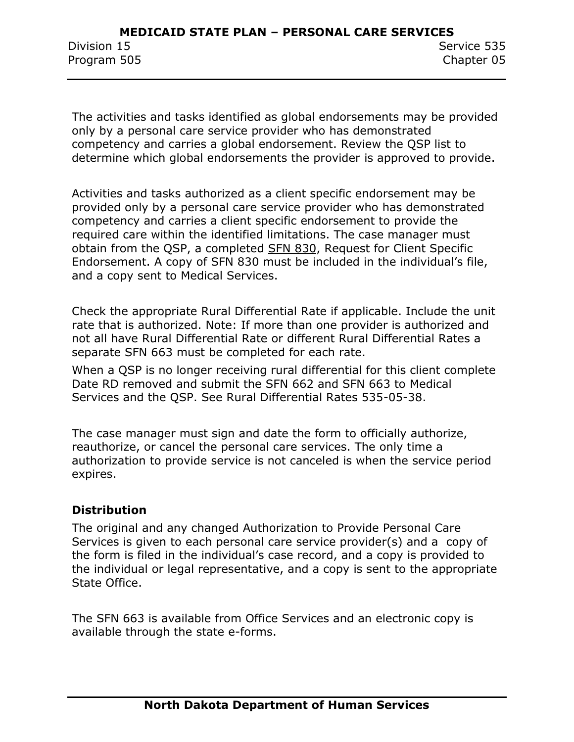The activities and tasks identified as global endorsements may be provided only by a personal care service provider who has demonstrated competency and carries a global endorsement. Review the QSP list to determine which global endorsements the provider is approved to provide.

Activities and tasks authorized as a client specific endorsement may be provided only by a personal care service provider who has demonstrated competency and carries a client specific endorsement to provide the required care within the identified limitations. The case manager must obtain from the QSP, a completed SFN 830, Request for Client Specific Endorsement. A copy of SFN 830 must be included in the individual's file, and a copy sent to Medical Services.

Check the appropriate Rural Differential Rate if applicable. Include the unit rate that is authorized. Note: If more than one provider is authorized and not all have Rural Differential Rate or different Rural Differential Rates a separate SFN 663 must be completed for each rate.

When a QSP is no longer receiving rural differential for this client complete Date RD removed and submit the SFN 662 and SFN 663 to Medical Services and the QSP. See Rural Differential Rates 535-05-38.

The case manager must sign and date the form to officially authorize, reauthorize, or cancel the personal care services. The only time a authorization to provide service is not canceled is when the service period expires.

**Distribution**

The original and any changed Authorization to Provide Personal Care Services is given to each personal care service provider(s) and a copy of the form is filed in the individual's case record, and a copy is provided to the individual or legal representative, and a copy is sent to the appropriate State Office.

The SFN 663 is available from Office Services and an electronic copy is available through the state e-forms.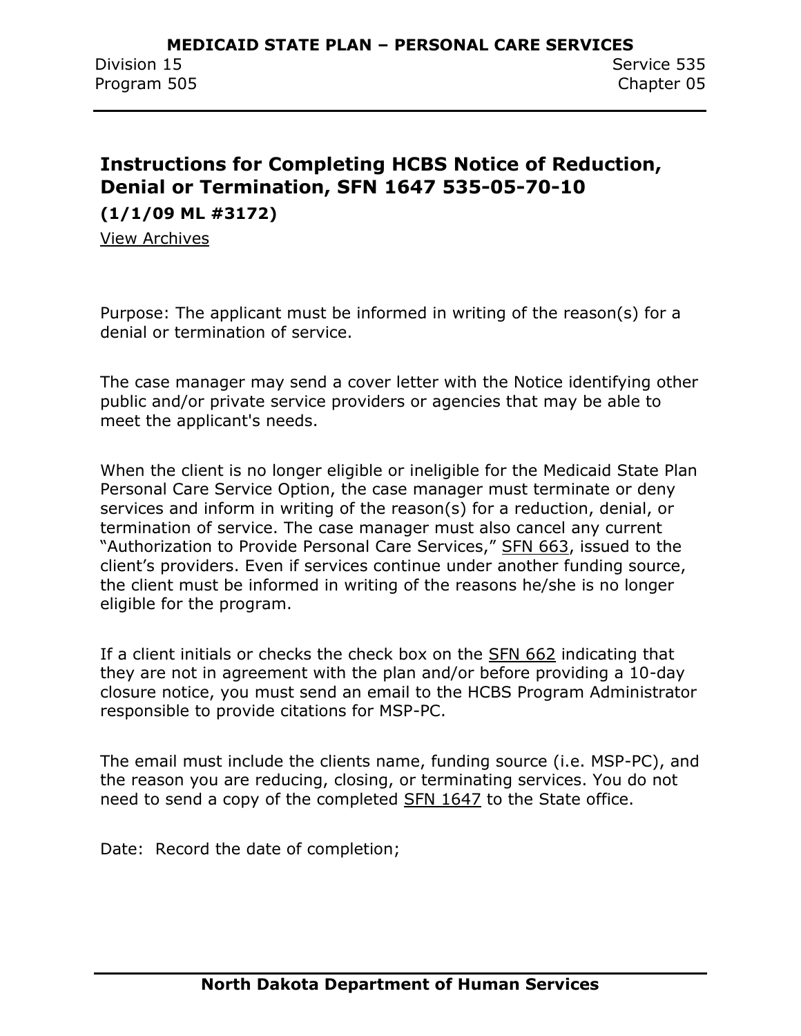## Instructions for Completing HCBS Notice of Reduction, Denial or Termination, SFN 1647 535-05-70-10

**(1/1/09 ML #3172)**

View Archives

Purpose: The applicant must be informed in writing of the reason(s) for a denial or termination of service.

The case manager may send a cover letter with the Notice identifying other public and/or private service providers or agencies that may be able to meet the applicant's needs.

When the client is no longer eligible or ineligible for the Medicaid State Plan Personal Care Service Option, the case manager must terminate or deny services and inform in writing of the reason(s) for a reduction, denial, or termination of service. The case manager must also cancel any current "Authorization to Provide Personal Care Services," SFN 663, issued to the client's providers. Even if services continue under another funding source, the client must be informed in writing of the reasons he/she is no longer eligible for the program.

If a client initials or checks the check box on the SFN 662 indicating that they are not in agreement with the plan and/or before providing a 10-day closure notice, you must send an email to the HCBS Program Administrator responsible to provide citations for MSP-PC.

The email must include the clients name, funding source (i.e. MSP-PC), and the reason you are reducing, closing, or terminating services. You do not need to send a copy of the completed SFN 1647 to the State office.

Date: Record the date of completion;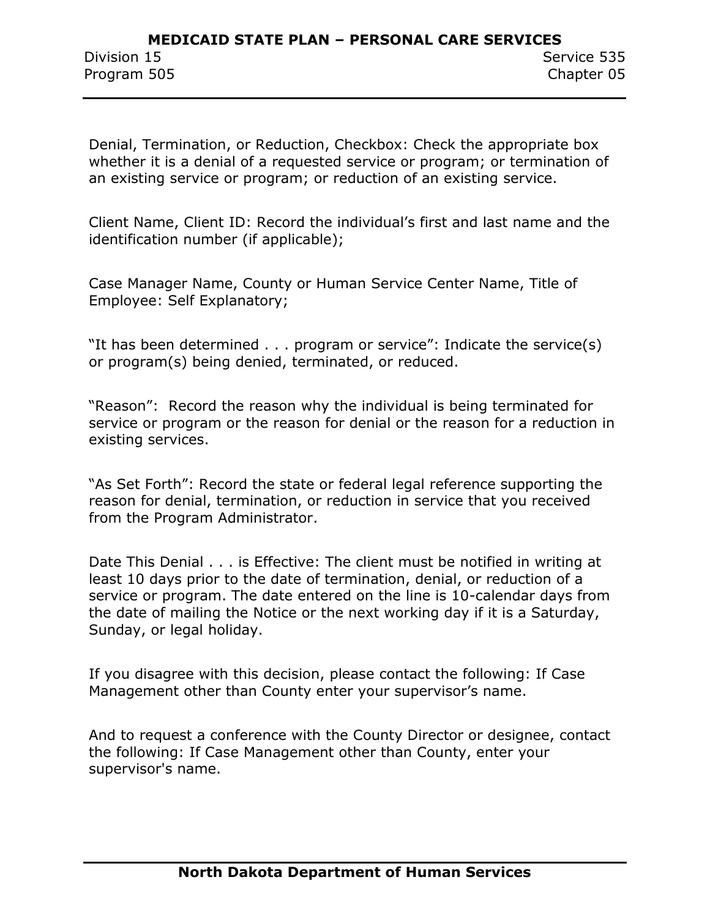Denial, Termination, or Reduction, Checkbox: Check the appropriate box whether it is a denial of a requested service or program; or termination of an existing service or program; or reduction of an existing service.

Client Name, Client ID: Record the individual's first and last name and the identification number (if applicable);

Case Manager Name, County or Human Service Center Name, Title of Employee: Self Explanatory;

"It has been determined . . . program or service": Indicate the service(s) or program(s) being denied, terminated, or reduced.

"Reason": Record the reason why the individual is being terminated for service or program or the reason for denial or the reason for a reduction in existing services.

"As Set Forth": Record the state or federal legal reference supporting the reason for denial, termination, or reduction in service that you received from the Program Administrator.

Date This Denial . . . is Effective: The client must be notified in writing at least 10 days prior to the date of termination, denial, or reduction of a service or program. The date entered on the line is 10-calendar days from the date of mailing the Notice or the next working day if it is a Saturday, Sunday, or legal holiday.

If you disagree with this decision, please contact the following: If Case Management other than County enter your supervisor's name.

And to request a conference with the County Director or designee, contact the following: If Case Management other than County, enter your supervisor's name.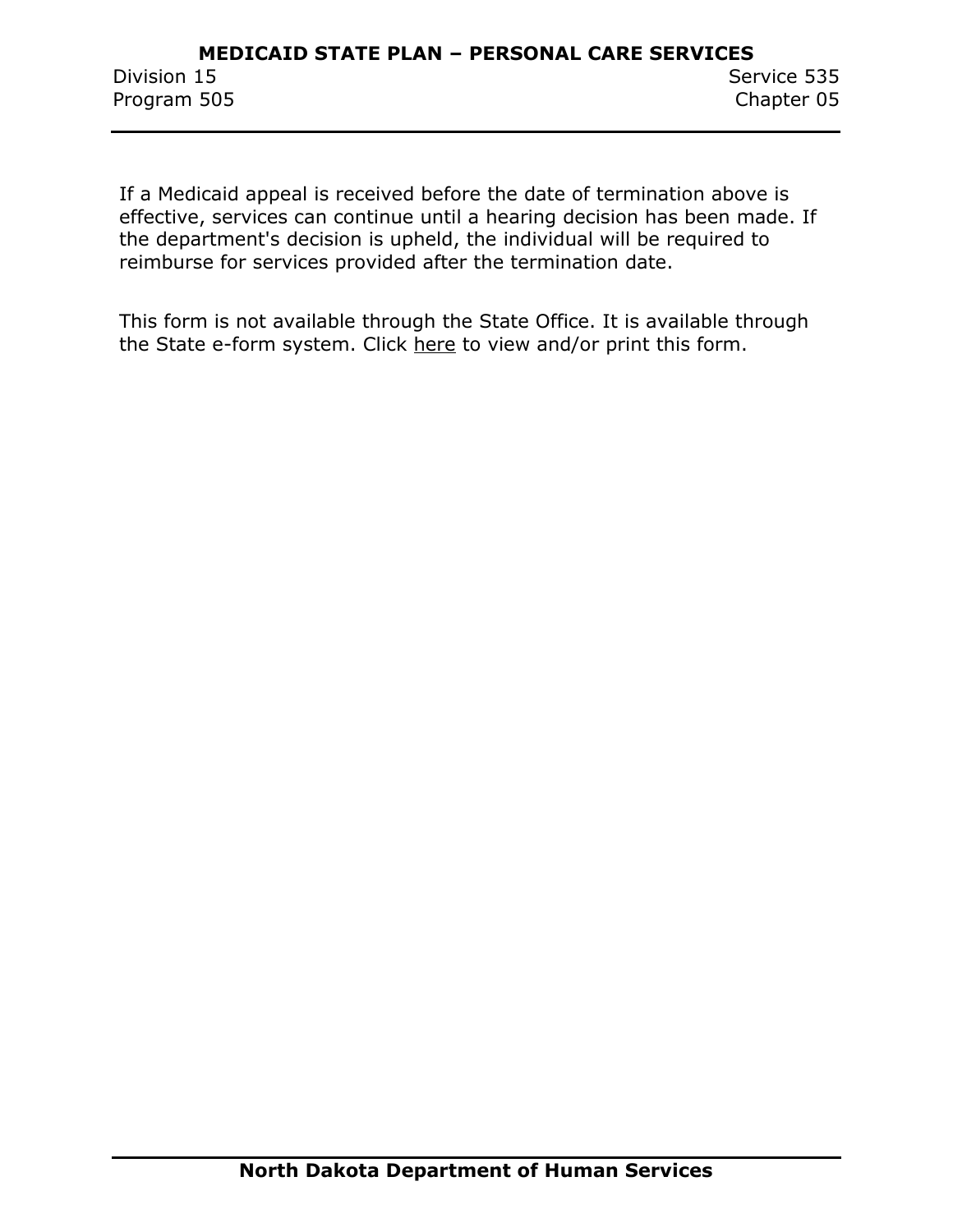If a Medicaid appeal is received before the date of termination above is effective, services can continue until a hearing decision has been made. If the department's decision is upheld, the individual will be required to reimburse for services provided after the termination date.

This form is not available through the State Office. It is available through the State e-form system. Click here to view and/or print this form.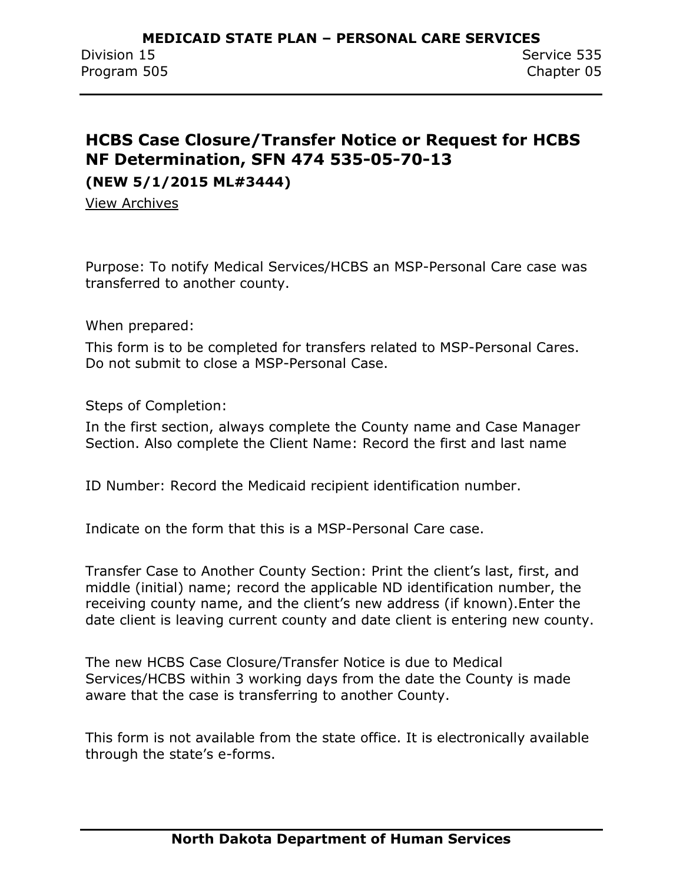## HCBS Case Closure/Transfer Notice or Request for HCBS NF Determination, SFN 474 535-05-70-13

**(NEW 5/1/2015 ML#3444)**

View Archives

Purpose: To notify Medical Services/HCBS an MSP-Personal Care case was transferred to another county.

When prepared:

This form is to be completed for transfers related to MSP-Personal Cares. Do not submit to close a MSP-Personal Case.

Steps of Completion:

In the first section, always complete the County name and Case Manager Section. Also complete the Client Name: Record the first and last name

ID Number: Record the Medicaid recipient identification number.

Indicate on the form that this is a MSP-Personal Care case.

Transfer Case to Another County Section: Print the client's last, first, and middle (initial) name; record the applicable ND identification number, the receiving county name, and the client's new address (if known).Enter the date client is leaving current county and date client is entering new county.

The new HCBS Case Closure/Transfer Notice is due to Medical Services/HCBS within 3 working days from the date the County is made aware that the case is transferring to another County.

This form is not available from the state office. It is electronically available through the state's e-forms.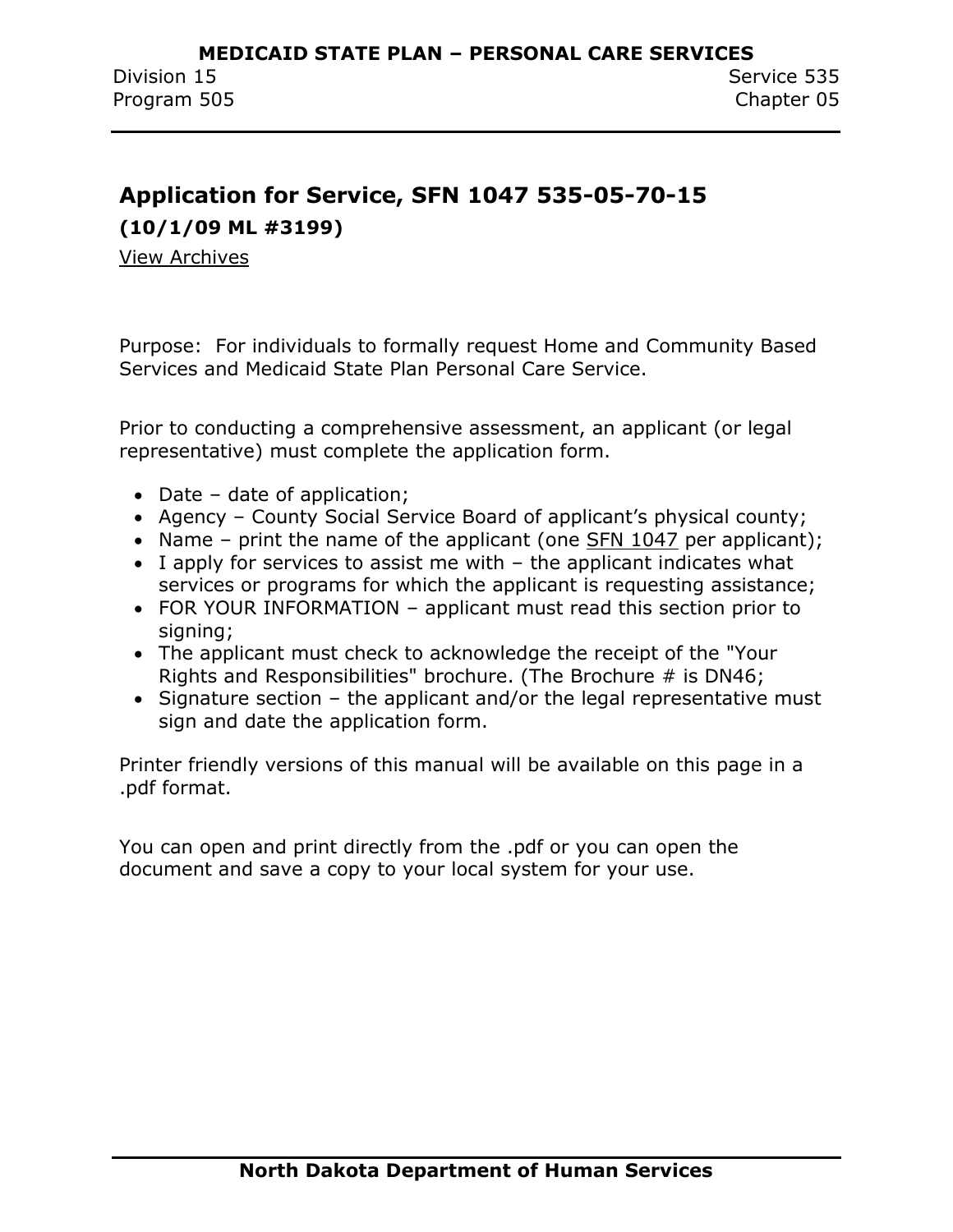## Application for Service, SFN 1047 535-05-70-15

**(10/1/09 ML #3199)**

View Archives

Purpose: For individuals to formally request Home and Community Based Services and Medicaid State Plan Personal Care Service.

Prior to conducting a comprehensive assessment, an applicant (or legal representative) must complete the application form.

- Date – date of application;
- Agency – County Social Service Board of applicant's physical county;
- Name – print the name of the applicant (one SFN 1047 per applicant);
- I apply for services to assist me with – the applicant indicates what services or programs for which the applicant is requesting assistance;
- FOR YOUR INFORMATION – applicant must read this section prior to signing;
- The applicant must check to acknowledge the receipt of the "Your Rights and Responsibilities" brochure. (The Brochure # is DN46;
- Signature section – the applicant and/or the legal representative must sign and date the application form.

Printer friendly versions of this manual will be available on this page in a .pdf format.

You can open and print directly from the .pdf or you can open the document and save a copy to your local system for your use.